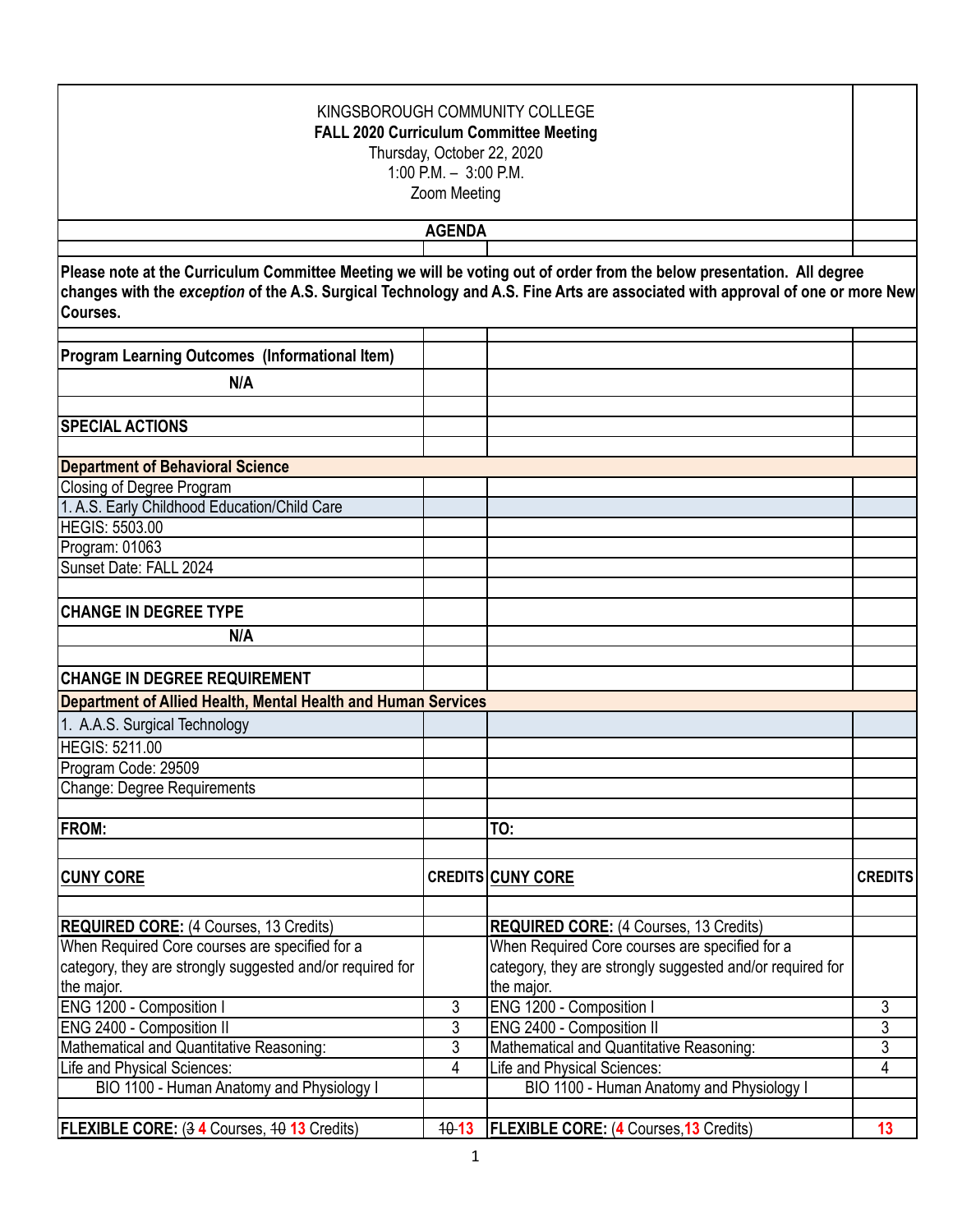KINGSBOROUGH COMMUNITY COLLEGE
**FALL 2020 Curriculum Committee Meeting**
Thursday, October 22, 2020
1:00 P.M. – 3:00 P.M.
Zoom Meeting

**AGENDA**

**Please note at the Curriculum Committee Meeting we will be voting out of order from the below presentation. All degree changes with the *exception* of the A.S. Surgical Technology and A.S. Fine Arts are associated with approval of one or more New Courses.**

**Program Learning Outcomes (Informational Item)**

**N/A**

**SPECIAL ACTIONS**

**Department of Behavioral Science**

Closing of Degree Program
1. A.S. Early Childhood Education/Child Care
HEGIS: 5503.00
Program: 01063
Sunset Date: FALL 2024

**CHANGE IN DEGREE TYPE**

**N/A**

**CHANGE IN DEGREE REQUIREMENT**

**Department of Allied Health, Mental Health and Human Services**

1. A.A.S. Surgical Technology
HEGIS: 5211.00
Program Code: 29509
Change: Degree Requirements

| FROM: | | TO: | |
|---|---|---|---|
| **CUNY CORE** | **CREDITS** | **CUNY CORE** | **CREDITS** |
| **REQUIRED CORE:** (4 Courses, 13 Credits) | | **REQUIRED CORE:** (4 Courses, 13 Credits) | |
| When Required Core courses are specified for a category, they are strongly suggested and/or required for the major. | | When Required Core courses are specified for a category, they are strongly suggested and/or required for the major. | |
| ENG 1200 - Composition I | 3 | ENG 1200 - Composition I | 3 |
| ENG 2400 - Composition II | 3 | ENG 2400 - Composition II | 3 |
| Mathematical and Quantitative Reasoning: | 3 | Mathematical and Quantitative Reasoning: | 3 |
| Life and Physical Sciences: | 4 | Life and Physical Sciences: | 4 |
| BIO 1100 - Human Anatomy and Physiology I | | BIO 1100 - Human Anatomy and Physiology I | |
| **FLEXIBLE CORE:** (~~3~~ **4** Courses, ~~10~~ **13** Credits) | ~~10~~ **13** | **FLEXIBLE CORE:** (**4** Courses, **13** Credits) | **13** |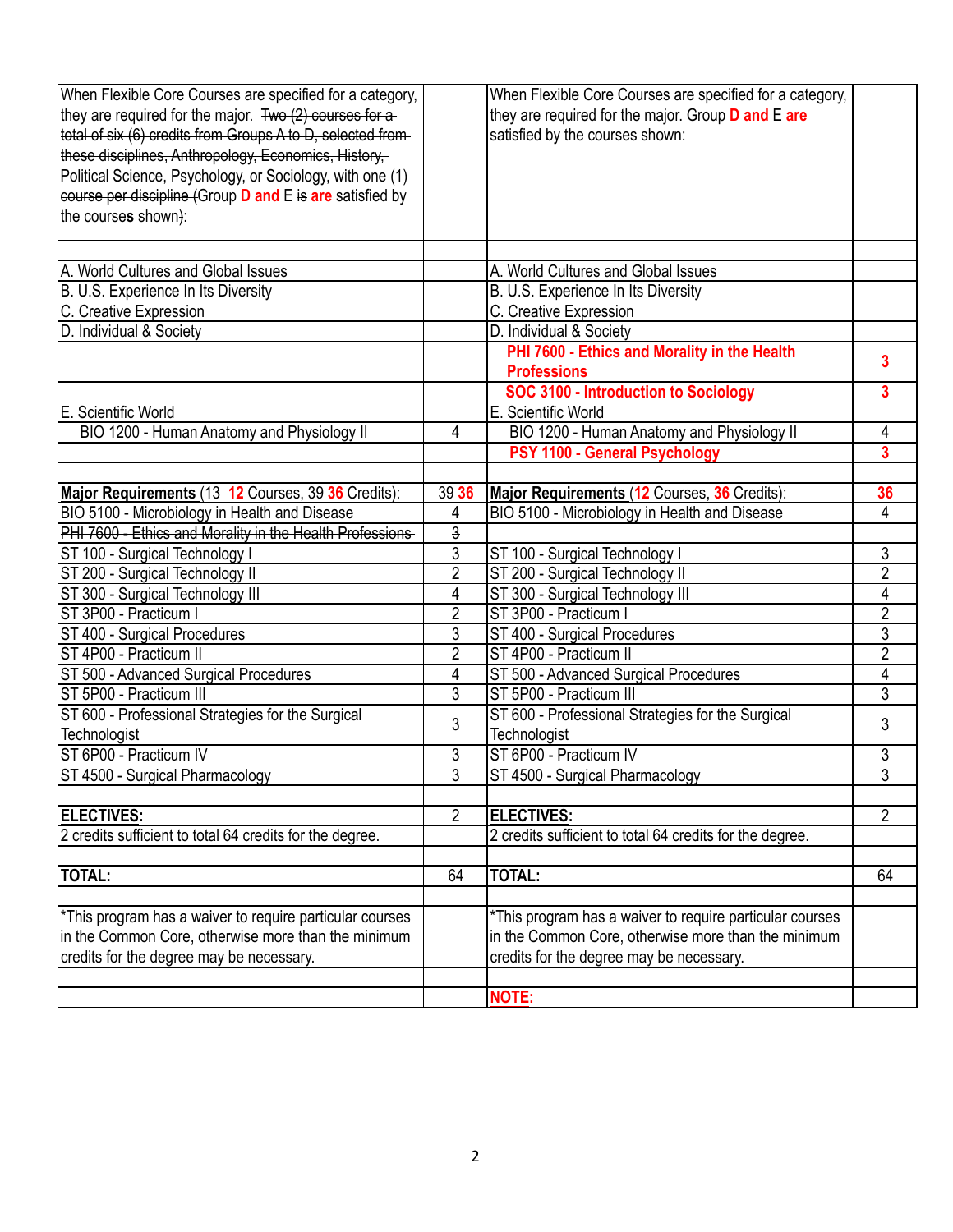| When Flexible Core Courses are specified for a category, they are required for the major. ~~Two (2) courses for a total of six (6) credits from Groups A to D, selected from these disciplines, Anthropology, Economics, History, Political Science, Psychology, or Sociology, with one (1) course per discipline~~ ~~(~~Group **D and** E ~~is~~ **are** satisfied by the course**s** shown~~)~~: | | When Flexible Core Courses are specified for a category, they are required for the major. Group **D and** E **are** satisfied by the courses shown: | |
|---|---|---|---|
| | | | |
| A. World Cultures and Global Issues | | A. World Cultures and Global Issues | |
| B. U.S. Experience In Its Diversity | | B. U.S. Experience In Its Diversity | |
| C. Creative Expression | | C. Creative Expression | |
| D. Individual & Society | | D. Individual & Society | |
| | | **PHI 7600 - Ethics and Morality in the Health Professions** | **3** |
| | | **SOC 3100 - Introduction to Sociology** | **3** |
| E. Scientific World | | E. Scientific World | |
| BIO 1200 - Human Anatomy and Physiology II | 4 | BIO 1200 - Human Anatomy and Physiology II | 4 |
| | | **PSY 1100 - General Psychology** | **3** |
| | | | |
| **Major Requirements** (~~13~~ **12** Courses, ~~39~~ **36** Credits): | ~~39~~ **36** | **Major Requirements** (**12** Courses, **36** Credits): | **36** |
| BIO 5100 - Microbiology in Health and Disease | 4 | BIO 5100 - Microbiology in Health and Disease | 4 |
| ~~PHI 7600 - Ethics and Morality in the Health Professions~~ | ~~3~~ | | |
| ST 100 - Surgical Technology I | 3 | ST 100 - Surgical Technology I | 3 |
| ST 200 - Surgical Technology II | 2 | ST 200 - Surgical Technology II | 2 |
| ST 300 - Surgical Technology III | 4 | ST 300 - Surgical Technology III | 4 |
| ST 3P00 - Practicum I | 2 | ST 3P00 - Practicum I | 2 |
| ST 400 - Surgical Procedures | 3 | ST 400 - Surgical Procedures | 3 |
| ST 4P00 - Practicum II | 2 | ST 4P00 - Practicum II | 2 |
| ST 500 - Advanced Surgical Procedures | 4 | ST 500 - Advanced Surgical Procedures | 4 |
| ST 5P00 - Practicum III | 3 | ST 5P00 - Practicum III | 3 |
| ST 600 - Professional Strategies for the Surgical Technologist | 3 | ST 600 - Professional Strategies for the Surgical Technologist | 3 |
| ST 6P00 - Practicum IV | 3 | ST 6P00 - Practicum IV | 3 |
| ST 4500 - Surgical Pharmacology | 3 | ST 4500 - Surgical Pharmacology | 3 |
| | | | |
| **ELECTIVES:** | 2 | **ELECTIVES:** | 2 |
| 2 credits sufficient to total 64 credits for the degree. | | 2 credits sufficient to total 64 credits for the degree. | |
| | | | |
| **TOTAL:** | 64 | **TOTAL:** | 64 |
| | | | |
| *This program has a waiver to require particular courses in the Common Core, otherwise more than the minimum credits for the degree may be necessary. | | *This program has a waiver to require particular courses in the Common Core, otherwise more than the minimum credits for the degree may be necessary. | |
| | | | |
| | | **NOTE:** | |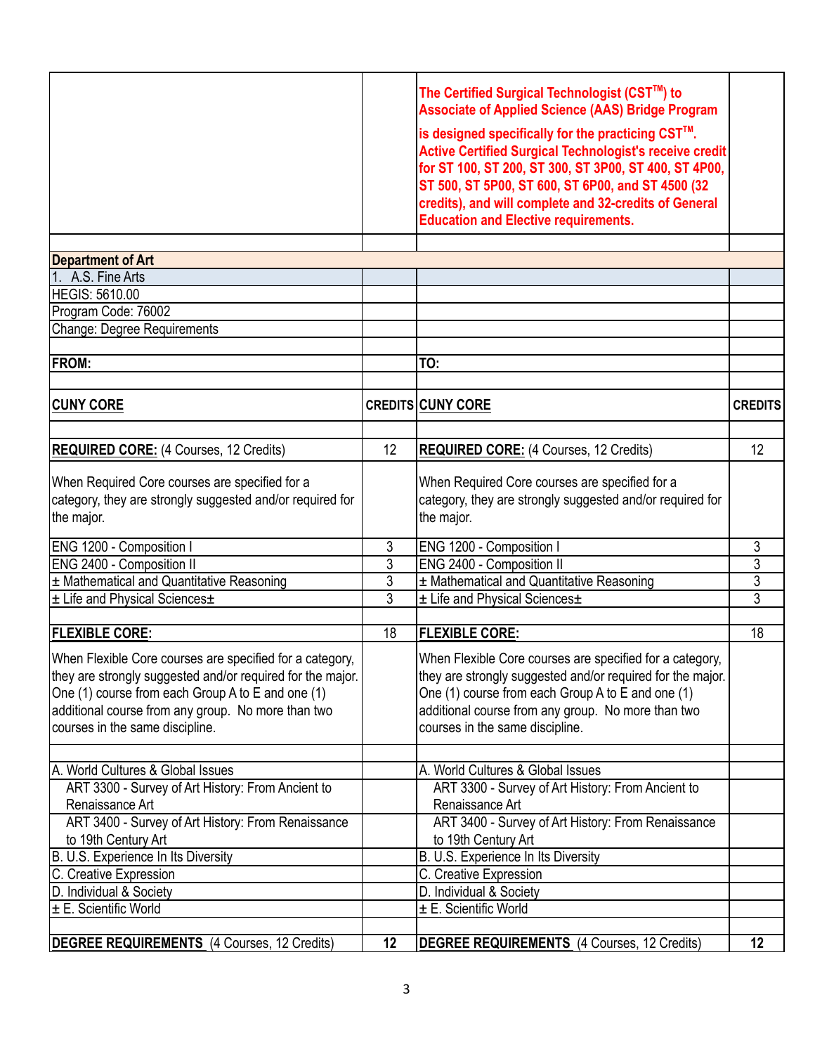| | | **The Certified Surgical Technologist (CST™) to Associate of Applied Science (AAS) Bridge Program is designed specifically for the practicing CST™. Active Certified Surgical Technologist's receive credit for ST 100, ST 200, ST 300, ST 3P00, ST 400, ST 4P00, ST 500, ST 5P00, ST 600, ST 6P00, and ST 4500 (32 credits), and will complete and 32-credits of General Education and Elective requirements.** | |
|---|---|---|---|
| | | | |
| **Department of Art** | | | |
| 1. A.S. Fine Arts | | | |
| HEGIS: 5610.00 | | | |
| Program Code: 76002 | | | |
| Change: Degree Requirements | | | |
| | | | |
| **FROM:** | | **TO:** | |
| | | | |
| **CUNY CORE** | **CREDITS** | **CUNY CORE** | **CREDITS** |
| | | | |
| **REQUIRED CORE:** (4 Courses, 12 Credits) | 12 | **REQUIRED CORE:** (4 Courses, 12 Credits) | 12 |
| When Required Core courses are specified for a category, they are strongly suggested and/or required for the major. | | When Required Core courses are specified for a category, they are strongly suggested and/or required for the major. | |
| ENG 1200 - Composition I | 3 | ENG 1200 - Composition I | 3 |
| ENG 2400 - Composition II | 3 | ENG 2400 - Composition II | 3 |
| ± Mathematical and Quantitative Reasoning | 3 | ± Mathematical and Quantitative Reasoning | 3 |
| ± Life and Physical Sciences± | 3 | ± Life and Physical Sciences± | 3 |
| | | | |
| **FLEXIBLE CORE:** | 18 | **FLEXIBLE CORE:** | 18 |
| When Flexible Core courses are specified for a category, they are strongly suggested and/or required for the major. One (1) course from each Group A to E and one (1) additional course from any group. No more than two courses in the same discipline. | | When Flexible Core courses are specified for a category, they are strongly suggested and/or required for the major. One (1) course from each Group A to E and one (1) additional course from any group. No more than two courses in the same discipline. | |
| | | | |
| A. World Cultures & Global Issues | | A. World Cultures & Global Issues | |
| ART 3300 - Survey of Art History: From Ancient to Renaissance Art | | ART 3300 - Survey of Art History: From Ancient to Renaissance Art | |
| ART 3400 - Survey of Art History: From Renaissance to 19th Century Art | | ART 3400 - Survey of Art History: From Renaissance to 19th Century Art | |
| B. U.S. Experience In Its Diversity | | B. U.S. Experience In Its Diversity | |
| C. Creative Expression | | C. Creative Expression | |
| D. Individual & Society | | D. Individual & Society | |
| ± E. Scientific World | | ± E. Scientific World | |
| | | | |
| **DEGREE REQUIREMENTS** (4 Courses, 12 Credits) | **12** | **DEGREE REQUIREMENTS** (4 Courses, 12 Credits) | **12** |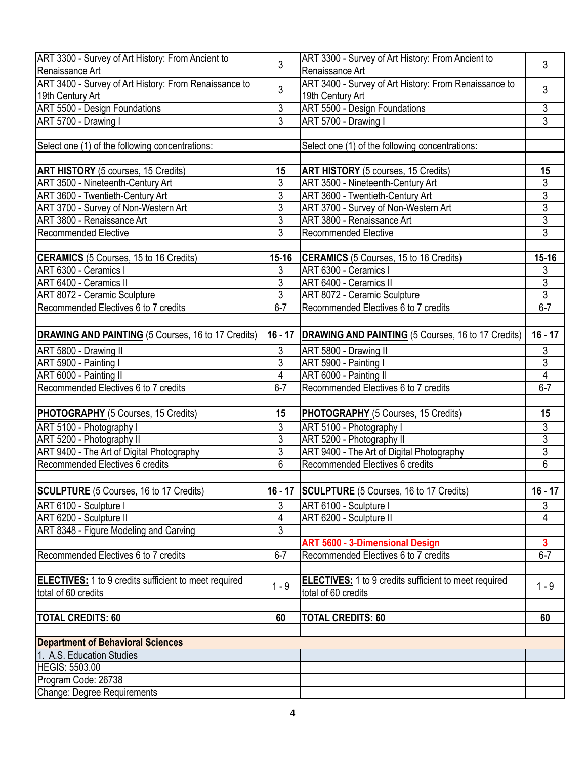| | | | |
|---|---|---|---|
| ART 3300 - Survey of Art History: From Ancient to Renaissance Art | 3 | ART 3300 - Survey of Art History: From Ancient to Renaissance Art | 3 |
| ART 3400 - Survey of Art History: From Renaissance to 19th Century Art | 3 | ART 3400 - Survey of Art History: From Renaissance to 19th Century Art | 3 |
| ART 5500 - Design Foundations | 3 | ART 5500 - Design Foundations | 3 |
| ART 5700 - Drawing I | 3 | ART 5700 - Drawing I | 3 |
| | | | |
| Select one (1) of the following concentrations: | | Select one (1) of the following concentrations: | |
| | | | |
| **ART HISTORY** (5 courses, 15 Credits) | **15** | **ART HISTORY** (5 courses, 15 Credits) | **15** |
| ART 3500 - Nineteenth-Century Art | 3 | ART 3500 - Nineteenth-Century Art | 3 |
| ART 3600 - Twentieth-Century Art | 3 | ART 3600 - Twentieth-Century Art | 3 |
| ART 3700 - Survey of Non-Western Art | 3 | ART 3700 - Survey of Non-Western Art | 3 |
| ART 3800 - Renaissance Art | 3 | ART 3800 - Renaissance Art | 3 |
| Recommended Elective | 3 | Recommended Elective | 3 |
| | | | |
| **CERAMICS** (5 Courses, 15 to 16 Credits) | **15-16** | **CERAMICS** (5 Courses, 15 to 16 Credits) | **15-16** |
| ART 6300 - Ceramics I | 3 | ART 6300 - Ceramics I | 3 |
| ART 6400 - Ceramics II | 3 | ART 6400 - Ceramics II | 3 |
| ART 8072 - Ceramic Sculpture | 3 | ART 8072 - Ceramic Sculpture | 3 |
| Recommended Electives 6 to 7 credits | 6-7 | Recommended Electives 6 to 7 credits | 6-7 |
| | | | |
| **DRAWING AND PAINTING** (5 Courses, 16 to 17 Credits) | **16 - 17** | **DRAWING AND PAINTING** (5 Courses, 16 to 17 Credits) | **16 - 17** |
| ART 5800 - Drawing II | 3 | ART 5800 - Drawing II | 3 |
| ART 5900 - Painting I | 3 | ART 5900 - Painting I | 3 |
| ART 6000 - Painting II | 4 | ART 6000 - Painting II | 4 |
| Recommended Electives 6 to 7 credits | 6-7 | Recommended Electives 6 to 7 credits | 6-7 |
| | | | |
| **PHOTOGRAPHY** (5 Courses, 15 Credits) | **15** | **PHOTOGRAPHY** (5 Courses, 15 Credits) | **15** |
| ART 5100 - Photography I | 3 | ART 5100 - Photography I | 3 |
| ART 5200 - Photography II | 3 | ART 5200 - Photography II | 3 |
| ART 9400 - The Art of Digital Photography | 3 | ART 9400 - The Art of Digital Photography | 3 |
| Recommended Electives 6 credits | 6 | Recommended Electives 6 credits | 6 |
| | | | |
| **SCULPTURE** (5 Courses, 16 to 17 Credits) | **16 - 17** | **SCULPTURE** (5 Courses, 16 to 17 Credits) | **16 - 17** |
| ART 6100 - Sculpture I | 3 | ART 6100 - Sculpture I | 3 |
| ART 6200 - Sculpture II | 4 | ART 6200 - Sculpture II | 4 |
| ~~ART 8348 - Figure Modeling and Carving~~ | ~~3~~ | | |
| | | **ART 5600 - 3-Dimensional Design** | **3** |
| Recommended Electives 6 to 7 credits | 6-7 | Recommended Electives 6 to 7 credits | 6-7 |
| | | | |
| **ELECTIVES:** 1 to 9 credits sufficient to meet required total of 60 credits | 1 - 9 | **ELECTIVES:** 1 to 9 credits sufficient to meet required total of 60 credits | 1 - 9 |
| | | | |
| **TOTAL CREDITS: 60** | **60** | **TOTAL CREDITS: 60** | **60** |
| | | | |
| **Department of Behavioral Sciences** | | | |
| 1. A.S. Education Studies | | | |
| HEGIS: 5503.00 | | | |
| Program Code: 26738 | | | |
| Change: Degree Requirements | | | |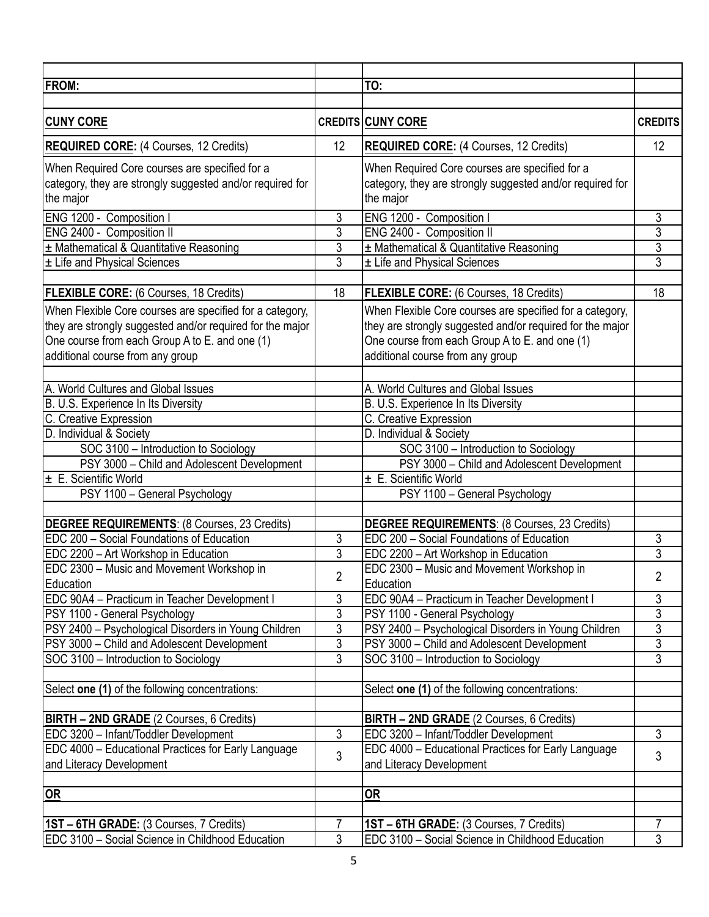| FROM: | | TO: | |
|---|---|---|---|
| | | | |
| **CUNY CORE** | **CREDITS** | **CUNY CORE** | **CREDITS** |
| **REQUIRED CORE:** (4 Courses, 12 Credits) | 12 | **REQUIRED CORE:** (4 Courses, 12 Credits) | 12 |
| When Required Core courses are specified for a category, they are strongly suggested and/or required for the major | | When Required Core courses are specified for a category, they are strongly suggested and/or required for the major | |
| ENG 1200 - Composition I | 3 | ENG 1200 - Composition I | 3 |
| ENG 2400 - Composition II | 3 | ENG 2400 - Composition II | 3 |
| ± Mathematical & Quantitative Reasoning | 3 | ± Mathematical & Quantitative Reasoning | 3 |
| ± Life and Physical Sciences | 3 | ± Life and Physical Sciences | 3 |
| | | | |
| **FLEXIBLE CORE:** (6 Courses, 18 Credits) | 18 | **FLEXIBLE CORE:** (6 Courses, 18 Credits) | 18 |
| When Flexible Core courses are specified for a category, they are strongly suggested and/or required for the major One course from each Group A to E. and one (1) additional course from any group | | When Flexible Core courses are specified for a category, they are strongly suggested and/or required for the major One course from each Group A to E. and one (1) additional course from any group | |
| | | | |
| A. World Cultures and Global Issues | | A. World Cultures and Global Issues | |
| B. U.S. Experience In Its Diversity | | B. U.S. Experience In Its Diversity | |
| C. Creative Expression | | C. Creative Expression | |
| D. Individual & Society | | D. Individual & Society | |
| SOC 3100 – Introduction to Sociology | | SOC 3100 – Introduction to Sociology | |
| PSY 3000 – Child and Adolescent Development | | PSY 3000 – Child and Adolescent Development | |
| ± E. Scientific World | | ± E. Scientific World | |
| PSY 1100 – General Psychology | | PSY 1100 – General Psychology | |
| | | | |
| **DEGREE REQUIREMENTS**: (8 Courses, 23 Credits) | | **DEGREE REQUIREMENTS**: (8 Courses, 23 Credits) | |
| EDC 200 – Social Foundations of Education | 3 | EDC 200 – Social Foundations of Education | 3 |
| EDC 2200 – Art Workshop in Education | 3 | EDC 2200 – Art Workshop in Education | 3 |
| EDC 2300 – Music and Movement Workshop in Education | 2 | EDC 2300 – Music and Movement Workshop in Education | 2 |
| EDC 90A4 – Practicum in Teacher Development I | 3 | EDC 90A4 – Practicum in Teacher Development I | 3 |
| PSY 1100 - General Psychology | 3 | PSY 1100 - General Psychology | 3 |
| PSY 2400 – Psychological Disorders in Young Children | 3 | PSY 2400 – Psychological Disorders in Young Children | 3 |
| PSY 3000 – Child and Adolescent Development | 3 | PSY 3000 – Child and Adolescent Development | 3 |
| SOC 3100 – Introduction to Sociology | 3 | SOC 3100 – Introduction to Sociology | 3 |
| | | | |
| Select **one (1)** of the following concentrations: | | Select **one (1)** of the following concentrations: | |
| | | | |
| **BIRTH – 2ND GRADE** (2 Courses, 6 Credits) | | **BIRTH – 2ND GRADE** (2 Courses, 6 Credits) | |
| EDC 3200 – Infant/Toddler Development | 3 | EDC 3200 – Infant/Toddler Development | 3 |
| EDC 4000 – Educational Practices for Early Language and Literacy Development | 3 | EDC 4000 – Educational Practices for Early Language and Literacy Development | 3 |
| | | | |
| **OR** | | **OR** | |
| | | | |
| **1ST – 6TH GRADE:** (3 Courses, 7 Credits) | 7 | **1ST – 6TH GRADE:** (3 Courses, 7 Credits) | 7 |
| EDC 3100 – Social Science in Childhood Education | 3 | EDC 3100 – Social Science in Childhood Education | 3 |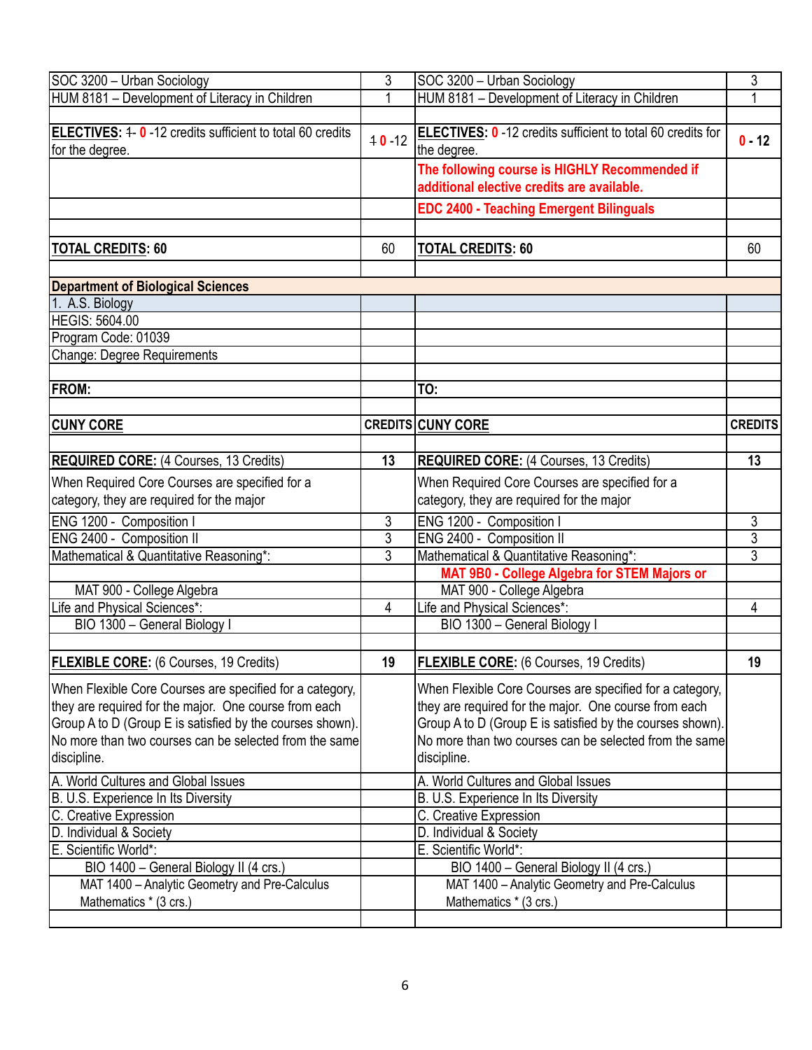| | | | |
|---|---|---|---|
| SOC 3200 – Urban Sociology | 3 | SOC 3200 – Urban Sociology | 3 |
| HUM 8181 – Development of Literacy in Children | 1 | HUM 8181 – Development of Literacy in Children | 1 |
| | | | |
| **ELECTIVES:** ~~1-~~ 0 -12 credits sufficient to total 60 credits for the degree. | ~~1~~ 0 -12 | **ELECTIVES:** 0 -12 credits sufficient to total 60 credits for the degree. | **0 - 12** |
| | | **The following course is HIGHLY Recommended if additional elective credits are available.** | |
| | | **EDC 2400 - Teaching Emergent Bilinguals** | |
| | | | |
| **TOTAL CREDITS: 60** | 60 | **TOTAL CREDITS: 60** | 60 |
| | | | |
| **Department of Biological Sciences** | | | |
| 1. A.S. Biology | | | |
| HEGIS: 5604.00 | | | |
| Program Code: 01039 | | | |
| Change: Degree Requirements | | | |
| | | | |
| **FROM:** | | **TO:** | |
| | | | |
| **CUNY CORE** | **CREDITS** | **CUNY CORE** | **CREDITS** |
| | | | |
| **REQUIRED CORE:** (4 Courses, 13 Credits) | **13** | **REQUIRED CORE:** (4 Courses, 13 Credits) | **13** |
| When Required Core Courses are specified for a category, they are required for the major | | When Required Core Courses are specified for a category, they are required for the major | |
| ENG 1200 - Composition I | 3 | ENG 1200 - Composition I | 3 |
| ENG 2400 - Composition II | 3 | ENG 2400 - Composition II | 3 |
| Mathematical & Quantitative Reasoning*: | 3 | Mathematical & Quantitative Reasoning*: | 3 |
| | | **MAT 9B0 - College Algebra for STEM Majors or** | |
| MAT 900 - College Algebra | | MAT 900 - College Algebra | |
| Life and Physical Sciences*: | 4 | Life and Physical Sciences*: | 4 |
| BIO 1300 – General Biology I | | BIO 1300 – General Biology I | |
| | | | |
| **FLEXIBLE CORE:** (6 Courses, 19 Credits) | **19** | **FLEXIBLE CORE:** (6 Courses, 19 Credits) | **19** |
| When Flexible Core Courses are specified for a category, they are required for the major. One course from each Group A to D (Group E is satisfied by the courses shown). No more than two courses can be selected from the same discipline. | | When Flexible Core Courses are specified for a category, they are required for the major. One course from each Group A to D (Group E is satisfied by the courses shown). No more than two courses can be selected from the same discipline. | |
| A. World Cultures and Global Issues | | A. World Cultures and Global Issues | |
| B. U.S. Experience In Its Diversity | | B. U.S. Experience In Its Diversity | |
| C. Creative Expression | | C. Creative Expression | |
| D. Individual & Society | | D. Individual & Society | |
| E. Scientific World*: | | E. Scientific World*: | |
| BIO 1400 – General Biology II (4 crs.) | | BIO 1400 – General Biology II (4 crs.) | |
| MAT 1400 – Analytic Geometry and Pre-Calculus Mathematics * (3 crs.) | | MAT 1400 – Analytic Geometry and Pre-Calculus Mathematics * (3 crs.) | |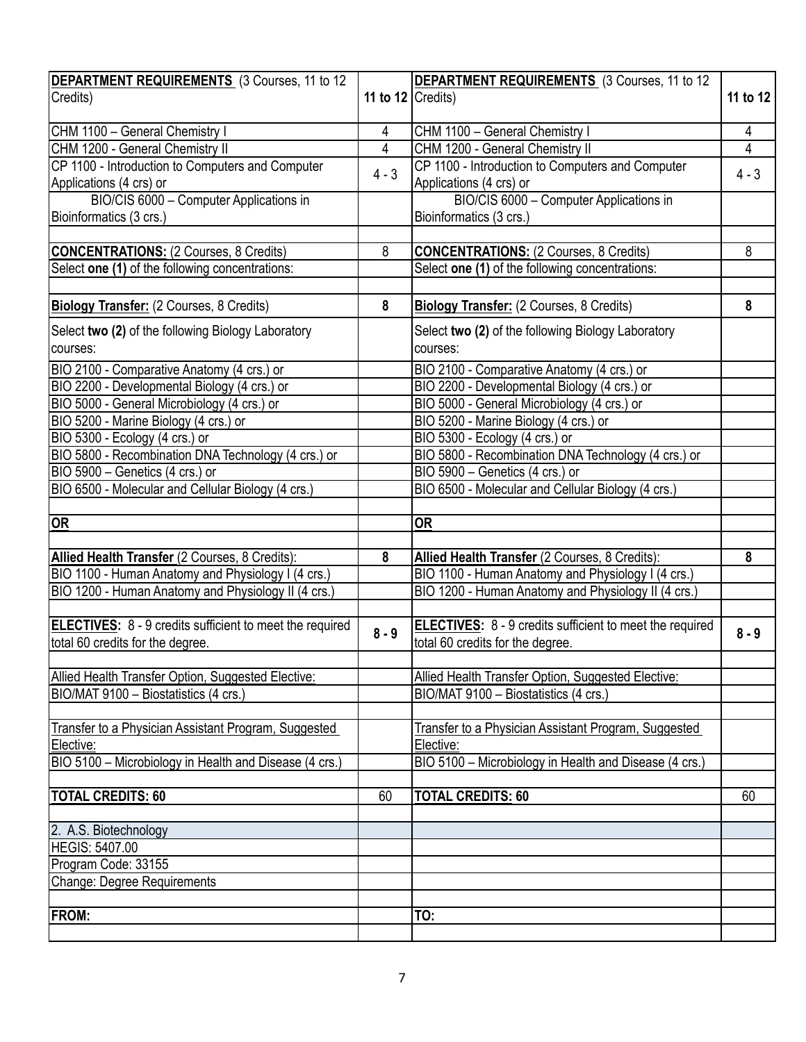| **DEPARTMENT REQUIREMENTS** (3 Courses, 11 to 12 Credits) | **11 to 12** | **DEPARTMENT REQUIREMENTS** (3 Courses, 11 to 12 Credits) | **11 to 12** |
|---|---|---|---|
| CHM 1100 – General Chemistry I | 4 | CHM 1100 – General Chemistry I | 4 |
| CHM 1200 - General Chemistry II | 4 | CHM 1200 - General Chemistry II | 4 |
| CP 1100 - Introduction to Computers and Computer Applications (4 crs) or | 4 - 3 | CP 1100 - Introduction to Computers and Computer Applications (4 crs) or | 4 - 3 |
| BIO/CIS 6000 – Computer Applications in Bioinformatics (3 crs.) | | BIO/CIS 6000 – Computer Applications in Bioinformatics (3 crs.) | |
| | | | |
| **CONCENTRATIONS:** (2 Courses, 8 Credits) | 8 | **CONCENTRATIONS:** (2 Courses, 8 Credits) | 8 |
| Select **one (1)** of the following concentrations: | | Select **one (1)** of the following concentrations: | |
| | | | |
| **Biology Transfer:** (2 Courses, 8 Credits) | **8** | **Biology Transfer:** (2 Courses, 8 Credits) | **8** |
| Select **two (2)** of the following Biology Laboratory courses: | | Select **two (2)** of the following Biology Laboratory courses: | |
| BIO 2100 - Comparative Anatomy (4 crs.) or | | BIO 2100 - Comparative Anatomy (4 crs.) or | |
| BIO 2200 - Developmental Biology (4 crs.) or | | BIO 2200 - Developmental Biology (4 crs.) or | |
| BIO 5000 - General Microbiology (4 crs.) or | | BIO 5000 - General Microbiology (4 crs.) or | |
| BIO 5200 - Marine Biology (4 crs.) or | | BIO 5200 - Marine Biology (4 crs.) or | |
| BIO 5300 - Ecology (4 crs.) or | | BIO 5300 - Ecology (4 crs.) or | |
| BIO 5800 - Recombination DNA Technology (4 crs.) or | | BIO 5800 - Recombination DNA Technology (4 crs.) or | |
| BIO 5900 – Genetics (4 crs.) or | | BIO 5900 – Genetics (4 crs.) or | |
| BIO 6500 - Molecular and Cellular Biology (4 crs.) | | BIO 6500 - Molecular and Cellular Biology (4 crs.) | |
| | | | |
| **OR** | | **OR** | |
| | | | |
| **Allied Health Transfer** (2 Courses, 8 Credits): | **8** | **Allied Health Transfer** (2 Courses, 8 Credits): | **8** |
| BIO 1100 - Human Anatomy and Physiology I (4 crs.) | | BIO 1100 - Human Anatomy and Physiology I (4 crs.) | |
| BIO 1200 - Human Anatomy and Physiology II (4 crs.) | | BIO 1200 - Human Anatomy and Physiology II (4 crs.) | |
| | | | |
| **ELECTIVES:** 8 - 9 credits sufficient to meet the required total 60 credits for the degree. | **8 - 9** | **ELECTIVES:** 8 - 9 credits sufficient to meet the required total 60 credits for the degree. | **8 - 9** |
| | | | |
| Allied Health Transfer Option, Suggested Elective: | | Allied Health Transfer Option, Suggested Elective: | |
| BIO/MAT 9100 – Biostatistics (4 crs.) | | BIO/MAT 9100 – Biostatistics (4 crs.) | |
| | | | |
| Transfer to a Physician Assistant Program, Suggested Elective: | | Transfer to a Physician Assistant Program, Suggested Elective: | |
| BIO 5100 – Microbiology in Health and Disease (4 crs.) | | BIO 5100 – Microbiology in Health and Disease (4 crs.) | |
| | | | |
| **TOTAL CREDITS: 60** | 60 | **TOTAL CREDITS: 60** | 60 |
| | | | |
| 2. A.S. Biotechnology | | | |
| HEGIS: 5407.00 | | | |
| Program Code: 33155 | | | |
| Change: Degree Requirements | | | |
| | | | |
| **FROM:** | | **TO:** | |
| | | | |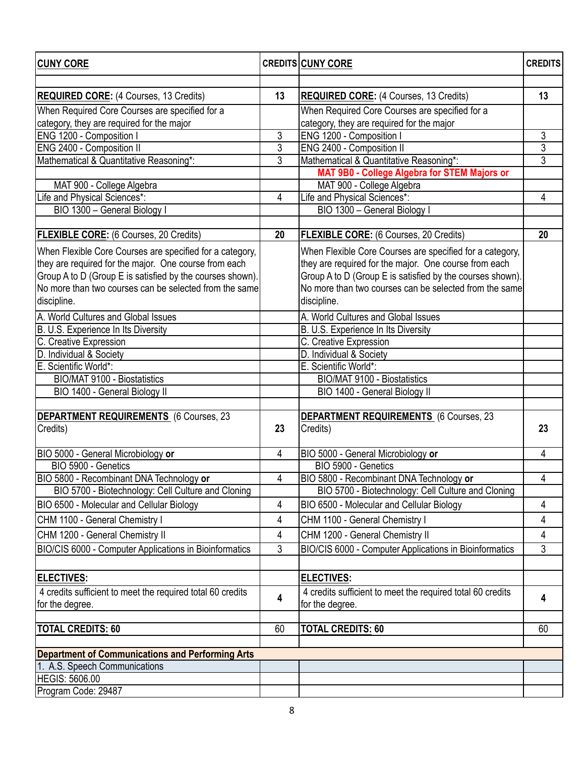| **CUNY CORE** | CREDITS | **CUNY CORE** | CREDITS |
|---|---|---|---|
| | | | |
| **REQUIRED CORE:** (4 Courses, 13 Credits) | **13** | **REQUIRED CORE:** (4 Courses, 13 Credits) | **13** |
| When Required Core Courses are specified for a category, they are required for the major | | When Required Core Courses are specified for a category, they are required for the major | |
| ENG 1200 - Composition I | 3 | ENG 1200 - Composition I | 3 |
| ENG 2400 - Composition II | 3 | ENG 2400 - Composition II | 3 |
| Mathematical & Quantitative Reasoning*: | 3 | Mathematical & Quantitative Reasoning*: | 3 |
| | | **MAT 9B0 - College Algebra for STEM Majors or** | |
| MAT 900 - College Algebra | | MAT 900 - College Algebra | |
| Life and Physical Sciences*: | 4 | Life and Physical Sciences*: | 4 |
| BIO 1300 – General Biology I | | BIO 1300 – General Biology I | |
| | | | |
| **FLEXIBLE CORE:** (6 Courses, 20 Credits) | **20** | **FLEXIBLE CORE:** (6 Courses, 20 Credits) | **20** |
| When Flexible Core Courses are specified for a category, they are required for the major. One course from each Group A to D (Group E is satisfied by the courses shown). No more than two courses can be selected from the same discipline. | | When Flexible Core Courses are specified for a category, they are required for the major. One course from each Group A to D (Group E is satisfied by the courses shown). No more than two courses can be selected from the same discipline. | |
| A. World Cultures and Global Issues | | A. World Cultures and Global Issues | |
| B. U.S. Experience In Its Diversity | | B. U.S. Experience In Its Diversity | |
| C. Creative Expression | | C. Creative Expression | |
| D. Individual & Society | | D. Individual & Society | |
| E. Scientific World*: | | E. Scientific World*: | |
| BIO/MAT 9100 - Biostatistics | | BIO/MAT 9100 - Biostatistics | |
| BIO 1400 - General Biology II | | BIO 1400 - General Biology II | |
| | | | |
| **DEPARTMENT REQUIREMENTS** (6 Courses, 23 Credits) | **23** | **DEPARTMENT REQUIREMENTS** (6 Courses, 23 Credits) | **23** |
| BIO 5000 - General Microbiology **or** | 4 | BIO 5000 - General Microbiology **or** | 4 |
| BIO 5900 - Genetics | | BIO 5900 - Genetics | |
| BIO 5800 - Recombinant DNA Technology **or** | 4 | BIO 5800 - Recombinant DNA Technology **or** | 4 |
| BIO 5700 - Biotechnology: Cell Culture and Cloning | | BIO 5700 - Biotechnology: Cell Culture and Cloning | |
| BIO 6500 - Molecular and Cellular Biology | 4 | BIO 6500 - Molecular and Cellular Biology | 4 |
| CHM 1100 - General Chemistry I | 4 | CHM 1100 - General Chemistry I | 4 |
| CHM 1200 - General Chemistry II | 4 | CHM 1200 - General Chemistry II | 4 |
| BIO/CIS 6000 - Computer Applications in Bioinformatics | 3 | BIO/CIS 6000 - Computer Applications in Bioinformatics | 3 |
| | | | |
| **ELECTIVES:** | | **ELECTIVES:** | |
| 4 credits sufficient to meet the required total 60 credits for the degree. | **4** | 4 credits sufficient to meet the required total 60 credits for the degree. | **4** |
| | | | |
| **TOTAL CREDITS: 60** | 60 | **TOTAL CREDITS: 60** | 60 |
| | | | |
| **Department of Communications and Performing Arts** | | | |
| 1. A.S. Speech Communications | | | |
| HEGIS: 5606.00 | | | |
| Program Code: 29487 | | | |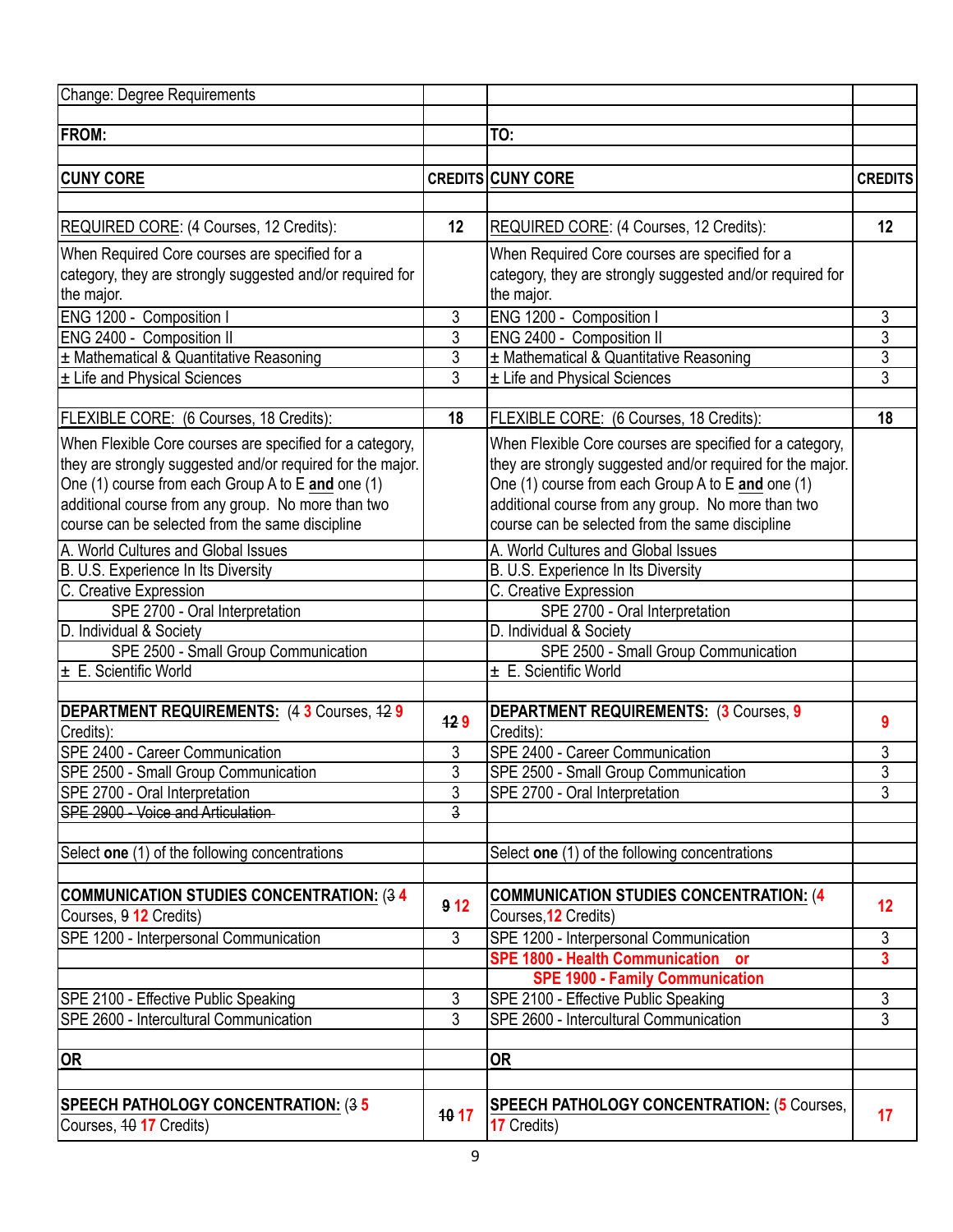| Change: Degree Requirements | | | |
|---|---|---|---|
| | | | |
| **FROM:** | | **TO:** | |
| | | | |
| **CUNY CORE** | **CREDITS** | **CUNY CORE** | **CREDITS** |
| | | | |
| REQUIRED CORE: (4 Courses, 12 Credits): | **12** | REQUIRED CORE: (4 Courses, 12 Credits): | **12** |
| When Required Core courses are specified for a category, they are strongly suggested and/or required for the major. | | When Required Core courses are specified for a category, they are strongly suggested and/or required for the major. | |
| ENG 1200 - Composition I | 3 | ENG 1200 - Composition I | 3 |
| ENG 2400 - Composition II | 3 | ENG 2400 - Composition II | 3 |
| ± Mathematical & Quantitative Reasoning | 3 | ± Mathematical & Quantitative Reasoning | 3 |
| ± Life and Physical Sciences | 3 | ± Life and Physical Sciences | 3 |
| | | | |
| FLEXIBLE CORE: (6 Courses, 18 Credits): | **18** | FLEXIBLE CORE: (6 Courses, 18 Credits): | **18** |
| When Flexible Core courses are specified for a category, they are strongly suggested and/or required for the major. One (1) course from each Group A to E **and** one (1) additional course from any group. No more than two course can be selected from the same discipline | | When Flexible Core courses are specified for a category, they are strongly suggested and/or required for the major. One (1) course from each Group A to E **and** one (1) additional course from any group. No more than two course can be selected from the same discipline | |
| A. World Cultures and Global Issues | | A. World Cultures and Global Issues | |
| B. U.S. Experience In Its Diversity | | B. U.S. Experience In Its Diversity | |
| C. Creative Expression | | C. Creative Expression | |
| SPE 2700 - Oral Interpretation | | SPE 2700 - Oral Interpretation | |
| D. Individual & Society | | D. Individual & Society | |
| SPE 2500 - Small Group Communication | | SPE 2500 - Small Group Communication | |
| ± E. Scientific World | | ± E. Scientific World | |
| | | | |
| **DEPARTMENT REQUIREMENTS:** (~~4~~ **3** Courses, ~~12~~ **9** Credits): | ~~12~~ **9** | **DEPARTMENT REQUIREMENTS:** (**3** Courses, **9** Credits): | **9** |
| SPE 2400 - Career Communication | 3 | SPE 2400 - Career Communication | 3 |
| SPE 2500 - Small Group Communication | 3 | SPE 2500 - Small Group Communication | 3 |
| SPE 2700 - Oral Interpretation | 3 | SPE 2700 - Oral Interpretation | 3 |
| ~~SPE 2900 - Voice and Articulation~~ | ~~3~~ | | |
| | | | |
| Select **one** (1) of the following concentrations | | Select **one** (1) of the following concentrations | |
| | | | |
| **COMMUNICATION STUDIES CONCENTRATION:** (~~3~~ **4** Courses, ~~9~~ **12** Credits) | ~~9~~ **12** | **COMMUNICATION STUDIES CONCENTRATION:** (**4** Courses, **12** Credits) | **12** |
| SPE 1200 - Interpersonal Communication | 3 | SPE 1200 - Interpersonal Communication | 3 |
| | | **SPE 1800 - Health Communication or SPE 1900 - Family Communication** | **3** |
| SPE 2100 - Effective Public Speaking | 3 | SPE 2100 - Effective Public Speaking | 3 |
| SPE 2600 - Intercultural Communication | 3 | SPE 2600 - Intercultural Communication | 3 |
| | | | |
| **OR** | | **OR** | |
| | | | |
| **SPEECH PATHOLOGY CONCENTRATION:** (~~3~~ **5** Courses, ~~10~~ **17** Credits) | ~~10~~ **17** | **SPEECH PATHOLOGY CONCENTRATION:** (**5** Courses, **17** Credits) | **17** |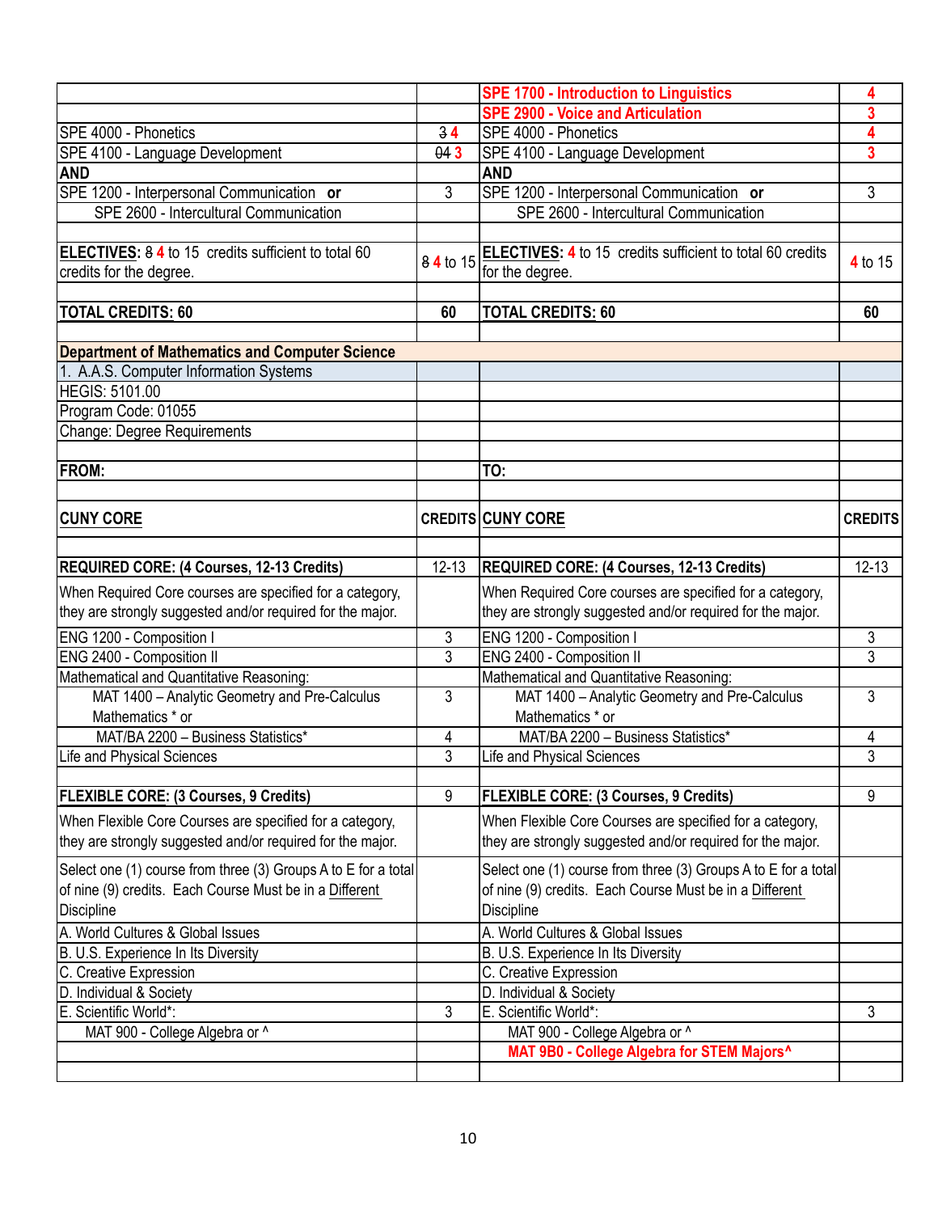| | | SPE 1700 - Introduction to Linguistics | 4 |
|---|---|---|---|
| | | SPE 2900 - Voice and Articulation | 3 |
| SPE 4000 - Phonetics | ~~3~~ 4 | SPE 4000 - Phonetics | 4 |
| SPE 4100 - Language Development | ~~04~~ 3 | SPE 4100 - Language Development | 3 |
| **AND** | | **AND** | |
| SPE 1200 - Interpersonal Communication **or** | 3 | SPE 1200 - Interpersonal Communication **or** | 3 |
| SPE 2600 - Intercultural Communication | | SPE 2600 - Intercultural Communication | |
| | | | |
| **ELECTIVES:** ~~8~~ 4 to 15 credits sufficient to total 60 credits for the degree. | ~~8~~ 4 to 15 | **ELECTIVES:** 4 to 15 credits sufficient to total 60 credits for the degree. | 4 to 15 |
| | | | |
| **TOTAL CREDITS: 60** | **60** | **TOTAL CREDITS: 60** | **60** |
| | | | |
| **Department of Mathematics and Computer Science** | | | |
| 1. A.A.S. Computer Information Systems | | | |
| HEGIS: 5101.00 | | | |
| Program Code: 01055 | | | |
| Change: Degree Requirements | | | |
| | | | |
| **FROM:** | | **TO:** | |
| | | | |
| **CUNY CORE** | **CREDITS** | **CUNY CORE** | **CREDITS** |
| | | | |
| **REQUIRED CORE: (4 Courses, 12-13 Credits)** | 12-13 | **REQUIRED CORE: (4 Courses, 12-13 Credits)** | 12-13 |
| When Required Core courses are specified for a category, they are strongly suggested and/or required for the major. | | When Required Core courses are specified for a category, they are strongly suggested and/or required for the major. | |
| ENG 1200 - Composition I | 3 | ENG 1200 - Composition I | 3 |
| ENG 2400 - Composition II | 3 | ENG 2400 - Composition II | 3 |
| Mathematical and Quantitative Reasoning: | | Mathematical and Quantitative Reasoning: | |
| MAT 1400 – Analytic Geometry and Pre-Calculus Mathematics * or | 3 | MAT 1400 – Analytic Geometry and Pre-Calculus Mathematics * or | 3 |
| MAT/BA 2200 – Business Statistics* | 4 | MAT/BA 2200 – Business Statistics* | 4 |
| Life and Physical Sciences | 3 | Life and Physical Sciences | 3 |
| | | | |
| **FLEXIBLE CORE: (3 Courses, 9 Credits)** | 9 | **FLEXIBLE CORE: (3 Courses, 9 Credits)** | 9 |
| When Flexible Core Courses are specified for a category, they are strongly suggested and/or required for the major. | | When Flexible Core Courses are specified for a category, they are strongly suggested and/or required for the major. | |
| Select one (1) course from three (3) Groups A to E for a total of nine (9) credits. Each Course Must be in a Different Discipline | | Select one (1) course from three (3) Groups A to E for a total of nine (9) credits. Each Course Must be in a Different Discipline | |
| A. World Cultures & Global Issues | | A. World Cultures & Global Issues | |
| B. U.S. Experience In Its Diversity | | B. U.S. Experience In Its Diversity | |
| C. Creative Expression | | C. Creative Expression | |
| D. Individual & Society | | D. Individual & Society | |
| E. Scientific World*: | 3 | E. Scientific World*: | 3 |
| MAT 900 - College Algebra or ^ | | MAT 900 - College Algebra or ^ | |
| | | **MAT 9B0 - College Algebra for STEM Majors^** | |
| | | | |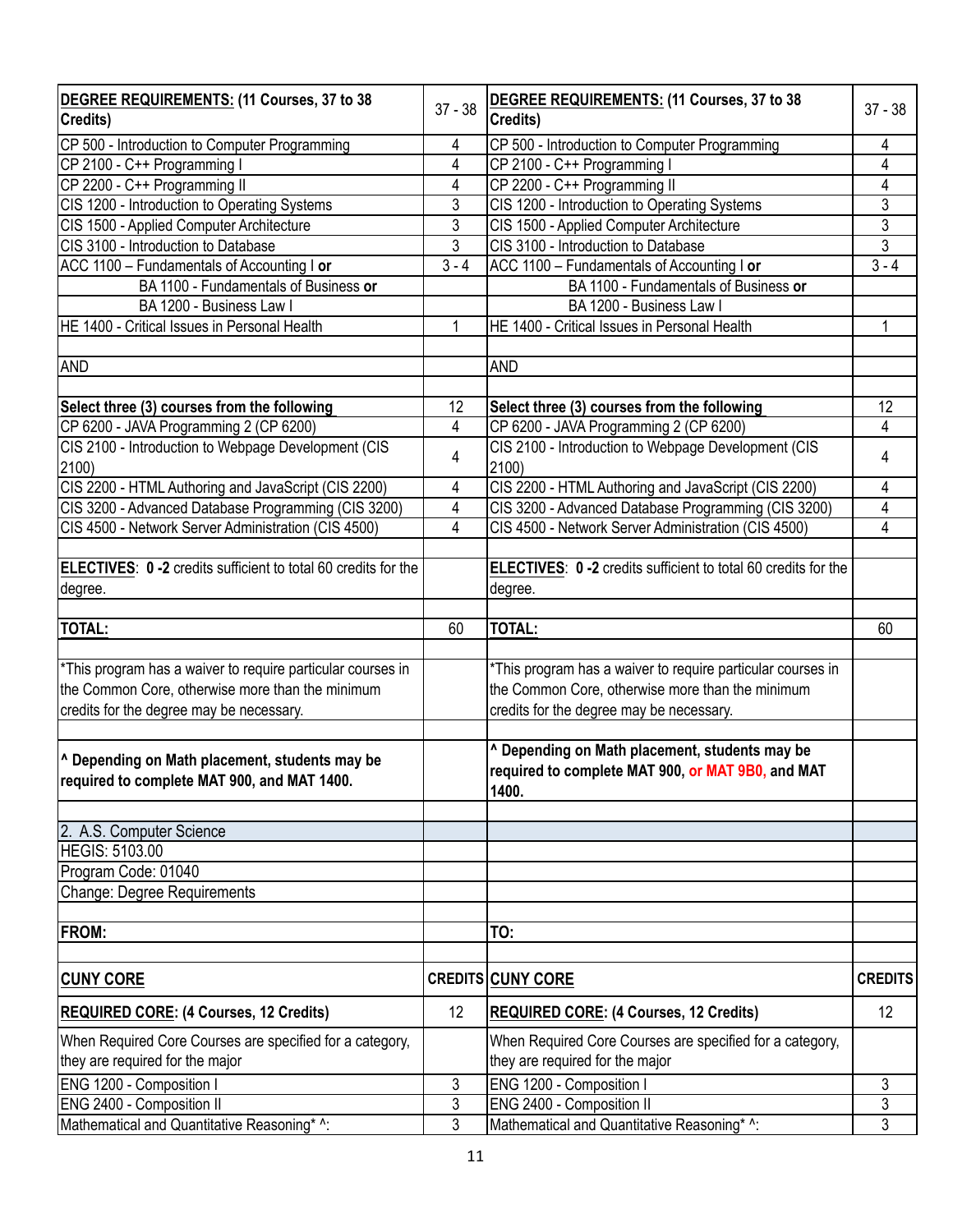| DEGREE REQUIREMENTS: (11 Courses, 37 to 38 Credits) | 37 - 38 | DEGREE REQUIREMENTS: (11 Courses, 37 to 38 Credits) | 37 - 38 |
|---|---|---|---|
| CP 500 - Introduction to Computer Programming | 4 | CP 500 - Introduction to Computer Programming | 4 |
| CP 2100 - C++ Programming I | 4 | CP 2100 - C++ Programming I | 4 |
| CP 2200 - C++ Programming II | 4 | CP 2200 - C++ Programming II | 4 |
| CIS 1200 - Introduction to Operating Systems | 3 | CIS 1200 - Introduction to Operating Systems | 3 |
| CIS 1500 - Applied Computer Architecture | 3 | CIS 1500 - Applied Computer Architecture | 3 |
| CIS 3100 - Introduction to Database | 3 | CIS 3100 - Introduction to Database | 3 |
| ACC 1100 – Fundamentals of Accounting I **or** | 3 - 4 | ACC 1100 – Fundamentals of Accounting I **or** | 3 - 4 |
| BA 1100 - Fundamentals of Business **or** | | BA 1100 - Fundamentals of Business **or** | |
| BA 1200 - Business Law I | | BA 1200 - Business Law I | |
| HE 1400 - Critical Issues in Personal Health | 1 | HE 1400 - Critical Issues in Personal Health | 1 |
| | | | |
| AND | | AND | |
| | | | |
| **Select three (3) courses from the following** | 12 | **Select three (3) courses from the following** | 12 |
| CP 6200 - JAVA Programming 2 (CP 6200) | 4 | CP 6200 - JAVA Programming 2 (CP 6200) | 4 |
| CIS 2100 - Introduction to Webpage Development (CIS 2100) | 4 | CIS 2100 - Introduction to Webpage Development (CIS 2100) | 4 |
| CIS 2200 - HTML Authoring and JavaScript (CIS 2200) | 4 | CIS 2200 - HTML Authoring and JavaScript (CIS 2200) | 4 |
| CIS 3200 - Advanced Database Programming (CIS 3200) | 4 | CIS 3200 - Advanced Database Programming (CIS 3200) | 4 |
| CIS 4500 - Network Server Administration (CIS 4500) | 4 | CIS 4500 - Network Server Administration (CIS 4500) | 4 |
| | | | |
| **ELECTIVES**: **0 -2** credits sufficient to total 60 credits for the degree. | | **ELECTIVES**: **0 -2** credits sufficient to total 60 credits for the degree. | |
| | | | |
| **TOTAL:** | 60 | **TOTAL:** | 60 |
| | | | |
| *This program has a waiver to require particular courses in the Common Core, otherwise more than the minimum credits for the degree may be necessary. | | *This program has a waiver to require particular courses in the Common Core, otherwise more than the minimum credits for the degree may be necessary. | |
| | | | |
| **^ Depending on Math placement, students may be required to complete MAT 900, and MAT 1400.** | | **^ Depending on Math placement, students may be required to complete MAT 900, or MAT 9B0, and MAT 1400.** | |
| | | | |
| 2. A.S. Computer Science | | | |
| HEGIS: 5103.00 | | | |
| Program Code: 01040 | | | |
| Change: Degree Requirements | | | |
| | | | |
| **FROM:** | | **TO:** | |
| | | | |
| **CUNY CORE** | **CREDITS** | **CUNY CORE** | **CREDITS** |
| **REQUIRED CORE: (4 Courses, 12 Credits)** | 12 | **REQUIRED CORE: (4 Courses, 12 Credits)** | 12 |
| When Required Core Courses are specified for a category, they are required for the major | | When Required Core Courses are specified for a category, they are required for the major | |
| ENG 1200 - Composition I | 3 | ENG 1200 - Composition I | 3 |
| ENG 2400 - Composition II | 3 | ENG 2400 - Composition II | 3 |
| Mathematical and Quantitative Reasoning* ^: | 3 | Mathematical and Quantitative Reasoning* ^: | 3 |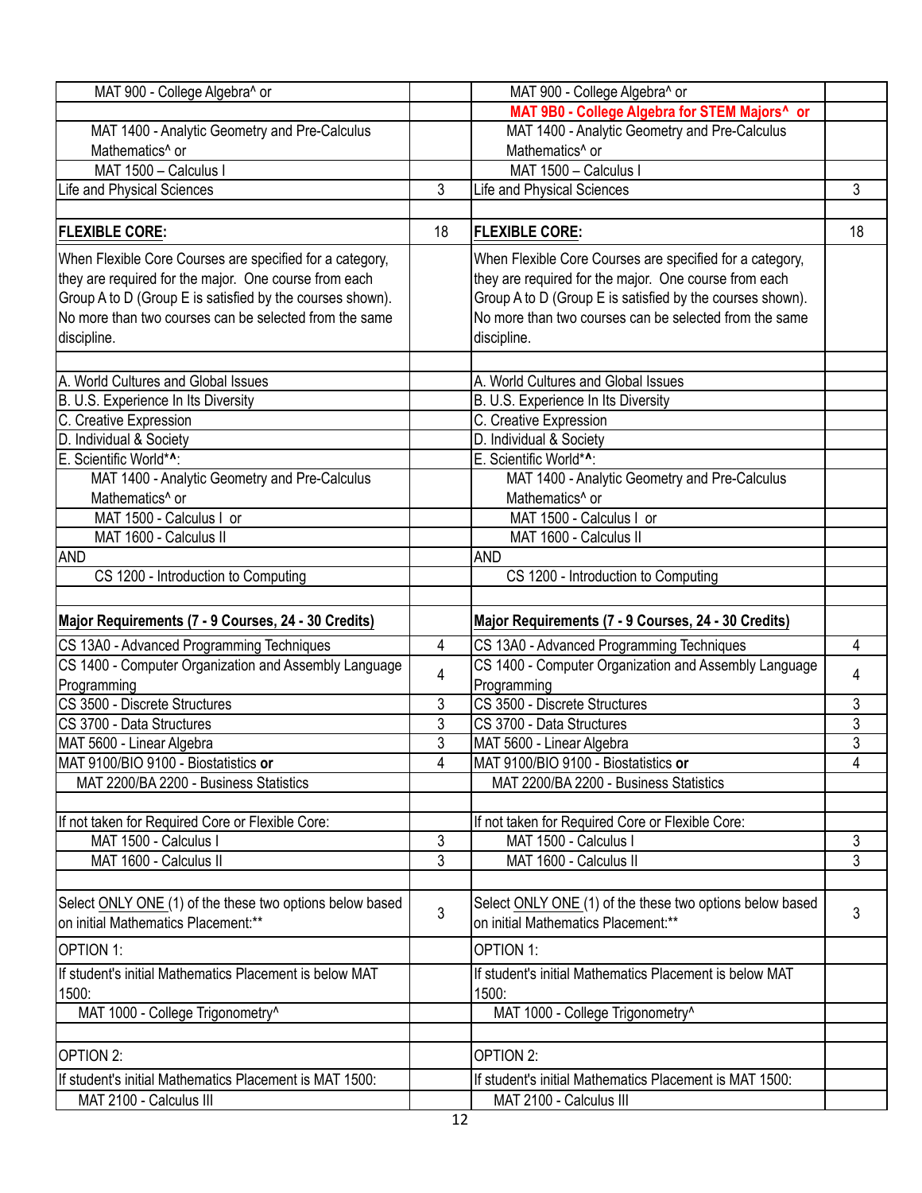| | | | |
|---|---|---|---|
| MAT 900 - College Algebra^ or | | MAT 900 - College Algebra^ or | |
| | | **MAT 9B0 - College Algebra for STEM Majors^ or** | |
| MAT 1400 - Analytic Geometry and Pre-Calculus Mathematics^ or | | MAT 1400 - Analytic Geometry and Pre-Calculus Mathematics^ or | |
| MAT 1500 – Calculus I | | MAT 1500 – Calculus I | |
| Life and Physical Sciences | 3 | Life and Physical Sciences | 3 |
| | | | |
| **FLEXIBLE CORE:** | 18 | **FLEXIBLE CORE:** | 18 |
| When Flexible Core Courses are specified for a category, they are required for the major. One course from each Group A to D (Group E is satisfied by the courses shown). No more than two courses can be selected from the same discipline. | | When Flexible Core Courses are specified for a category, they are required for the major. One course from each Group A to D (Group E is satisfied by the courses shown). No more than two courses can be selected from the same discipline. | |
| | | | |
| A. World Cultures and Global Issues | | A. World Cultures and Global Issues | |
| B. U.S. Experience In Its Diversity | | B. U.S. Experience In Its Diversity | |
| C. Creative Expression | | C. Creative Expression | |
| D. Individual & Society | | D. Individual & Society | |
| E. Scientific World***^**: | | E. Scientific World***^**: | |
| MAT 1400 - Analytic Geometry and Pre-Calculus Mathematics^ or | | MAT 1400 - Analytic Geometry and Pre-Calculus Mathematics^ or | |
| MAT 1500 - Calculus I or | | MAT 1500 - Calculus I or | |
| MAT 1600 - Calculus II | | MAT 1600 - Calculus II | |
| AND | | AND | |
| CS 1200 - Introduction to Computing | | CS 1200 - Introduction to Computing | |
| | | | |
| **Major Requirements (7 - 9 Courses, 24 - 30 Credits)** | | **Major Requirements (7 - 9 Courses, 24 - 30 Credits)** | |
| CS 13A0 - Advanced Programming Techniques | 4 | CS 13A0 - Advanced Programming Techniques | 4 |
| CS 1400 - Computer Organization and Assembly Language Programming | 4 | CS 1400 - Computer Organization and Assembly Language Programming | 4 |
| CS 3500 - Discrete Structures | 3 | CS 3500 - Discrete Structures | 3 |
| CS 3700 - Data Structures | 3 | CS 3700 - Data Structures | 3 |
| MAT 5600 - Linear Algebra | 3 | MAT 5600 - Linear Algebra | 3 |
| MAT 9100/BIO 9100 - Biostatistics **or** | 4 | MAT 9100/BIO 9100 - Biostatistics **or** | 4 |
| MAT 2200/BA 2200 - Business Statistics | | MAT 2200/BA 2200 - Business Statistics | |
| | | | |
| If not taken for Required Core or Flexible Core: | | If not taken for Required Core or Flexible Core: | |
| MAT 1500 - Calculus I | 3 | MAT 1500 - Calculus I | 3 |
| MAT 1600 - Calculus II | 3 | MAT 1600 - Calculus II | 3 |
| | | | |
| Select ONLY ONE (1) of the these two options below based on initial Mathematics Placement:** | 3 | Select ONLY ONE (1) of the these two options below based on initial Mathematics Placement:** | 3 |
| OPTION 1: | | OPTION 1: | |
| If student's initial Mathematics Placement is below MAT 1500: | | If student's initial Mathematics Placement is below MAT 1500: | |
| MAT 1000 - College Trigonometry^ | | MAT 1000 - College Trigonometry^ | |
| | | | |
| OPTION 2: | | OPTION 2: | |
| If student's initial Mathematics Placement is MAT 1500: | | If student's initial Mathematics Placement is MAT 1500: | |
| MAT 2100 - Calculus III | | MAT 2100 - Calculus III | |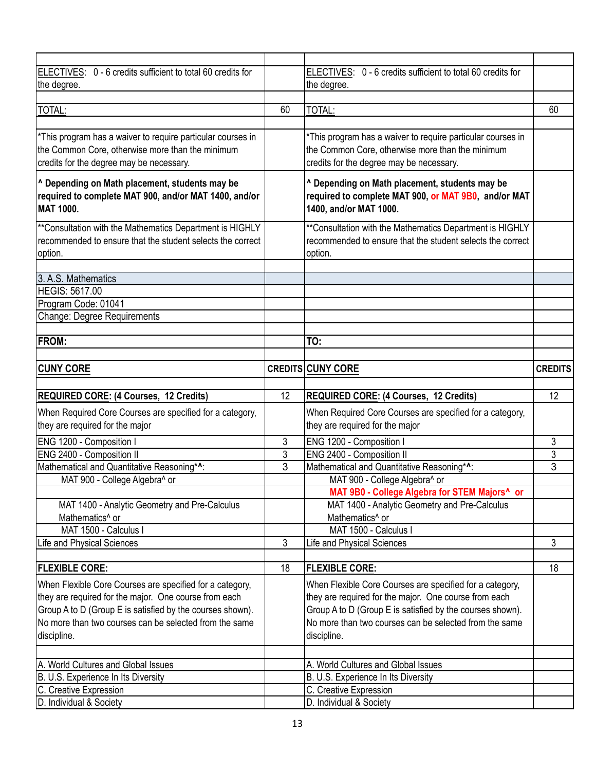| | | | |
|---|---|---|---|
| | | | |
| ELECTIVES: 0 - 6 credits sufficient to total 60 credits for the degree. | | ELECTIVES: 0 - 6 credits sufficient to total 60 credits for the degree. | |
| | | | |
| TOTAL: | 60 | TOTAL: | 60 |
| | | | |
| *This program has a waiver to require particular courses in the Common Core, otherwise more than the minimum credits for the degree may be necessary. | | *This program has a waiver to require particular courses in the Common Core, otherwise more than the minimum credits for the degree may be necessary. | |
| **^ Depending on Math placement, students may be required to complete MAT 900, and/or MAT 1400, and/or MAT 1000.** | | **^ Depending on Math placement, students may be required to complete MAT 900, or MAT 9B0, and/or MAT 1400, and/or MAT 1000.** | |
| **Consultation with the Mathematics Department is HIGHLY recommended to ensure that the student selects the correct option. | | **Consultation with the Mathematics Department is HIGHLY recommended to ensure that the student selects the correct option. | |
| | | | |
| 3. A.S. Mathematics | | | |
| HEGIS: 5617.00 | | | |
| Program Code: 01041 | | | |
| Change: Degree Requirements | | | |
| | | | |
| **FROM:** | | **TO:** | |
| | | | |
| **CUNY CORE** | **CREDITS** | **CUNY CORE** | **CREDITS** |
| | | | |
| **REQUIRED CORE: (4 Courses, 12 Credits)** | 12 | **REQUIRED CORE: (4 Courses, 12 Credits)** | 12 |
| When Required Core Courses are specified for a category, they are required for the major | | When Required Core Courses are specified for a category, they are required for the major | |
| ENG 1200 - Composition I | 3 | ENG 1200 - Composition I | 3 |
| ENG 2400 - Composition II | 3 | ENG 2400 - Composition II | 3 |
| Mathematical and Quantitative Reasoning*^: | 3 | Mathematical and Quantitative Reasoning*^: | 3 |
| MAT 900 - College Algebra^ or | | MAT 900 - College Algebra^ or | |
| | | **MAT 9B0 - College Algebra for STEM Majors^ or** | |
| MAT 1400 - Analytic Geometry and Pre-Calculus Mathematics^ or | | MAT 1400 - Analytic Geometry and Pre-Calculus Mathematics^ or | |
| MAT 1500 - Calculus I | | MAT 1500 - Calculus I | |
| Life and Physical Sciences | 3 | Life and Physical Sciences | 3 |
| | | | |
| **FLEXIBLE CORE:** | 18 | **FLEXIBLE CORE:** | 18 |
| When Flexible Core Courses are specified for a category, they are required for the major. One course from each Group A to D (Group E is satisfied by the courses shown). No more than two courses can be selected from the same discipline. | | When Flexible Core Courses are specified for a category, they are required for the major. One course from each Group A to D (Group E is satisfied by the courses shown). No more than two courses can be selected from the same discipline. | |
| | | | |
| A. World Cultures and Global Issues | | A. World Cultures and Global Issues | |
| B. U.S. Experience In Its Diversity | | B. U.S. Experience In Its Diversity | |
| C. Creative Expression | | C. Creative Expression | |
| D. Individual & Society | | D. Individual & Society | |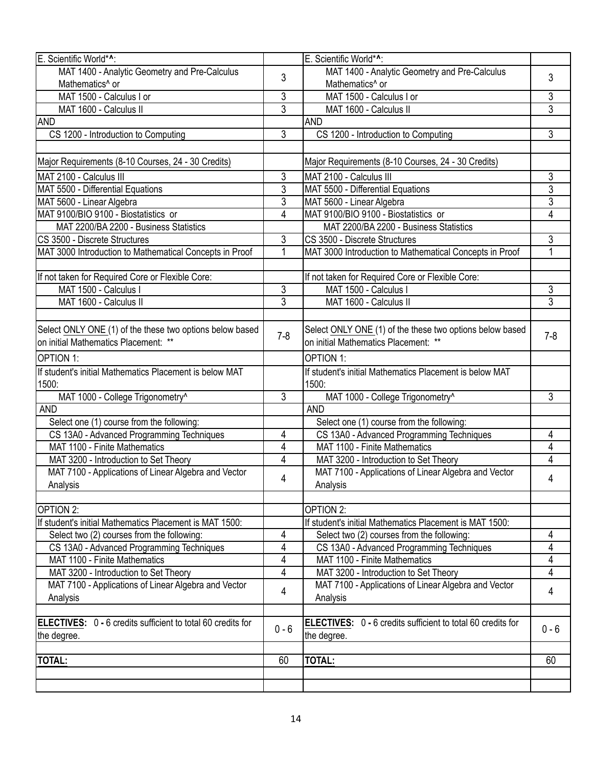| E. Scientific World*^: | | E. Scientific World*^: | |
|---|---|---|---|
| MAT 1400 - Analytic Geometry and Pre-Calculus Mathematics^ or | 3 | MAT 1400 - Analytic Geometry and Pre-Calculus Mathematics^ or | 3 |
| MAT 1500 - Calculus I or | 3 | MAT 1500 - Calculus I or | 3 |
| MAT 1600 - Calculus II | 3 | MAT 1600 - Calculus II | 3 |
| AND | | AND | |
| CS 1200 - Introduction to Computing | 3 | CS 1200 - Introduction to Computing | 3 |
| | | | |
| Major Requirements (8-10 Courses, 24 - 30 Credits) | | Major Requirements (8-10 Courses, 24 - 30 Credits) | |
| MAT 2100 - Calculus III | 3 | MAT 2100 - Calculus III | 3 |
| MAT 5500 - Differential Equations | 3 | MAT 5500 - Differential Equations | 3 |
| MAT 5600 - Linear Algebra | 3 | MAT 5600 - Linear Algebra | 3 |
| MAT 9100/BIO 9100 - Biostatistics or | 4 | MAT 9100/BIO 9100 - Biostatistics or | 4 |
| MAT 2200/BA 2200 - Business Statistics | | MAT 2200/BA 2200 - Business Statistics | |
| CS 3500 - Discrete Structures | 3 | CS 3500 - Discrete Structures | 3 |
| MAT 3000 Introduction to Mathematical Concepts in Proof | 1 | MAT 3000 Introduction to Mathematical Concepts in Proof | 1 |
| | | | |
| If not taken for Required Core or Flexible Core: | | If not taken for Required Core or Flexible Core: | |
| MAT 1500 - Calculus I | 3 | MAT 1500 - Calculus I | 3 |
| MAT 1600 - Calculus II | 3 | MAT 1600 - Calculus II | 3 |
| | | | |
| Select ONLY ONE (1) of the these two options below based on initial Mathematics Placement: ** | 7-8 | Select ONLY ONE (1) of the these two options below based on initial Mathematics Placement: ** | 7-8 |
| OPTION 1: | | OPTION 1: | |
| If student's initial Mathematics Placement is below MAT 1500: | | If student's initial Mathematics Placement is below MAT 1500: | |
| MAT 1000 - College Trigonometry^ | 3 | MAT 1000 - College Trigonometry^ | 3 |
| AND | | AND | |
| Select one (1) course from the following: | | Select one (1) course from the following: | |
| CS 13A0 - Advanced Programming Techniques | 4 | CS 13A0 - Advanced Programming Techniques | 4 |
| MAT 1100 - Finite Mathematics | 4 | MAT 1100 - Finite Mathematics | 4 |
| MAT 3200 - Introduction to Set Theory | 4 | MAT 3200 - Introduction to Set Theory | 4 |
| MAT 7100 - Applications of Linear Algebra and Vector Analysis | 4 | MAT 7100 - Applications of Linear Algebra and Vector Analysis | 4 |
| | | | |
| OPTION 2: | | OPTION 2: | |
| If student's initial Mathematics Placement is MAT 1500: | | If student's initial Mathematics Placement is MAT 1500: | |
| Select two (2) courses from the following: | 4 | Select two (2) courses from the following: | 4 |
| CS 13A0 - Advanced Programming Techniques | 4 | CS 13A0 - Advanced Programming Techniques | 4 |
| MAT 1100 - Finite Mathematics | 4 | MAT 1100 - Finite Mathematics | 4 |
| MAT 3200 - Introduction to Set Theory | 4 | MAT 3200 - Introduction to Set Theory | 4 |
| MAT 7100 - Applications of Linear Algebra and Vector Analysis | 4 | MAT 7100 - Applications of Linear Algebra and Vector Analysis | 4 |
| | | | |
| **ELECTIVES:** 0 - 6 credits sufficient to total 60 credits for the degree. | 0 - 6 | **ELECTIVES:** 0 - 6 credits sufficient to total 60 credits for the degree. | 0 - 6 |
| | | | |
| **TOTAL:** | 60 | **TOTAL:** | 60 |
| | | | |
| | | | |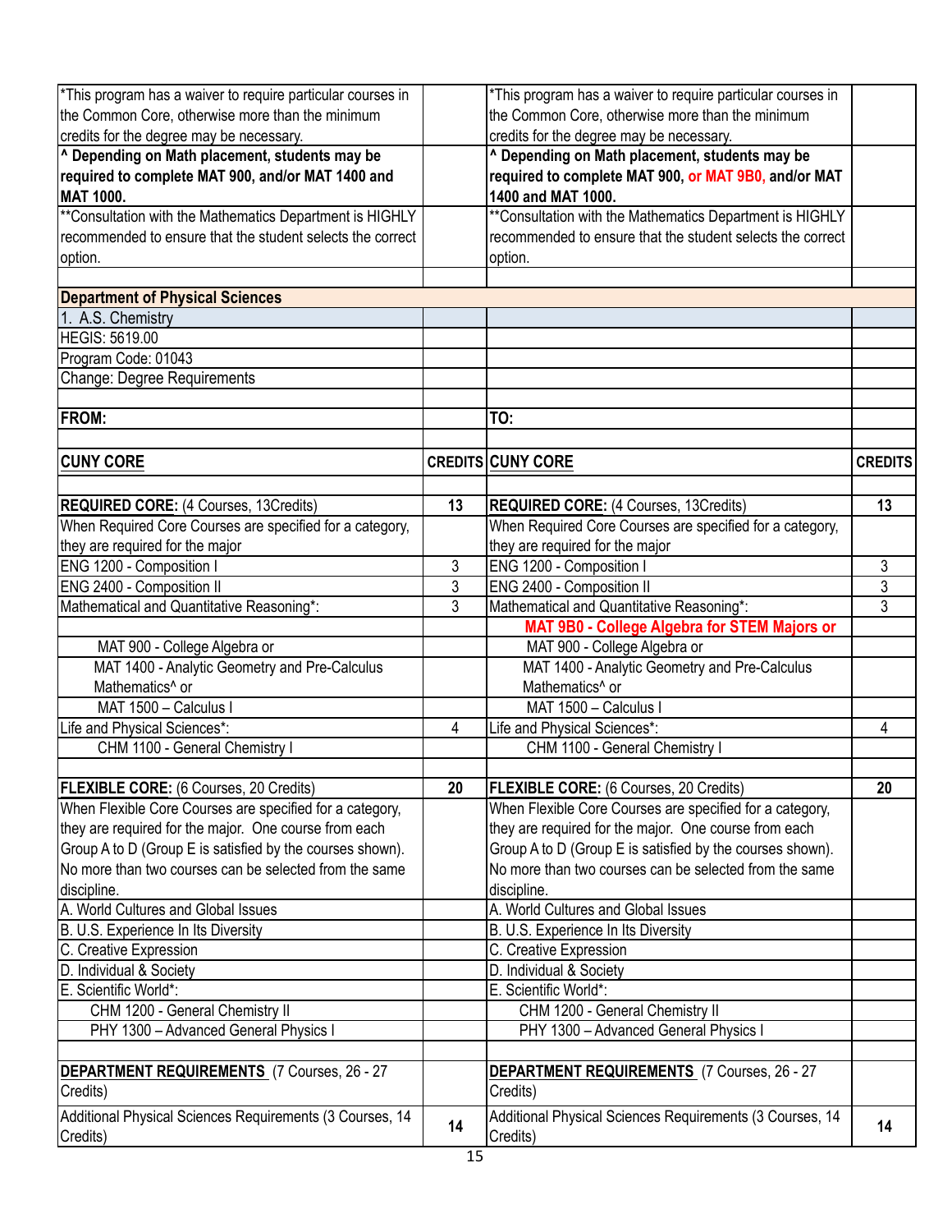| | | | |
|---|---|---|---|
| *This program has a waiver to require particular courses in the Common Core, otherwise more than the minimum credits for the degree may be necessary. | | *This program has a waiver to require particular courses in the Common Core, otherwise more than the minimum credits for the degree may be necessary. | |
| **^ Depending on Math placement, students may be required to complete MAT 900, and/or MAT 1400 and MAT 1000.** | | **^ Depending on Math placement, students may be required to complete MAT 900, or MAT 9B0, and/or MAT 1400 and MAT 1000.** | |
| **Consultation with the Mathematics Department is HIGHLY recommended to ensure that the student selects the correct option. | | **Consultation with the Mathematics Department is HIGHLY recommended to ensure that the student selects the correct option. | |
| | | | |
| **Department of Physical Sciences** | | | |
| 1. A.S. Chemistry | | | |
| HEGIS: 5619.00 | | | |
| Program Code: 01043 | | | |
| Change: Degree Requirements | | | |
| | | | |
| **FROM:** | | **TO:** | |
| | | | |
| **CUNY CORE** | **CREDITS** | **CUNY CORE** | **CREDITS** |
| | | | |
| **REQUIRED CORE:** (4 Courses, 13Credits) | **13** | **REQUIRED CORE:** (4 Courses, 13Credits) | **13** |
| When Required Core Courses are specified for a category, they are required for the major | | When Required Core Courses are specified for a category, they are required for the major | |
| ENG 1200 - Composition I | 3 | ENG 1200 - Composition I | 3 |
| ENG 2400 - Composition II | 3 | ENG 2400 - Composition II | 3 |
| Mathematical and Quantitative Reasoning*: | 3 | Mathematical and Quantitative Reasoning*: | 3 |
| | | **MAT 9B0 - College Algebra for STEM Majors or** | |
| MAT 900 - College Algebra or | | MAT 900 - College Algebra or | |
| MAT 1400 - Analytic Geometry and Pre-Calculus Mathematics^ or | | MAT 1400 - Analytic Geometry and Pre-Calculus Mathematics^ or | |
| MAT 1500 – Calculus I | | MAT 1500 – Calculus I | |
| Life and Physical Sciences*: | 4 | Life and Physical Sciences*: | 4 |
| CHM 1100 - General Chemistry I | | CHM 1100 - General Chemistry I | |
| | | | |
| **FLEXIBLE CORE:** (6 Courses, 20 Credits) | **20** | **FLEXIBLE CORE:** (6 Courses, 20 Credits) | **20** |
| When Flexible Core Courses are specified for a category, they are required for the major. One course from each Group A to D (Group E is satisfied by the courses shown). No more than two courses can be selected from the same discipline. | | When Flexible Core Courses are specified for a category, they are required for the major. One course from each Group A to D (Group E is satisfied by the courses shown). No more than two courses can be selected from the same discipline. | |
| A. World Cultures and Global Issues | | A. World Cultures and Global Issues | |
| B. U.S. Experience In Its Diversity | | B. U.S. Experience In Its Diversity | |
| C. Creative Expression | | C. Creative Expression | |
| D. Individual & Society | | D. Individual & Society | |
| E. Scientific World*: | | E. Scientific World*: | |
| CHM 1200 - General Chemistry II | | CHM 1200 - General Chemistry II | |
| PHY 1300 – Advanced General Physics I | | PHY 1300 – Advanced General Physics I | |
| | | | |
| **DEPARTMENT REQUIREMENTS** (7 Courses, 26 - 27 Credits) | | **DEPARTMENT REQUIREMENTS** (7 Courses, 26 - 27 Credits) | |
| Additional Physical Sciences Requirements (3 Courses, 14 Credits) | **14** | Additional Physical Sciences Requirements (3 Courses, 14 Credits) | **14** |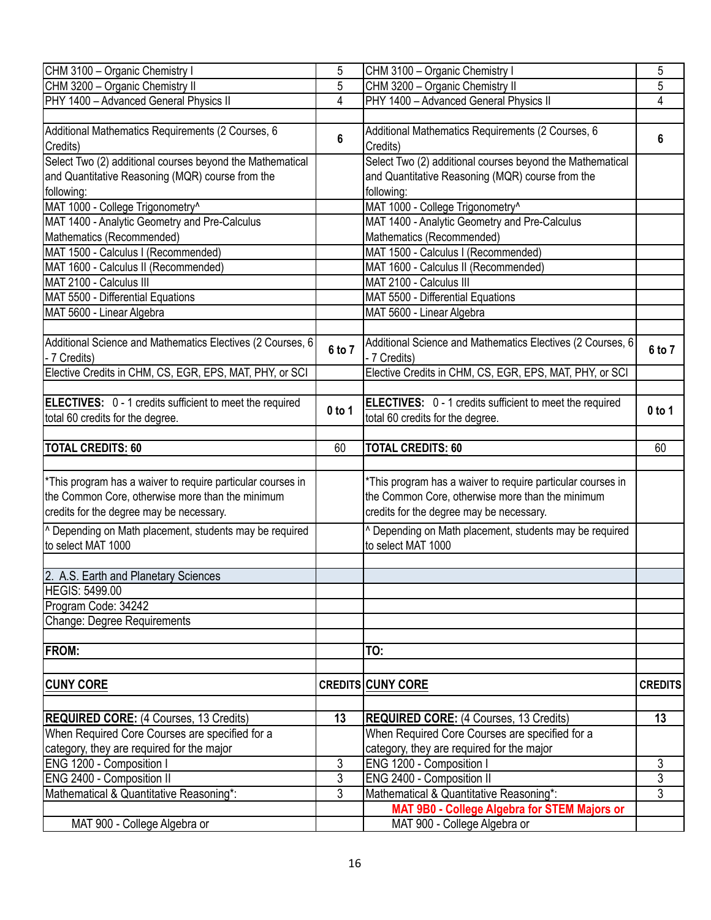| | | | |
|---|---|---|---|
| CHM 3100 – Organic Chemistry I | 5 | CHM 3100 – Organic Chemistry I | 5 |
| CHM 3200 – Organic Chemistry II | 5 | CHM 3200 – Organic Chemistry II | 5 |
| PHY 1400 – Advanced General Physics II | 4 | PHY 1400 – Advanced General Physics II | 4 |
| | | | |
| Additional Mathematics Requirements (2 Courses, 6 Credits) | **6** | Additional Mathematics Requirements (2 Courses, 6 Credits) | **6** |
| Select Two (2) additional courses beyond the Mathematical and Quantitative Reasoning (MQR) course from the following: | | Select Two (2) additional courses beyond the Mathematical and Quantitative Reasoning (MQR) course from the following: | |
| MAT 1000 - College Trigonometry^ | | MAT 1000 - College Trigonometry^ | |
| MAT 1400 - Analytic Geometry and Pre-Calculus Mathematics (Recommended) | | MAT 1400 - Analytic Geometry and Pre-Calculus Mathematics (Recommended) | |
| MAT 1500 - Calculus I (Recommended) | | MAT 1500 - Calculus I (Recommended) | |
| MAT 1600 - Calculus II (Recommended) | | MAT 1600 - Calculus II (Recommended) | |
| MAT 2100 - Calculus III | | MAT 2100 - Calculus III | |
| MAT 5500 - Differential Equations | | MAT 5500 - Differential Equations | |
| MAT 5600 - Linear Algebra | | MAT 5600 - Linear Algebra | |
| | | | |
| Additional Science and Mathematics Electives (2 Courses, 6 - 7 Credits) | **6 to 7** | Additional Science and Mathematics Electives (2 Courses, 6 - 7 Credits) | **6 to 7** |
| Elective Credits in CHM, CS, EGR, EPS, MAT, PHY, or SCI | | Elective Credits in CHM, CS, EGR, EPS, MAT, PHY, or SCI | |
| | | | |
| **ELECTIVES:** 0 - 1 credits sufficient to meet the required total 60 credits for the degree. | **0 to 1** | **ELECTIVES:** 0 - 1 credits sufficient to meet the required total 60 credits for the degree. | **0 to 1** |
| | | | |
| **TOTAL CREDITS: 60** | 60 | **TOTAL CREDITS: 60** | 60 |
| | | | |
| *This program has a waiver to require particular courses in the Common Core, otherwise more than the minimum credits for the degree may be necessary. | | *This program has a waiver to require particular courses in the Common Core, otherwise more than the minimum credits for the degree may be necessary. | |
| ^ Depending on Math placement, students may be required to select MAT 1000 | | ^ Depending on Math placement, students may be required to select MAT 1000 | |
| | | | |
| 2. A.S. Earth and Planetary Sciences | | | |
| HEGIS: 5499.00 | | | |
| Program Code: 34242 | | | |
| Change: Degree Requirements | | | |
| | | | |
| **FROM:** | | **TO:** | |
| | | | |
| **CUNY CORE** | **CREDITS** | **CUNY CORE** | **CREDITS** |
| | | | |
| **REQUIRED CORE:** (4 Courses, 13 Credits) | **13** | **REQUIRED CORE:** (4 Courses, 13 Credits) | **13** |
| When Required Core Courses are specified for a category, they are required for the major | | When Required Core Courses are specified for a category, they are required for the major | |
| ENG 1200 - Composition I | 3 | ENG 1200 - Composition I | 3 |
| ENG 2400 - Composition II | 3 | ENG 2400 - Composition II | 3 |
| Mathematical & Quantitative Reasoning*: | 3 | Mathematical & Quantitative Reasoning*: | 3 |
| | | **MAT 9B0 - College Algebra for STEM Majors or** | |
| MAT 900 - College Algebra or | | MAT 900 - College Algebra or | |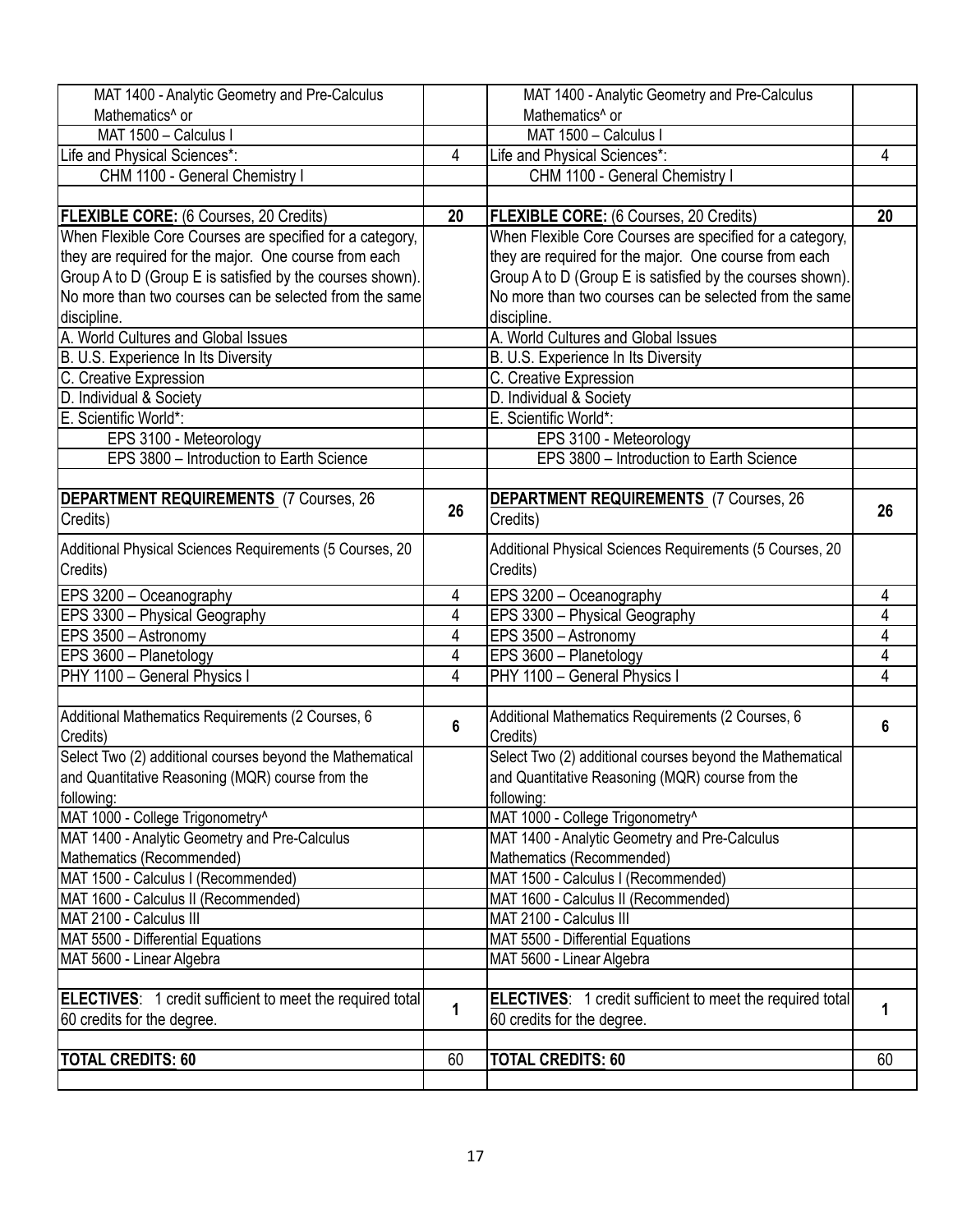| | | | |
|---|---|---|---|
| MAT 1400 - Analytic Geometry and Pre-Calculus Mathematics^ or | | MAT 1400 - Analytic Geometry and Pre-Calculus Mathematics^ or | |
| MAT 1500 – Calculus I | | MAT 1500 – Calculus I | |
| Life and Physical Sciences*: | 4 | Life and Physical Sciences*: | 4 |
| CHM 1100 - General Chemistry I | | CHM 1100 - General Chemistry I | |
| | | | |
| **FLEXIBLE CORE:** (6 Courses, 20 Credits) | **20** | **FLEXIBLE CORE:** (6 Courses, 20 Credits) | **20** |
| When Flexible Core Courses are specified for a category, they are required for the major. One course from each Group A to D (Group E is satisfied by the courses shown). No more than two courses can be selected from the same discipline. | | When Flexible Core Courses are specified for a category, they are required for the major. One course from each Group A to D (Group E is satisfied by the courses shown). No more than two courses can be selected from the same discipline. | |
| A. World Cultures and Global Issues | | A. World Cultures and Global Issues | |
| B. U.S. Experience In Its Diversity | | B. U.S. Experience In Its Diversity | |
| C. Creative Expression | | C. Creative Expression | |
| D. Individual & Society | | D. Individual & Society | |
| E. Scientific World*: | | E. Scientific World*: | |
| EPS 3100 - Meteorology | | EPS 3100 - Meteorology | |
| EPS 3800 – Introduction to Earth Science | | EPS 3800 – Introduction to Earth Science | |
| | | | |
| **DEPARTMENT REQUIREMENTS** (7 Courses, 26 Credits) | **26** | **DEPARTMENT REQUIREMENTS** (7 Courses, 26 Credits) | **26** |
| Additional Physical Sciences Requirements (5 Courses, 20 Credits) | | Additional Physical Sciences Requirements (5 Courses, 20 Credits) | |
| EPS 3200 – Oceanography | 4 | EPS 3200 – Oceanography | 4 |
| EPS 3300 – Physical Geography | 4 | EPS 3300 – Physical Geography | 4 |
| EPS 3500 – Astronomy | 4 | EPS 3500 – Astronomy | 4 |
| EPS 3600 – Planetology | 4 | EPS 3600 – Planetology | 4 |
| PHY 1100 – General Physics I | 4 | PHY 1100 – General Physics I | 4 |
| | | | |
| Additional Mathematics Requirements (2 Courses, 6 Credits) | **6** | Additional Mathematics Requirements (2 Courses, 6 Credits) | **6** |
| Select Two (2) additional courses beyond the Mathematical and Quantitative Reasoning (MQR) course from the following: | | Select Two (2) additional courses beyond the Mathematical and Quantitative Reasoning (MQR) course from the following: | |
| MAT 1000 - College Trigonometry^ | | MAT 1000 - College Trigonometry^ | |
| MAT 1400 - Analytic Geometry and Pre-Calculus Mathematics (Recommended) | | MAT 1400 - Analytic Geometry and Pre-Calculus Mathematics (Recommended) | |
| MAT 1500 - Calculus I (Recommended) | | MAT 1500 - Calculus I (Recommended) | |
| MAT 1600 - Calculus II (Recommended) | | MAT 1600 - Calculus II (Recommended) | |
| MAT 2100 - Calculus III | | MAT 2100 - Calculus III | |
| MAT 5500 - Differential Equations | | MAT 5500 - Differential Equations | |
| MAT 5600 - Linear Algebra | | MAT 5600 - Linear Algebra | |
| | | | |
| **ELECTIVES**: 1 credit sufficient to meet the required total 60 credits for the degree. | **1** | **ELECTIVES**: 1 credit sufficient to meet the required total 60 credits for the degree. | **1** |
| | | | |
| **TOTAL CREDITS: 60** | 60 | **TOTAL CREDITS: 60** | 60 |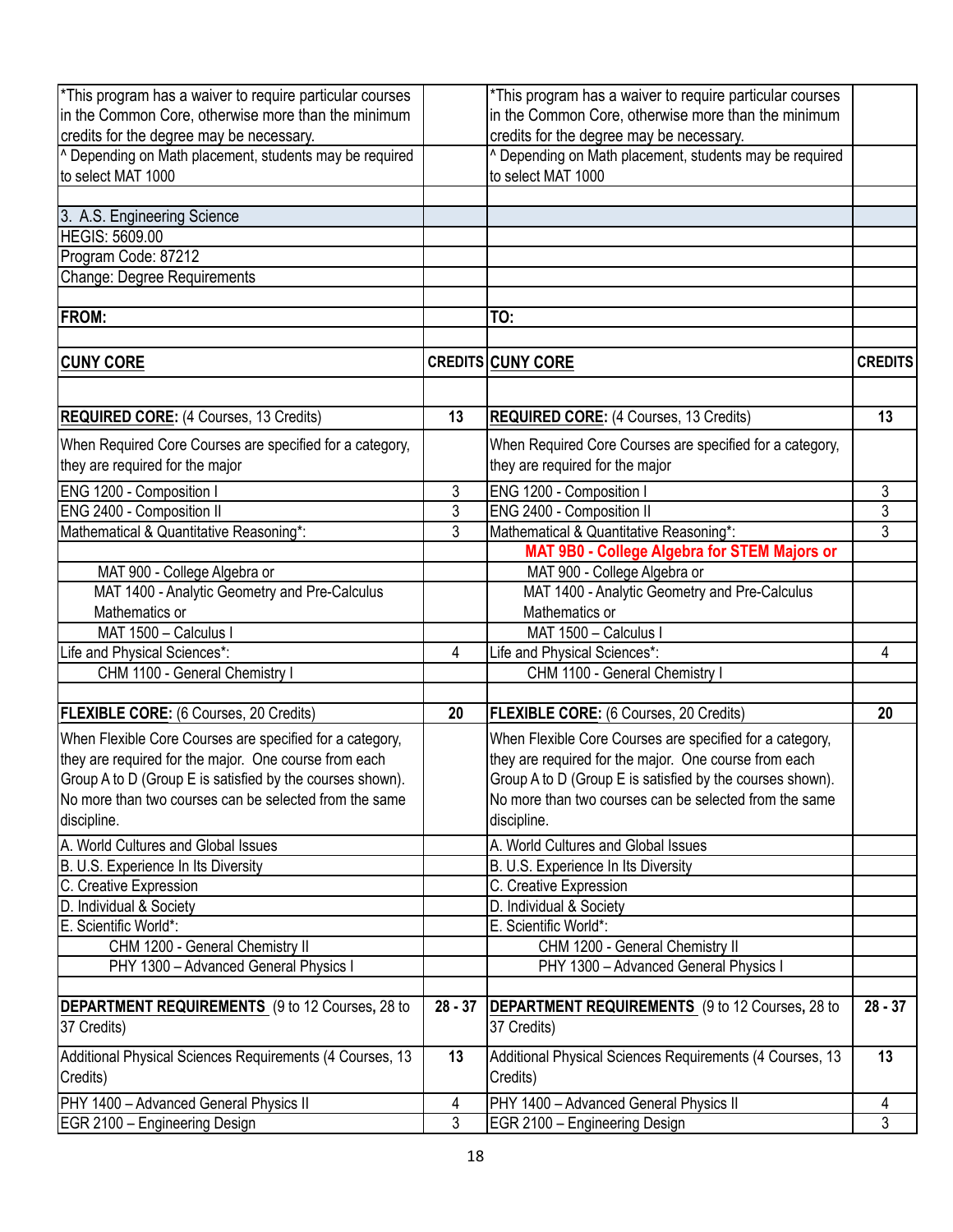| *This program has a waiver to require particular courses in the Common Core, otherwise more than the minimum credits for the degree may be necessary. | | *This program has a waiver to require particular courses in the Common Core, otherwise more than the minimum credits for the degree may be necessary. | |
|---|---|---|---|
| ^ Depending on Math placement, students may be required to select MAT 1000 | | ^ Depending on Math placement, students may be required to select MAT 1000 | |
| | | | |
| 3. A.S. Engineering Science | | | |
| HEGIS: 5609.00 | | | |
| Program Code: 87212 | | | |
| Change: Degree Requirements | | | |
| | | | |
| **FROM:** | | **TO:** | |
| | | | |
| **CUNY CORE** | **CREDITS** | **CUNY CORE** | **CREDITS** |
| | | | |
| **REQUIRED CORE:** (4 Courses, 13 Credits) | **13** | **REQUIRED CORE:** (4 Courses, 13 Credits) | **13** |
| When Required Core Courses are specified for a category, they are required for the major | | When Required Core Courses are specified for a category, they are required for the major | |
| ENG 1200 - Composition I | 3 | ENG 1200 - Composition I | 3 |
| ENG 2400 - Composition II | 3 | ENG 2400 - Composition II | 3 |
| Mathematical & Quantitative Reasoning*: | 3 | Mathematical & Quantitative Reasoning*: | 3 |
| | | **MAT 9B0 - College Algebra for STEM Majors or** | |
| MAT 900 - College Algebra or | | MAT 900 - College Algebra or | |
| MAT 1400 - Analytic Geometry and Pre-Calculus Mathematics or | | MAT 1400 - Analytic Geometry and Pre-Calculus Mathematics or | |
| MAT 1500 – Calculus I | | MAT 1500 – Calculus I | |
| Life and Physical Sciences*: | 4 | Life and Physical Sciences*: | 4 |
| CHM 1100 - General Chemistry I | | CHM 1100 - General Chemistry I | |
| | | | |
| **FLEXIBLE CORE:** (6 Courses, 20 Credits) | **20** | **FLEXIBLE CORE:** (6 Courses, 20 Credits) | **20** |
| When Flexible Core Courses are specified for a category, they are required for the major. One course from each Group A to D (Group E is satisfied by the courses shown). No more than two courses can be selected from the same discipline. | | When Flexible Core Courses are specified for a category, they are required for the major. One course from each Group A to D (Group E is satisfied by the courses shown). No more than two courses can be selected from the same discipline. | |
| A. World Cultures and Global Issues | | A. World Cultures and Global Issues | |
| B. U.S. Experience In Its Diversity | | B. U.S. Experience In Its Diversity | |
| C. Creative Expression | | C. Creative Expression | |
| D. Individual & Society | | D. Individual & Society | |
| E. Scientific World*: | | E. Scientific World*: | |
| CHM 1200 - General Chemistry II | | CHM 1200 - General Chemistry II | |
| PHY 1300 – Advanced General Physics I | | PHY 1300 – Advanced General Physics I | |
| | | | |
| **DEPARTMENT REQUIREMENTS** (9 to 12 Courses, 28 to 37 Credits) | **28 - 37** | **DEPARTMENT REQUIREMENTS** (9 to 12 Courses, 28 to 37 Credits) | **28 - 37** |
| Additional Physical Sciences Requirements (4 Courses, 13 Credits) | **13** | Additional Physical Sciences Requirements (4 Courses, 13 Credits) | **13** |
| PHY 1400 – Advanced General Physics II | 4 | PHY 1400 – Advanced General Physics II | 4 |
| EGR 2100 – Engineering Design | 3 | EGR 2100 – Engineering Design | 3 |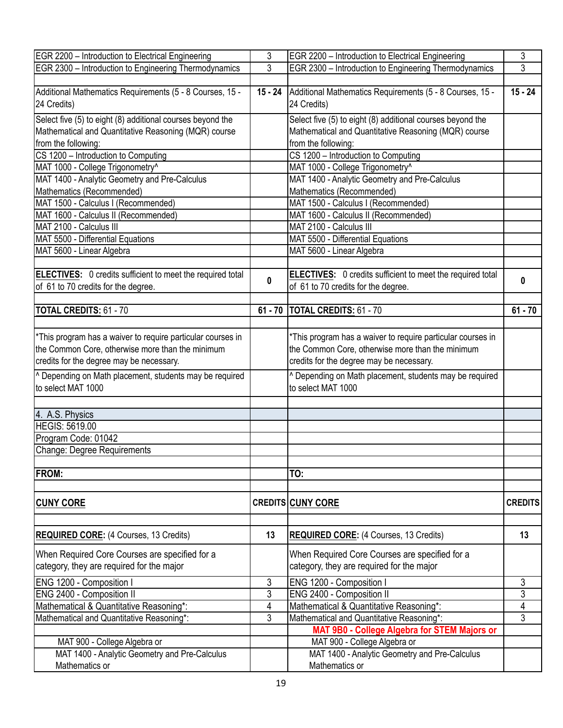| | | | |
|---|---|---|---|
| EGR 2200 – Introduction to Electrical Engineering | 3 | EGR 2200 – Introduction to Electrical Engineering | 3 |
| EGR 2300 – Introduction to Engineering Thermodynamics | 3 | EGR 2300 – Introduction to Engineering Thermodynamics | 3 |
| | | | |
| Additional Mathematics Requirements (5 - 8 Courses, 15 - 24 Credits) | **15 - 24** | Additional Mathematics Requirements (5 - 8 Courses, 15 - 24 Credits) | **15 - 24** |
| Select five (5) to eight (8) additional courses beyond the Mathematical and Quantitative Reasoning (MQR) course from the following: | | Select five (5) to eight (8) additional courses beyond the Mathematical and Quantitative Reasoning (MQR) course from the following: | |
| CS 1200 – Introduction to Computing | | CS 1200 – Introduction to Computing | |
| MAT 1000 - College Trigonometry^ | | MAT 1000 - College Trigonometry^ | |
| MAT 1400 - Analytic Geometry and Pre-Calculus Mathematics (Recommended) | | MAT 1400 - Analytic Geometry and Pre-Calculus Mathematics (Recommended) | |
| MAT 1500 - Calculus I (Recommended) | | MAT 1500 - Calculus I (Recommended) | |
| MAT 1600 - Calculus II (Recommended) | | MAT 1600 - Calculus II (Recommended) | |
| MAT 2100 - Calculus III | | MAT 2100 - Calculus III | |
| MAT 5500 - Differential Equations | | MAT 5500 - Differential Equations | |
| MAT 5600 - Linear Algebra | | MAT 5600 - Linear Algebra | |
| | | | |
| **ELECTIVES:** 0 credits sufficient to meet the required total of 61 to 70 credits for the degree. | **0** | **ELECTIVES:** 0 credits sufficient to meet the required total of 61 to 70 credits for the degree. | **0** |
| | | | |
| **TOTAL CREDITS:** 61 - 70 | **61 - 70** | **TOTAL CREDITS:** 61 - 70 | **61 - 70** |
| | | | |
| *This program has a waiver to require particular courses in the Common Core, otherwise more than the minimum credits for the degree may be necessary. | | *This program has a waiver to require particular courses in the Common Core, otherwise more than the minimum credits for the degree may be necessary. | |
| ^ Depending on Math placement, students may be required to select MAT 1000 | | ^ Depending on Math placement, students may be required to select MAT 1000 | |
| | | | |
| 4. A.S. Physics | | | |
| HEGIS: 5619.00 | | | |
| Program Code: 01042 | | | |
| Change: Degree Requirements | | | |
| | | | |
| **FROM:** | | **TO:** | |
| | | | |
| **CUNY CORE** | **CREDITS** | **CUNY CORE** | **CREDITS** |
| | | | |
| **REQUIRED CORE:** (4 Courses, 13 Credits) | **13** | **REQUIRED CORE:** (4 Courses, 13 Credits) | **13** |
| When Required Core Courses are specified for a category, they are required for the major | | When Required Core Courses are specified for a category, they are required for the major | |
| ENG 1200 - Composition I | 3 | ENG 1200 - Composition I | 3 |
| ENG 2400 - Composition II | 3 | ENG 2400 - Composition II | 3 |
| Mathematical & Quantitative Reasoning*: | 4 | Mathematical & Quantitative Reasoning*: | 4 |
| Mathematical and Quantitative Reasoning*: | 3 | Mathematical and Quantitative Reasoning*: | 3 |
| | | **MAT 9B0 - College Algebra for STEM Majors or** | |
| MAT 900 - College Algebra or | | MAT 900 - College Algebra or | |
| MAT 1400 - Analytic Geometry and Pre-Calculus Mathematics or | | MAT 1400 - Analytic Geometry and Pre-Calculus Mathematics or | |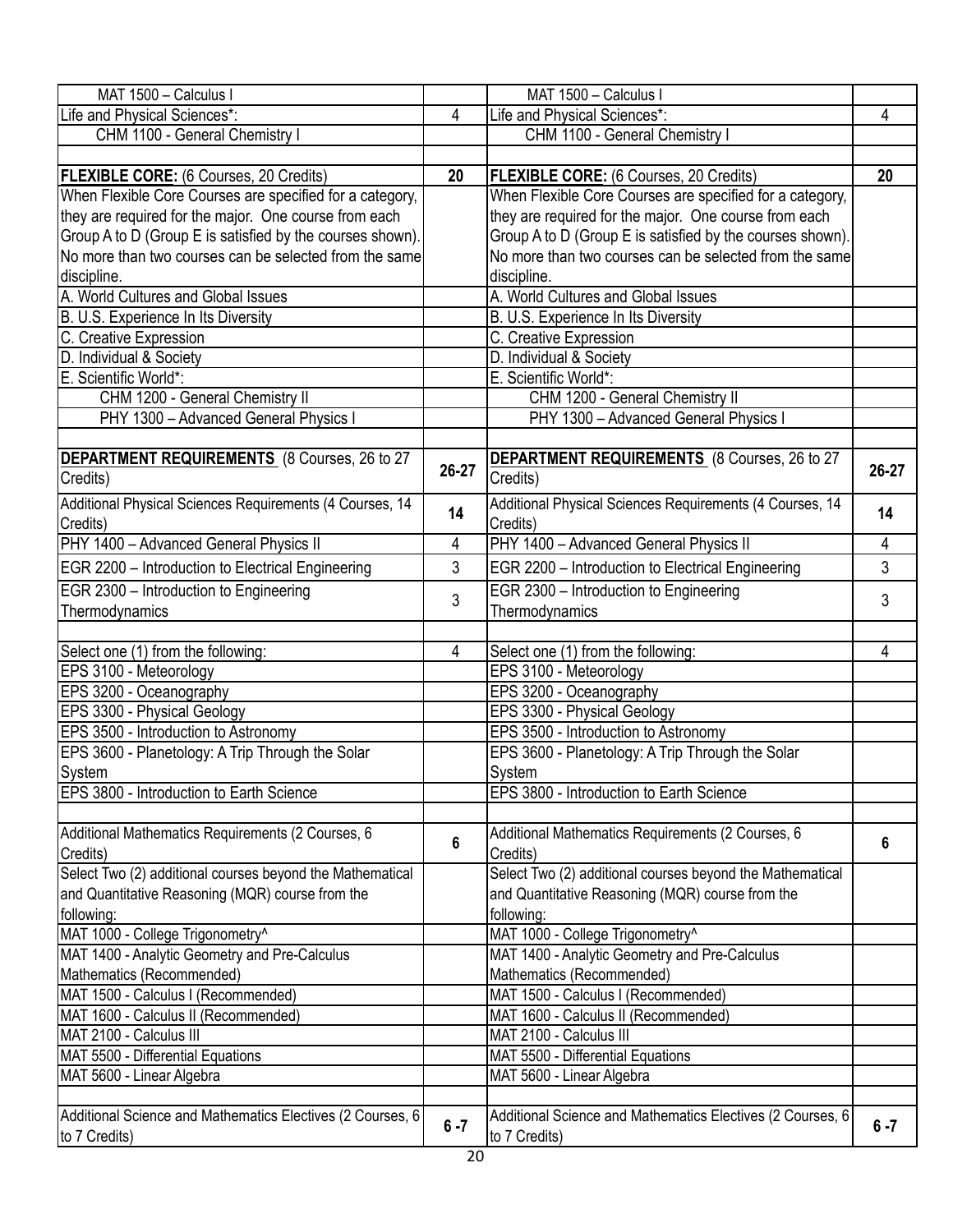| MAT 1500 – Calculus I | | MAT 1500 – Calculus I | |
|---|---|---|---|
| Life and Physical Sciences*: | 4 | Life and Physical Sciences*: | 4 |
| CHM 1100 - General Chemistry I | | CHM 1100 - General Chemistry I | |
| | | | |
| **FLEXIBLE CORE:** (6 Courses, 20 Credits) | **20** | **FLEXIBLE CORE:** (6 Courses, 20 Credits) | **20** |
| When Flexible Core Courses are specified for a category, they are required for the major. One course from each Group A to D (Group E is satisfied by the courses shown). No more than two courses can be selected from the same discipline. | | When Flexible Core Courses are specified for a category, they are required for the major. One course from each Group A to D (Group E is satisfied by the courses shown). No more than two courses can be selected from the same discipline. | |
| A. World Cultures and Global Issues | | A. World Cultures and Global Issues | |
| B. U.S. Experience In Its Diversity | | B. U.S. Experience In Its Diversity | |
| C. Creative Expression | | C. Creative Expression | |
| D. Individual & Society | | D. Individual & Society | |
| E. Scientific World*: | | E. Scientific World*: | |
| CHM 1200 - General Chemistry II | | CHM 1200 - General Chemistry II | |
| PHY 1300 – Advanced General Physics I | | PHY 1300 – Advanced General Physics I | |
| | | | |
| **DEPARTMENT REQUIREMENTS** (8 Courses, 26 to 27 Credits) | **26-27** | **DEPARTMENT REQUIREMENTS** (8 Courses, 26 to 27 Credits) | **26-27** |
| Additional Physical Sciences Requirements (4 Courses, 14 Credits) | **14** | Additional Physical Sciences Requirements (4 Courses, 14 Credits) | **14** |
| PHY 1400 – Advanced General Physics II | 4 | PHY 1400 – Advanced General Physics II | 4 |
| EGR 2200 – Introduction to Electrical Engineering | 3 | EGR 2200 – Introduction to Electrical Engineering | 3 |
| EGR 2300 – Introduction to Engineering Thermodynamics | 3 | EGR 2300 – Introduction to Engineering Thermodynamics | 3 |
| | | | |
| Select one (1) from the following: | 4 | Select one (1) from the following: | 4 |
| EPS 3100 - Meteorology | | EPS 3100 - Meteorology | |
| EPS 3200 - Oceanography | | EPS 3200 - Oceanography | |
| EPS 3300 - Physical Geology | | EPS 3300 - Physical Geology | |
| EPS 3500 - Introduction to Astronomy | | EPS 3500 - Introduction to Astronomy | |
| EPS 3600 - Planetology: A Trip Through the Solar System | | EPS 3600 - Planetology: A Trip Through the Solar System | |
| EPS 3800 - Introduction to Earth Science | | EPS 3800 - Introduction to Earth Science | |
| | | | |
| Additional Mathematics Requirements (2 Courses, 6 Credits) | **6** | Additional Mathematics Requirements (2 Courses, 6 Credits) | **6** |
| Select Two (2) additional courses beyond the Mathematical and Quantitative Reasoning (MQR) course from the following: | | Select Two (2) additional courses beyond the Mathematical and Quantitative Reasoning (MQR) course from the following: | |
| MAT 1000 - College Trigonometry^ | | MAT 1000 - College Trigonometry^ | |
| MAT 1400 - Analytic Geometry and Pre-Calculus Mathematics (Recommended) | | MAT 1400 - Analytic Geometry and Pre-Calculus Mathematics (Recommended) | |
| MAT 1500 - Calculus I (Recommended) | | MAT 1500 - Calculus I (Recommended) | |
| MAT 1600 - Calculus II (Recommended) | | MAT 1600 - Calculus II (Recommended) | |
| MAT 2100 - Calculus III | | MAT 2100 - Calculus III | |
| MAT 5500 - Differential Equations | | MAT 5500 - Differential Equations | |
| MAT 5600 - Linear Algebra | | MAT 5600 - Linear Algebra | |
| | | | |
| Additional Science and Mathematics Electives (2 Courses, 6 to 7 Credits) | **6 -7** | Additional Science and Mathematics Electives (2 Courses, 6 to 7 Credits) | **6 -7** |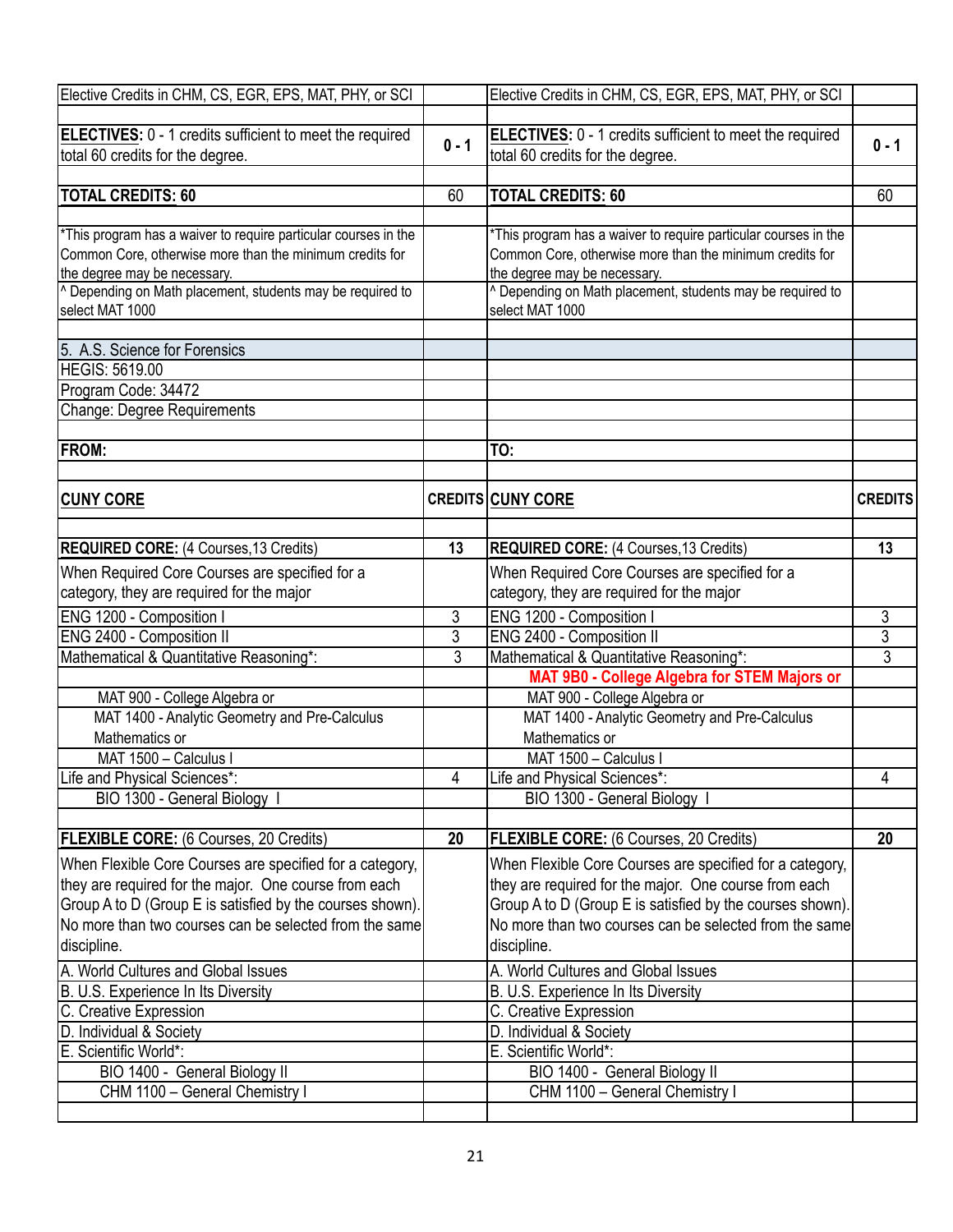| | | | |
|---|---|---|---|
| Elective Credits in CHM, CS, EGR, EPS, MAT, PHY, or SCI | | Elective Credits in CHM, CS, EGR, EPS, MAT, PHY, or SCI | |
| | | | |
| **ELECTIVES:** 0 - 1 credits sufficient to meet the required total 60 credits for the degree. | **0 - 1** | **ELECTIVES:** 0 - 1 credits sufficient to meet the required total 60 credits for the degree. | **0 - 1** |
| | | | |
| **TOTAL CREDITS: 60** | 60 | **TOTAL CREDITS: 60** | 60 |
| | | | |
| *This program has a waiver to require particular courses in the Common Core, otherwise more than the minimum credits for the degree may be necessary. | | *This program has a waiver to require particular courses in the Common Core, otherwise more than the minimum credits for the degree may be necessary. | |
| ^ Depending on Math placement, students may be required to select MAT 1000 | | ^ Depending on Math placement, students may be required to select MAT 1000 | |
| | | | |
| 5. A.S. Science for Forensics | | | |
| HEGIS: 5619.00 | | | |
| Program Code: 34472 | | | |
| Change: Degree Requirements | | | |
| | | | |
| **FROM:** | | **TO:** | |
| | | | |
| **CUNY CORE** | **CREDITS** | **CUNY CORE** | **CREDITS** |
| | | | |
| **REQUIRED CORE:** (4 Courses,13 Credits) | **13** | **REQUIRED CORE:** (4 Courses,13 Credits) | **13** |
| When Required Core Courses are specified for a category, they are required for the major | | When Required Core Courses are specified for a category, they are required for the major | |
| ENG 1200 - Composition I | 3 | ENG 1200 - Composition I | 3 |
| ENG 2400 - Composition II | 3 | ENG 2400 - Composition II | 3 |
| Mathematical & Quantitative Reasoning*: | 3 | Mathematical & Quantitative Reasoning*: | 3 |
| | | **MAT 9B0 - College Algebra for STEM Majors or** | |
| MAT 900 - College Algebra or | | MAT 900 - College Algebra or | |
| MAT 1400 - Analytic Geometry and Pre-Calculus Mathematics or | | MAT 1400 - Analytic Geometry and Pre-Calculus Mathematics or | |
| MAT 1500 – Calculus I | | MAT 1500 – Calculus I | |
| Life and Physical Sciences*: | 4 | Life and Physical Sciences*: | 4 |
| BIO 1300 - General Biology I | | BIO 1300 - General Biology I | |
| | | | |
| **FLEXIBLE CORE:** (6 Courses, 20 Credits) | **20** | **FLEXIBLE CORE:** (6 Courses, 20 Credits) | **20** |
| When Flexible Core Courses are specified for a category, they are required for the major. One course from each Group A to D (Group E is satisfied by the courses shown). No more than two courses can be selected from the same discipline. | | When Flexible Core Courses are specified for a category, they are required for the major. One course from each Group A to D (Group E is satisfied by the courses shown). No more than two courses can be selected from the same discipline. | |
| A. World Cultures and Global Issues | | A. World Cultures and Global Issues | |
| B. U.S. Experience In Its Diversity | | B. U.S. Experience In Its Diversity | |
| C. Creative Expression | | C. Creative Expression | |
| D. Individual & Society | | D. Individual & Society | |
| E. Scientific World*: | | E. Scientific World*: | |
| BIO 1400 - General Biology II | | BIO 1400 - General Biology II | |
| CHM 1100 – General Chemistry I | | CHM 1100 – General Chemistry I | |
| | | | |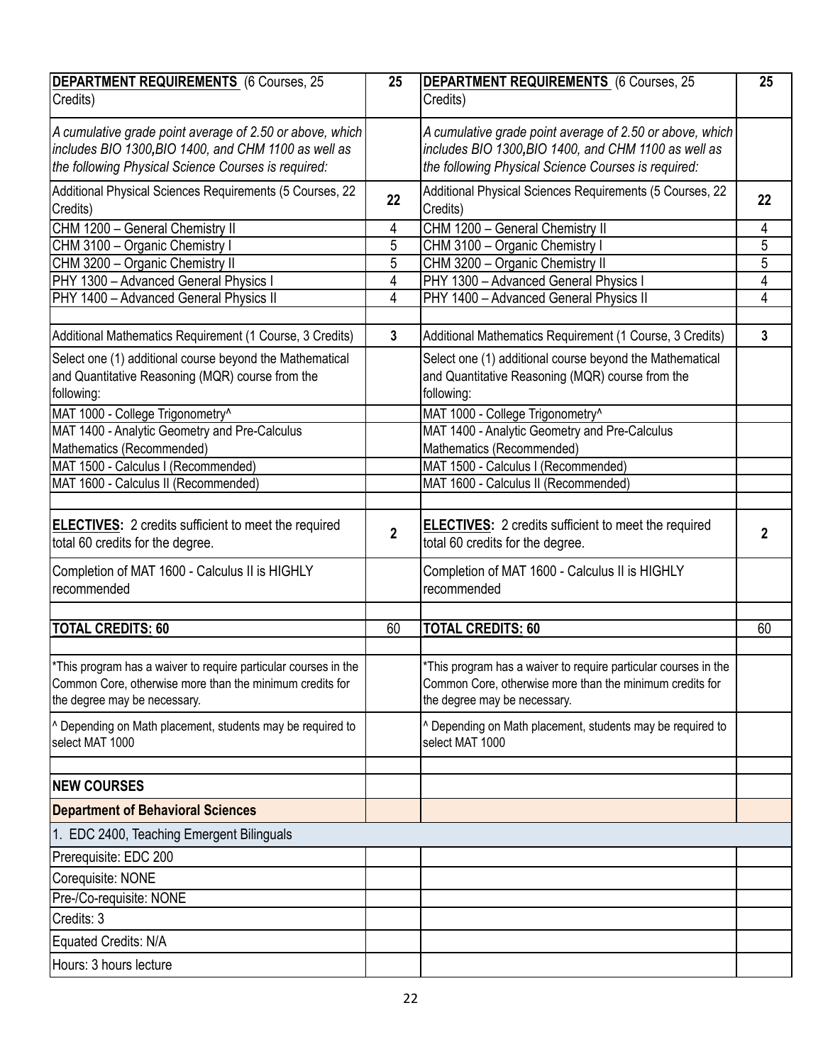| **DEPARTMENT REQUIREMENTS** (6 Courses, 25 Credits) | **25** | **DEPARTMENT REQUIREMENTS** (6 Courses, 25 Credits) | **25** |
|---|---|---|---|
| *A cumulative grade point average of 2.50 or above, which includes BIO 1300, BIO 1400, and CHM 1100 as well as the following Physical Science Courses is required:* | | *A cumulative grade point average of 2.50 or above, which includes BIO 1300, BIO 1400, and CHM 1100 as well as the following Physical Science Courses is required:* | |
| Additional Physical Sciences Requirements (5 Courses, 22 Credits) | **22** | Additional Physical Sciences Requirements (5 Courses, 22 Credits) | **22** |
| CHM 1200 – General Chemistry II | 4 | CHM 1200 – General Chemistry II | 4 |
| CHM 3100 – Organic Chemistry I | 5 | CHM 3100 – Organic Chemistry I | 5 |
| CHM 3200 – Organic Chemistry II | 5 | CHM 3200 – Organic Chemistry II | 5 |
| PHY 1300 – Advanced General Physics I | 4 | PHY 1300 – Advanced General Physics I | 4 |
| PHY 1400 – Advanced General Physics II | 4 | PHY 1400 – Advanced General Physics II | 4 |
| | | | |
| Additional Mathematics Requirement (1 Course, 3 Credits) | **3** | Additional Mathematics Requirement (1 Course, 3 Credits) | **3** |
| Select one (1) additional course beyond the Mathematical and Quantitative Reasoning (MQR) course from the following: | | Select one (1) additional course beyond the Mathematical and Quantitative Reasoning (MQR) course from the following: | |
| MAT 1000 - College Trigonometry^ | | MAT 1000 - College Trigonometry^ | |
| MAT 1400 - Analytic Geometry and Pre-Calculus Mathematics (Recommended) | | MAT 1400 - Analytic Geometry and Pre-Calculus Mathematics (Recommended) | |
| MAT 1500 - Calculus I (Recommended) | | MAT 1500 - Calculus I (Recommended) | |
| MAT 1600 - Calculus II (Recommended) | | MAT 1600 - Calculus II (Recommended) | |
| | | | |
| **ELECTIVES:** 2 credits sufficient to meet the required total 60 credits for the degree. | **2** | **ELECTIVES:** 2 credits sufficient to meet the required total 60 credits for the degree. | **2** |
| Completion of MAT 1600 - Calculus II is HIGHLY recommended | | Completion of MAT 1600 - Calculus II is HIGHLY recommended | |
| | | | |
| **TOTAL CREDITS: 60** | 60 | **TOTAL CREDITS: 60** | 60 |
| | | | |
| *This program has a waiver to require particular courses in the Common Core, otherwise more than the minimum credits for the degree may be necessary. | | *This program has a waiver to require particular courses in the Common Core, otherwise more than the minimum credits for the degree may be necessary. | |
| ^ Depending on Math placement, students may be required to select MAT 1000 | | ^ Depending on Math placement, students may be required to select MAT 1000 | |
| | | | |
| **NEW COURSES** | | | |
| **Department of Behavioral Sciences** | | | |
| 1. EDC 2400, Teaching Emergent Bilinguals | | | |
| Prerequisite: EDC 200 | | | |
| Corequisite: NONE | | | |
| Pre-/Co-requisite: NONE | | | |
| Credits: 3 | | | |
| Equated Credits: N/A | | | |
| Hours: 3 hours lecture | | | |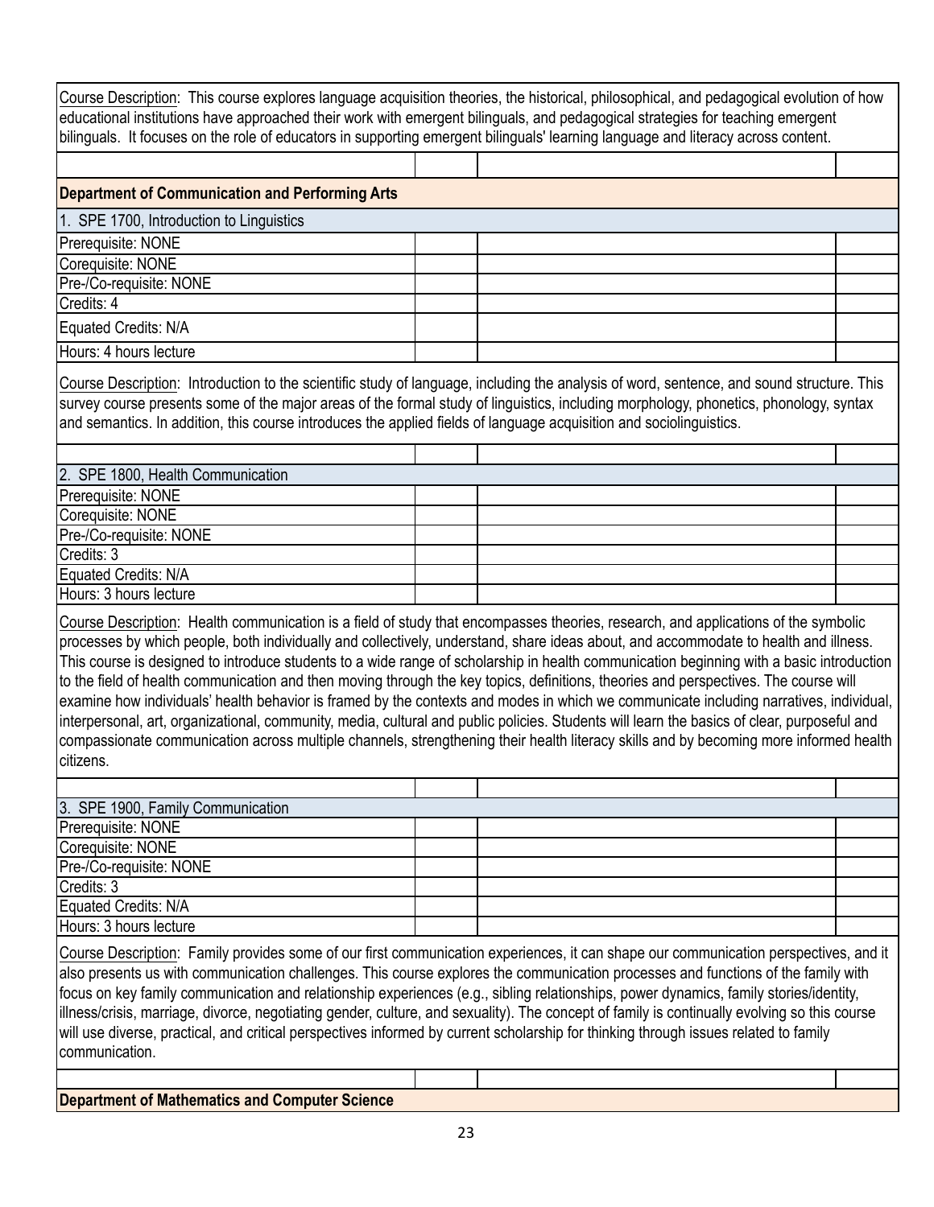Course Description: This course explores language acquisition theories, the historical, philosophical, and pedagogical evolution of how educational institutions have approached their work with emergent bilinguals, and pedagogical strategies for teaching emergent bilinguals. It focuses on the role of educators in supporting emergent bilinguals' learning language and literacy across content.

**Department of Communication and Performing Arts**

1. SPE 1700, Introduction to Linguistics

Prerequisite: NONE
Corequisite: NONE
Pre-/Co-requisite: NONE
Credits: 4
Equated Credits: N/A
Hours: 4 hours lecture

Course Description: Introduction to the scientific study of language, including the analysis of word, sentence, and sound structure. This survey course presents some of the major areas of the formal study of linguistics, including morphology, phonetics, phonology, syntax and semantics. In addition, this course introduces the applied fields of language acquisition and sociolinguistics.

2. SPE 1800, Health Communication

Prerequisite: NONE
Corequisite: NONE
Pre-/Co-requisite: NONE
Credits: 3
Equated Credits: N/A
Hours: 3 hours lecture

Course Description: Health communication is a field of study that encompasses theories, research, and applications of the symbolic processes by which people, both individually and collectively, understand, share ideas about, and accommodate to health and illness. This course is designed to introduce students to a wide range of scholarship in health communication beginning with a basic introduction to the field of health communication and then moving through the key topics, definitions, theories and perspectives. The course will examine how individuals' health behavior is framed by the contexts and modes in which we communicate including narratives, individual, interpersonal, art, organizational, community, media, cultural and public policies. Students will learn the basics of clear, purposeful and compassionate communication across multiple channels, strengthening their health literacy skills and by becoming more informed health citizens.

3. SPE 1900, Family Communication

Prerequisite: NONE
Corequisite: NONE
Pre-/Co-requisite: NONE
Credits: 3
Equated Credits: N/A
Hours: 3 hours lecture

Course Description: Family provides some of our first communication experiences, it can shape our communication perspectives, and it also presents us with communication challenges. This course explores the communication processes and functions of the family with focus on key family communication and relationship experiences (e.g., sibling relationships, power dynamics, family stories/identity, illness/crisis, marriage, divorce, negotiating gender, culture, and sexuality). The concept of family is continually evolving so this course will use diverse, practical, and critical perspectives informed by current scholarship for thinking through issues related to family communication.

**Department of Mathematics and Computer Science**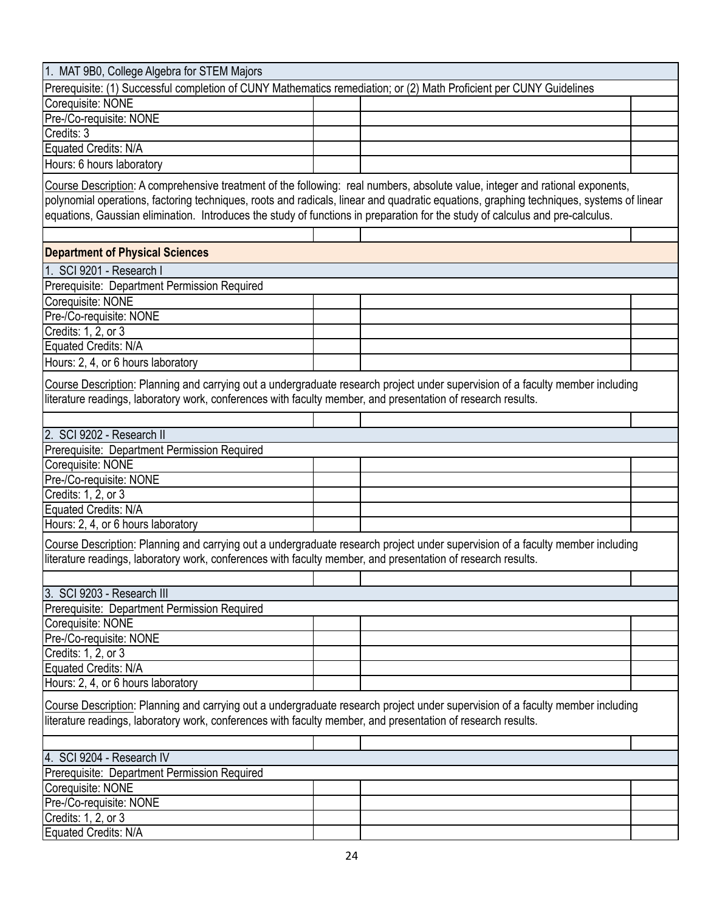1. MAT 9B0, College Algebra for STEM Majors

Prerequisite: (1) Successful completion of CUNY Mathematics remediation; or (2) Math Proficient per CUNY Guidelines

Corequisite: NONE

Pre-/Co-requisite: NONE

Credits: 3

Equated Credits: N/A

Hours: 6 hours laboratory

Course Description: A comprehensive treatment of the following: real numbers, absolute value, integer and rational exponents, polynomial operations, factoring techniques, roots and radicals, linear and quadratic equations, graphing techniques, systems of linear equations, Gaussian elimination. Introduces the study of functions in preparation for the study of calculus and pre-calculus.

## Department of Physical Sciences

1. SCI 9201 - Research I

Prerequisite: Department Permission Required

Corequisite: NONE

Pre-/Co-requisite: NONE

Credits: 1, 2, or 3

Equated Credits: N/A

Hours: 2, 4, or 6 hours laboratory

Course Description: Planning and carrying out a undergraduate research project under supervision of a faculty member including literature readings, laboratory work, conferences with faculty member, and presentation of research results.

2. SCI 9202 - Research II

Prerequisite: Department Permission Required

Corequisite: NONE

Pre-/Co-requisite: NONE

Credits: 1, 2, or 3

Equated Credits: N/A

Hours: 2, 4, or 6 hours laboratory

Course Description: Planning and carrying out a undergraduate research project under supervision of a faculty member including literature readings, laboratory work, conferences with faculty member, and presentation of research results.

3. SCI 9203 - Research III

Prerequisite: Department Permission Required

Corequisite: NONE

Pre-/Co-requisite: NONE

Credits: 1, 2, or 3

Equated Credits: N/A

Hours: 2, 4, or 6 hours laboratory

Course Description: Planning and carrying out a undergraduate research project under supervision of a faculty member including literature readings, laboratory work, conferences with faculty member, and presentation of research results.

4. SCI 9204 - Research IV

Prerequisite: Department Permission Required

Corequisite: NONE

Pre-/Co-requisite: NONE

Credits: 1, 2, or 3

Equated Credits: N/A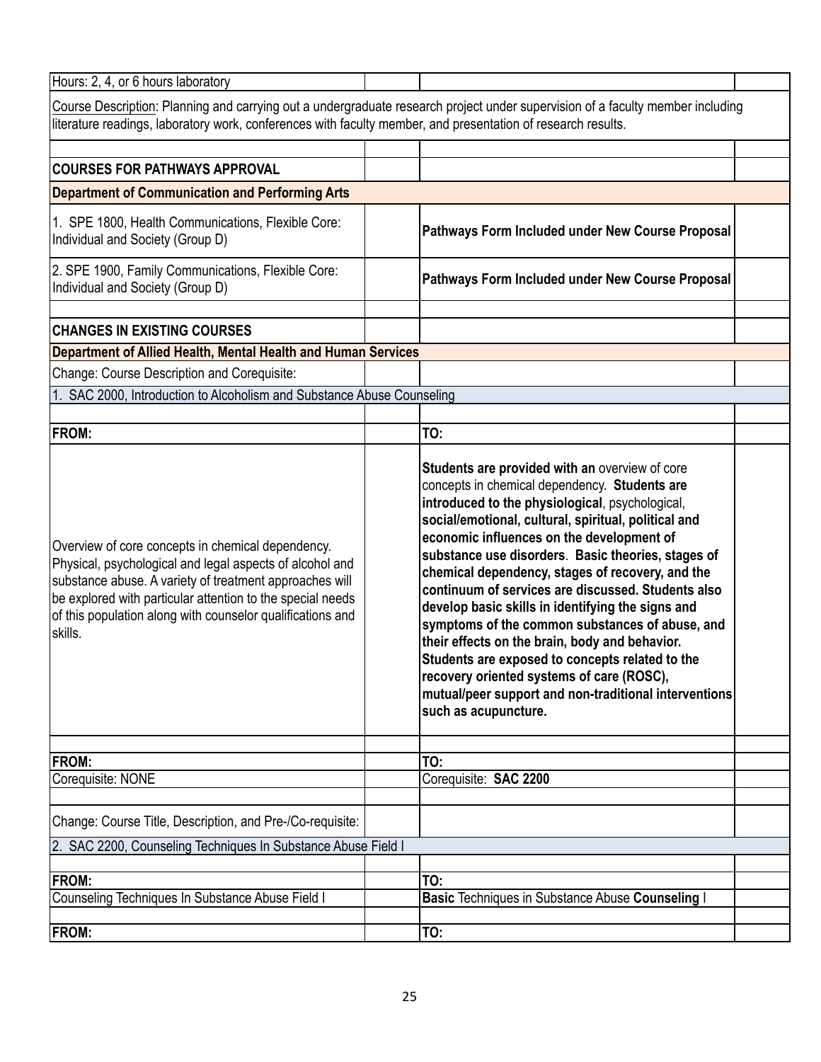Hours: 2, 4, or 6 hours laboratory

Course Description: Planning and carrying out a undergraduate research project under supervision of a faculty member including literature readings, laboratory work, conferences with faculty member, and presentation of research results.

**COURSES FOR PATHWAYS APPROVAL**

**Department of Communication and Performing Arts**

| | |
|---|---|
| 1. SPE 1800, Health Communications, Flexible Core: Individual and Society (Group D) | **Pathways Form Included under New Course Proposal** |
| 2. SPE 1900, Family Communications, Flexible Core: Individual and Society (Group D) | **Pathways Form Included under New Course Proposal** |

**CHANGES IN EXISTING COURSES**

**Department of Allied Health, Mental Health and Human Services**

Change: Course Description and Corequisite:

1. SAC 2000, Introduction to Alcoholism and Substance Abuse Counseling

| FROM: | TO: |
|---|---|
| Overview of core concepts in chemical dependency. Physical, psychological and legal aspects of alcohol and substance abuse. A variety of treatment approaches will be explored with particular attention to the special needs of this population along with counselor qualifications and skills. | **Students are provided with an** overview of core concepts in chemical dependency. **Students are introduced to the physiological**, psychological, **social/emotional, cultural, spiritual, political and economic influences on the development of substance use disorders**. **Basic theories, stages of chemical dependency, stages of recovery, and the continuum of services are discussed. Students also develop basic skills in identifying the signs and symptoms of the common substances of abuse, and their effects on the brain, body and behavior. Students are exposed to concepts related to the recovery oriented systems of care (ROSC), mutual/peer support and non-traditional interventions such as acupuncture.** |

| FROM: | TO: |
|---|---|
| Corequisite: NONE | Corequisite: **SAC 2200** |

Change: Course Title, Description, and Pre-/Co-requisite:

2. SAC 2200, Counseling Techniques In Substance Abuse Field I

| FROM: | TO: |
|---|---|
| Counseling Techniques In Substance Abuse Field I | **Basic** Techniques in Substance Abuse **Counseling** I |

| FROM: | TO: |
|---|---|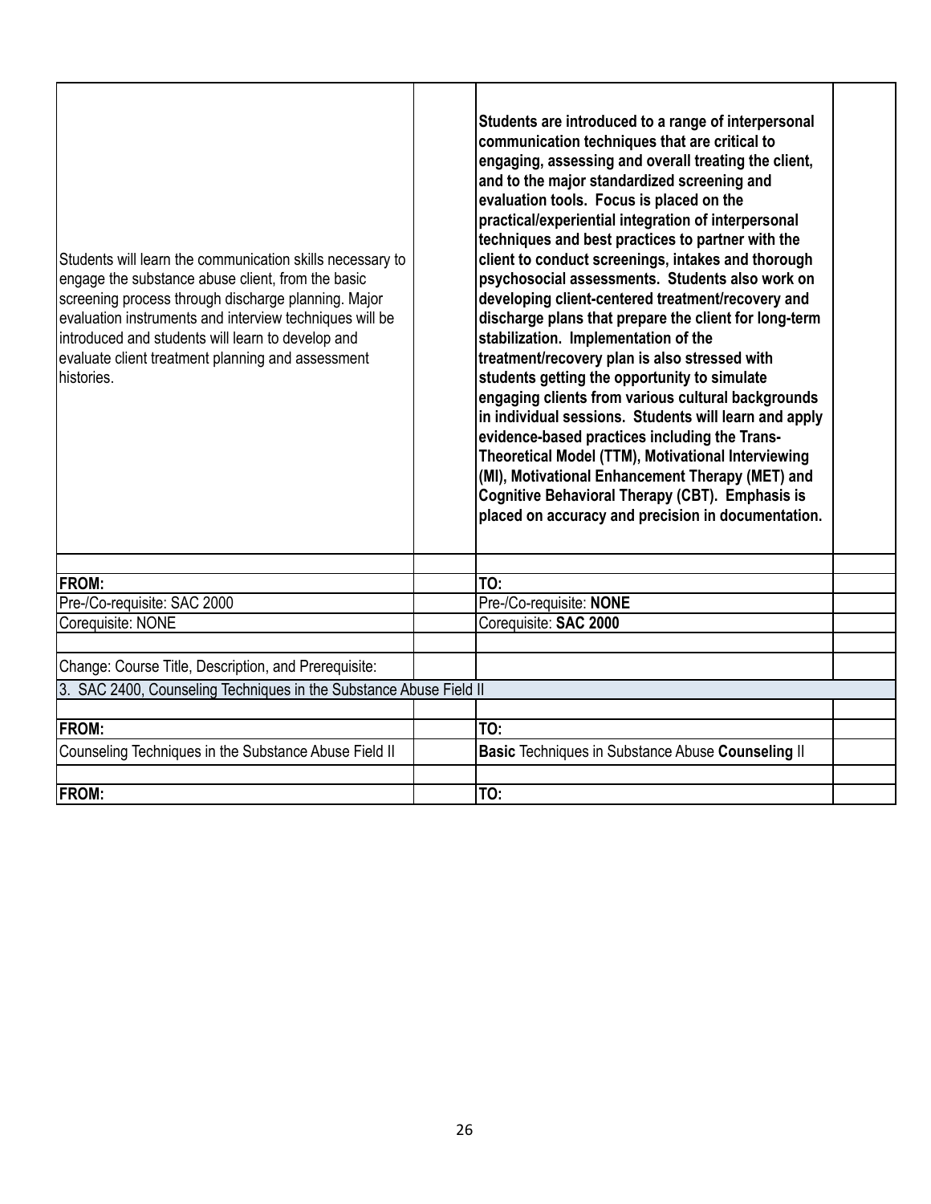| | | | |
|---|---|---|---|
| Students will learn the communication skills necessary to engage the substance abuse client, from the basic screening process through discharge planning. Major evaluation instruments and interview techniques will be introduced and students will learn to develop and evaluate client treatment planning and assessment histories. | | **Students are introduced to a range of interpersonal communication techniques that are critical to engaging, assessing and overall treating the client, and to the major standardized screening and evaluation tools. Focus is placed on the practical/experiential integration of interpersonal techniques and best practices to partner with the client to conduct screenings, intakes and thorough psychosocial assessments. Students also work on developing client-centered treatment/recovery and discharge plans that prepare the client for long-term stabilization. Implementation of the treatment/recovery plan is also stressed with students getting the opportunity to simulate engaging clients from various cultural backgrounds in individual sessions. Students will learn and apply evidence-based practices including the Trans-Theoretical Model (TTM), Motivational Interviewing (MI), Motivational Enhancement Therapy (MET) and Cognitive Behavioral Therapy (CBT). Emphasis is placed on accuracy and precision in documentation.** | |
| | | | |
| **FROM:** | | **TO:** | |
| Pre-/Co-requisite: SAC 2000 | | Pre-/Co-requisite: **NONE** | |
| Corequisite: NONE | | Corequisite: **SAC 2000** | |
| | | | |
| Change: Course Title, Description, and Prerequisite: | | | |
| 3. SAC 2400, Counseling Techniques in the Substance Abuse Field II | | | |
| | | | |
| **FROM:** | | **TO:** | |
| Counseling Techniques in the Substance Abuse Field II | | **Basic** Techniques in Substance Abuse **Counseling** II | |
| | | | |
| **FROM:** | | **TO:** | |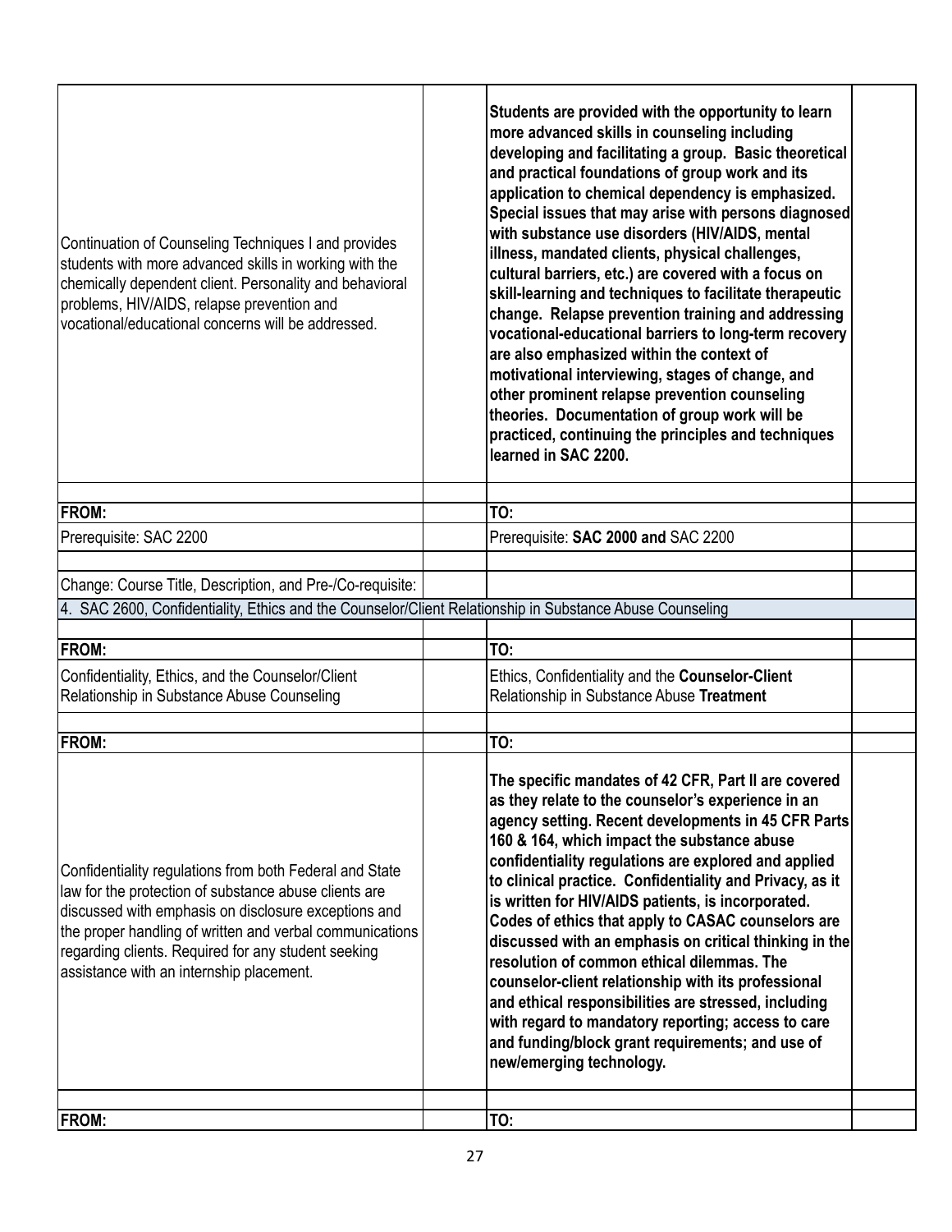| | | | |
|---|---|---|---|
| Continuation of Counseling Techniques I and provides students with more advanced skills in working with the chemically dependent client. Personality and behavioral problems, HIV/AIDS, relapse prevention and vocational/educational concerns will be addressed. | | **Students are provided with the opportunity to learn more advanced skills in counseling including developing and facilitating a group. Basic theoretical and practical foundations of group work and its application to chemical dependency is emphasized. Special issues that may arise with persons diagnosed with substance use disorders (HIV/AIDS, mental illness, mandated clients, physical challenges, cultural barriers, etc.) are covered with a focus on skill-learning and techniques to facilitate therapeutic change. Relapse prevention training and addressing vocational-educational barriers to long-term recovery are also emphasized within the context of motivational interviewing, stages of change, and other prominent relapse prevention counseling theories. Documentation of group work will be practiced, continuing the principles and techniques learned in SAC 2200.** | |
| | | | |
| **FROM:** | | **TO:** | |
| Prerequisite: SAC 2200 | | Prerequisite: **SAC 2000 and** SAC 2200 | |
| | | | |
| Change: Course Title, Description, and Pre-/Co-requisite: | | | |
| 4. SAC 2600, Confidentiality, Ethics and the Counselor/Client Relationship in Substance Abuse Counseling | | | |
| | | | |
| **FROM:** | | **TO:** | |
| Confidentiality, Ethics, and the Counselor/Client Relationship in Substance Abuse Counseling | | Ethics, Confidentiality and the **Counselor-Client** Relationship in Substance Abuse **Treatment** | |
| | | | |
| **FROM:** | | **TO:** | |
| Confidentiality regulations from both Federal and State law for the protection of substance abuse clients are discussed with emphasis on disclosure exceptions and the proper handling of written and verbal communications regarding clients. Required for any student seeking assistance with an internship placement. | | **The specific mandates of 42 CFR, Part II are covered as they relate to the counselor's experience in an agency setting. Recent developments in 45 CFR Parts 160 & 164, which impact the substance abuse confidentiality regulations are explored and applied to clinical practice. Confidentiality and Privacy, as it is written for HIV/AIDS patients, is incorporated. Codes of ethics that apply to CASAC counselors are discussed with an emphasis on critical thinking in the resolution of common ethical dilemmas. The counselor-client relationship with its professional and ethical responsibilities are stressed, including with regard to mandatory reporting; access to care and funding/block grant requirements; and use of new/emerging technology.** | |
| | | | |
| **FROM:** | | **TO:** | |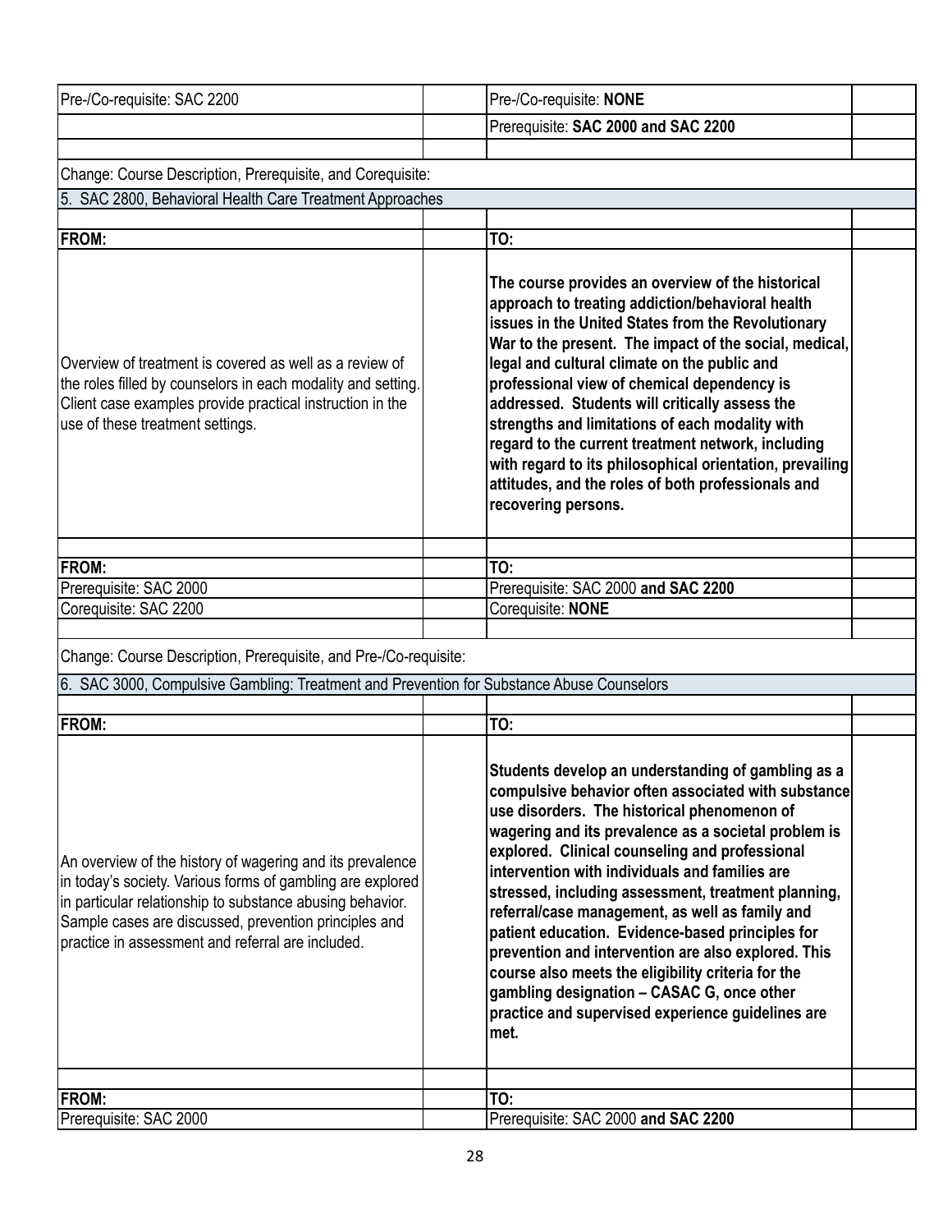| | | | |
|---|---|---|---|
| Pre-/Co-requisite: SAC 2200 | | Pre-/Co-requisite: **NONE** | |
| | | Prerequisite: **SAC 2000 and SAC 2200** | |

Change: Course Description, Prerequisite, and Corequisite:

5. SAC 2800, Behavioral Health Care Treatment Approaches

| FROM: | | TO: | |
|---|---|---|---|
| Overview of treatment is covered as well as a review of the roles filled by counselors in each modality and setting. Client case examples provide practical instruction in the use of these treatment settings. | | **The course provides an overview of the historical approach to treating addiction/behavioral health issues in the United States from the Revolutionary War to the present. The impact of the social, medical, legal and cultural climate on the public and professional view of chemical dependency is addressed. Students will critically assess the strengths and limitations of each modality with regard to the current treatment network, including with regard to its philosophical orientation, prevailing attitudes, and the roles of both professionals and recovering persons.** | |

| FROM: | | TO: | |
|---|---|---|---|
| Prerequisite: SAC 2000 | | Prerequisite: SAC 2000 **and SAC 2200** | |
| Corequisite: SAC 2200 | | Corequisite: **NONE** | |

Change: Course Description, Prerequisite, and Pre-/Co-requisite:

6. SAC 3000, Compulsive Gambling: Treatment and Prevention for Substance Abuse Counselors

| FROM: | | TO: | |
|---|---|---|---|
| An overview of the history of wagering and its prevalence in today's society. Various forms of gambling are explored in particular relationship to substance abusing behavior. Sample cases are discussed, prevention principles and practice in assessment and referral are included. | | **Students develop an understanding of gambling as a compulsive behavior often associated with substance use disorders. The historical phenomenon of wagering and its prevalence as a societal problem is explored. Clinical counseling and professional intervention with individuals and families are stressed, including assessment, treatment planning, referral/case management, as well as family and patient education. Evidence-based principles for prevention and intervention are also explored. This course also meets the eligibility criteria for the gambling designation – CASAC G, once other practice and supervised experience guidelines are met.** | |

| FROM: | | TO: | |
|---|---|---|---|
| Prerequisite: SAC 2000 | | Prerequisite: SAC 2000 **and SAC 2200** | |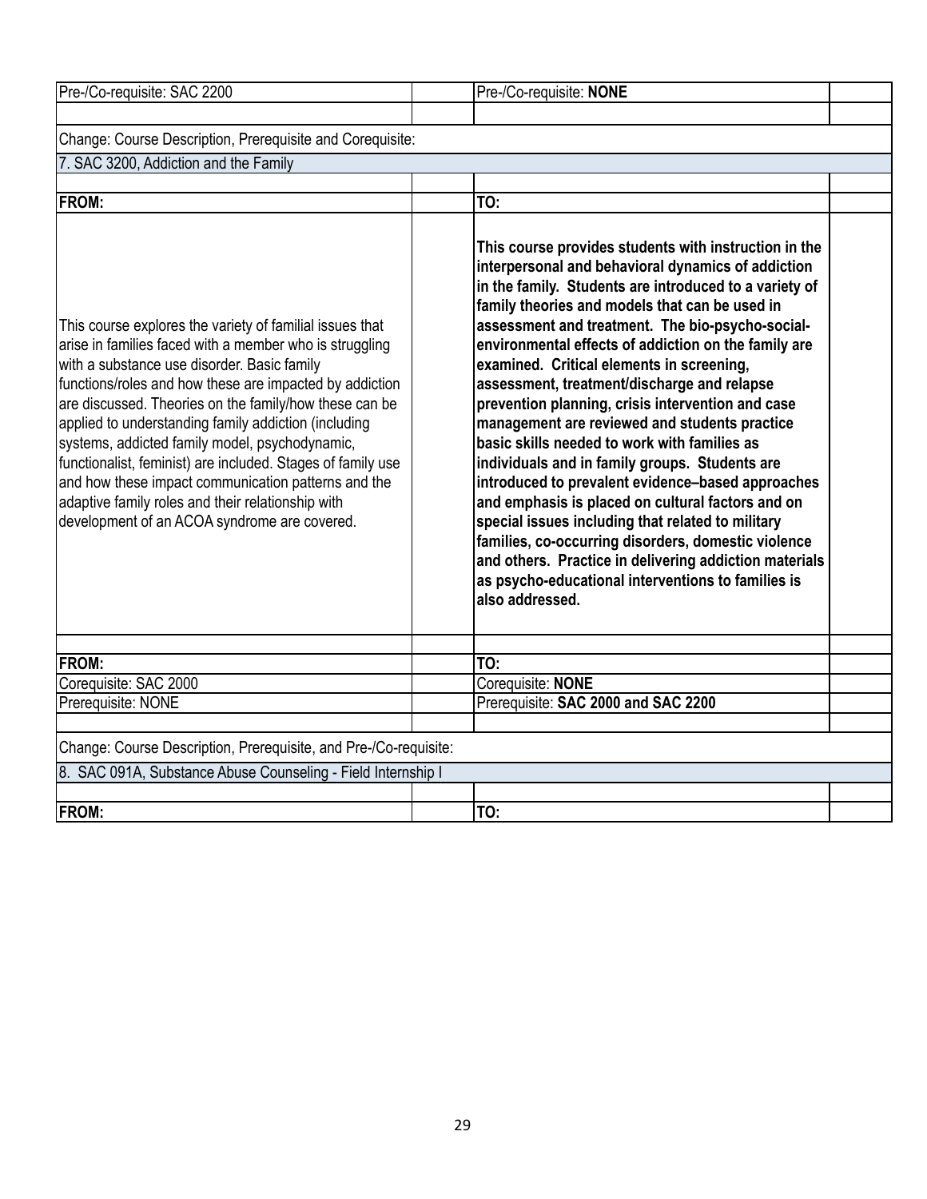| Pre-/Co-requisite: SAC 2200 | | Pre-/Co-requisite: **NONE** | |
|---|---|---|---|
| | | | |
| Change: Course Description, Prerequisite and Corequisite: | | | |
| 7. SAC 3200, Addiction and the Family | | | |
| | | | |
| **FROM:** | | **TO:** | |
| This course explores the variety of familial issues that arise in families faced with a member who is struggling with a substance use disorder. Basic family functions/roles and how these are impacted by addiction are discussed. Theories on the family/how these can be applied to understanding family addiction (including systems, addicted family model, psychodynamic, functionalist, feminist) are included. Stages of family use and how these impact communication patterns and the adaptive family roles and their relationship with development of an ACOA syndrome are covered. | | **This course provides students with instruction in the interpersonal and behavioral dynamics of addiction in the family. Students are introduced to a variety of family theories and models that can be used in assessment and treatment. The bio-psycho-social-environmental effects of addiction on the family are examined. Critical elements in screening, assessment, treatment/discharge and relapse prevention planning, crisis intervention and case management are reviewed and students practice basic skills needed to work with families as individuals and in family groups. Students are introduced to prevalent evidence–based approaches and emphasis is placed on cultural factors and on special issues including that related to military families, co-occurring disorders, domestic violence and others. Practice in delivering addiction materials as psycho-educational interventions to families is also addressed.** | |
| | | | |
| **FROM:** | | **TO:** | |
| Corequisite: SAC 2000 | | Corequisite: **NONE** | |
| Prerequisite: NONE | | Prerequisite: **SAC 2000 and SAC 2200** | |
| | | | |
| Change: Course Description, Prerequisite, and Pre-/Co-requisite: | | | |
| 8. SAC 091A, Substance Abuse Counseling - Field Internship I | | | |
| | | | |
| **FROM:** | | **TO:** | |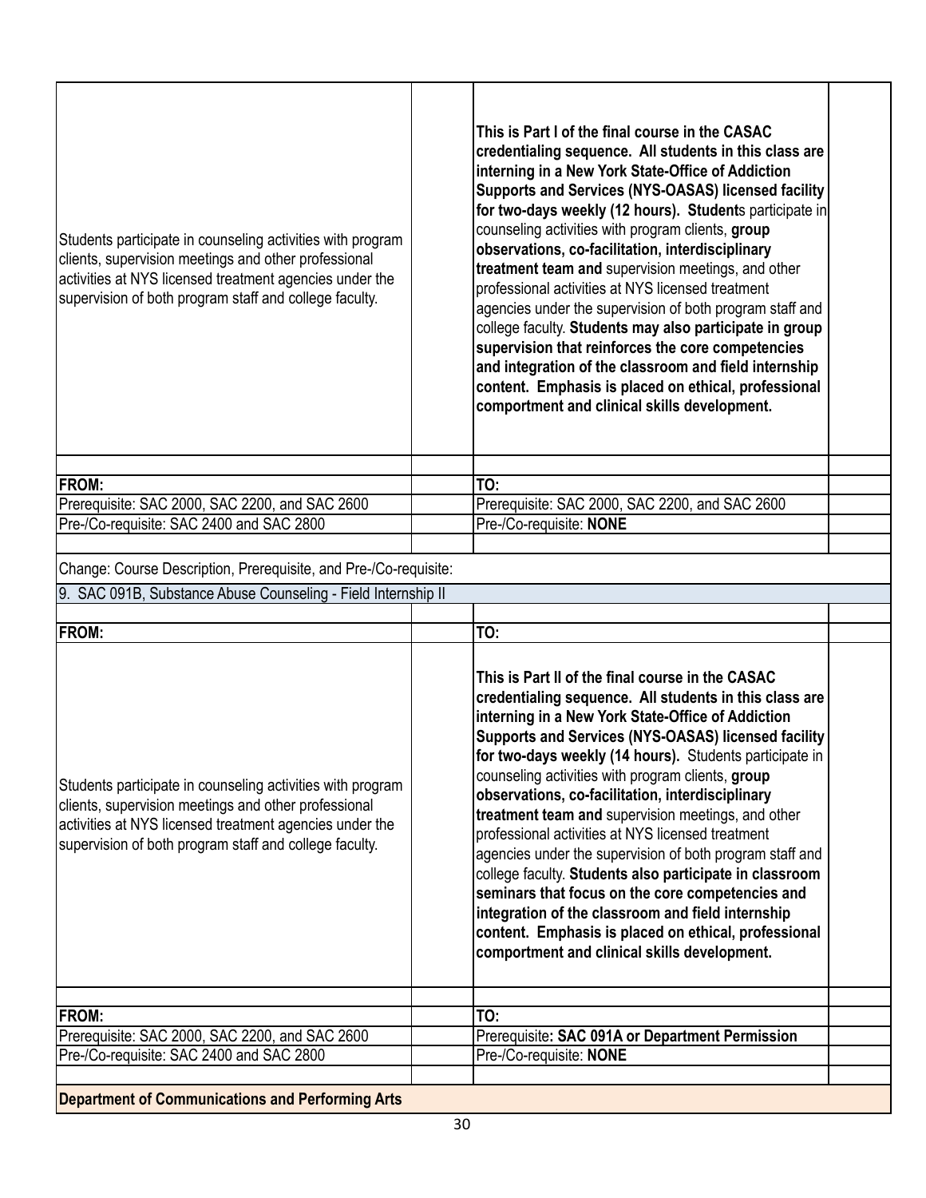| | | | |
|---|---|---|---|
| Students participate in counseling activities with program clients, supervision meetings and other professional activities at NYS licensed treatment agencies under the supervision of both program staff and college faculty. | | **This is Part I of the final course in the CASAC credentialing sequence. All students in this class are interning in a New York State-Office of Addiction Supports and Services (NYS-OASAS) licensed facility for two-days weekly (12 hours). Student**s participate in counseling activities with program clients, **group observations, co-facilitation, interdisciplinary treatment team and** supervision meetings, and other professional activities at NYS licensed treatment agencies under the supervision of both program staff and college faculty. **Students may also participate in group supervision that reinforces the core competencies and integration of the classroom and field internship content. Emphasis is placed on ethical, professional comportment and clinical skills development.** | |
| | | | |
| **FROM:** | | **TO:** | |
| Prerequisite: SAC 2000, SAC 2200, and SAC 2600 | | Prerequisite: SAC 2000, SAC 2200, and SAC 2600 | |
| Pre-/Co-requisite: SAC 2400 and SAC 2800 | | Pre-/Co-requisite: **NONE** | |
| | | | |

Change: Course Description, Prerequisite, and Pre-/Co-requisite:

9. SAC 091B, Substance Abuse Counseling - Field Internship II

| | | | |
|---|---|---|---|
| **FROM:** | | **TO:** | |
| Students participate in counseling activities with program clients, supervision meetings and other professional activities at NYS licensed treatment agencies under the supervision of both program staff and college faculty. | | **This is Part II of the final course in the CASAC credentialing sequence. All students in this class are interning in a New York State-Office of Addiction Supports and Services (NYS-OASAS) licensed facility for two-days weekly (14 hours).** Students participate in counseling activities with program clients, **group observations, co-facilitation, interdisciplinary treatment team and** supervision meetings, and other professional activities at NYS licensed treatment agencies under the supervision of both program staff and college faculty. **Students also participate in classroom seminars that focus on the core competencies and integration of the classroom and field internship content. Emphasis is placed on ethical, professional comportment and clinical skills development.** | |
| | | | |
| **FROM:** | | **TO:** | |
| Prerequisite: SAC 2000, SAC 2200, and SAC 2600 | | Prerequisite**: SAC 091A or Department Permission** | |
| Pre-/Co-requisite: SAC 2400 and SAC 2800 | | Pre-/Co-requisite: **NONE** | |
| | | | |

**Department of Communications and Performing Arts**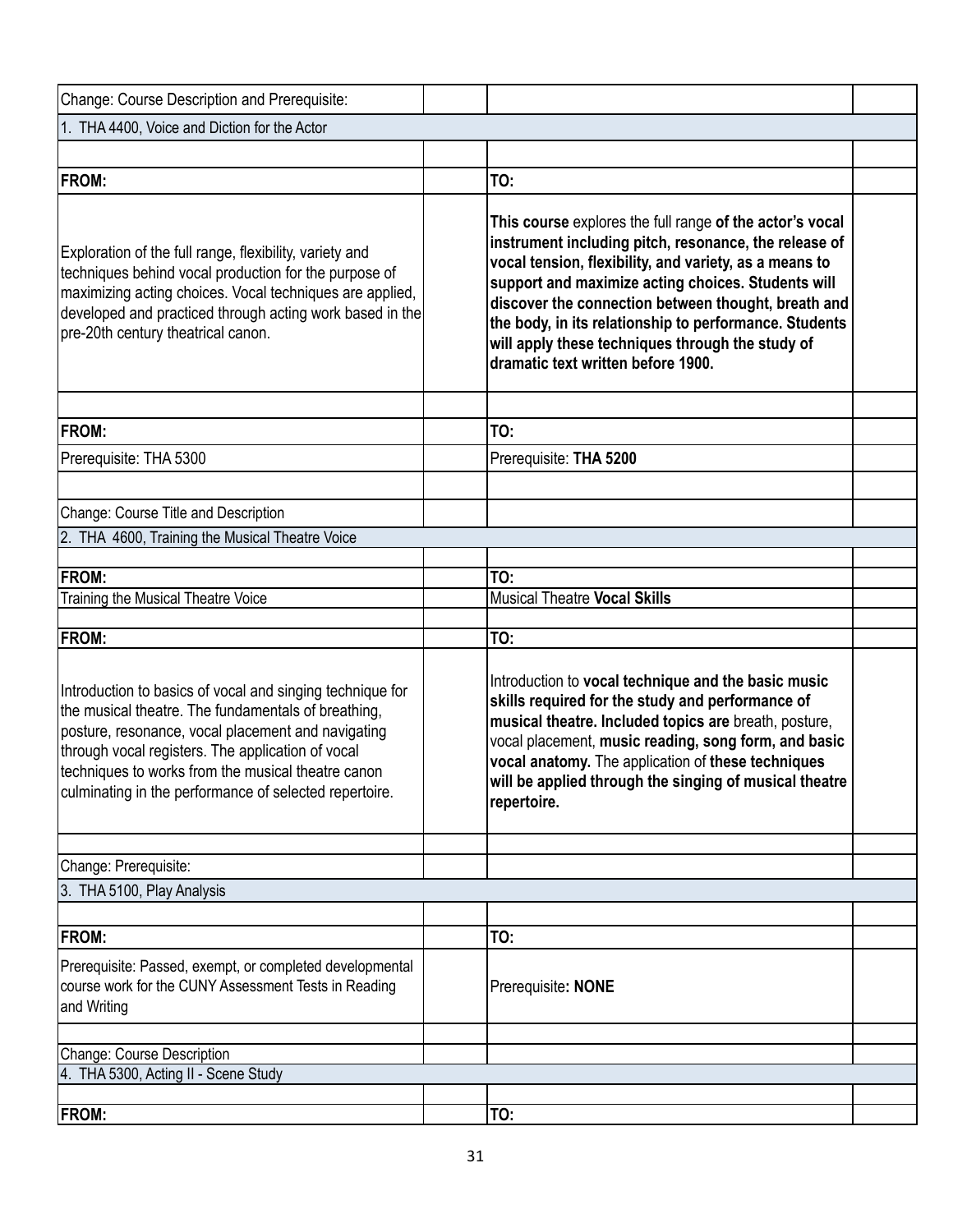Change: Course Description and Prerequisite:

1. THA 4400, Voice and Diction for the Actor

| FROM: | TO: |
|---|---|
| Exploration of the full range, flexibility, variety and techniques behind vocal production for the purpose of maximizing acting choices. Vocal techniques are applied, developed and practiced through acting work based in the pre-20th century theatrical canon. | **This course** explores the full range **of the actor's vocal instrument including pitch, resonance, the release of vocal tension, flexibility, and variety, as a means to support and maximize acting choices. Students will discover the connection between thought, breath and the body, in its relationship to performance. Students will apply these techniques through the study of dramatic text written before 1900.** |

| FROM: | TO: |
|---|---|
| Prerequisite: THA 5300 | Prerequisite: **THA 5200** |

Change: Course Title and Description

2. THA 4600, Training the Musical Theatre Voice

| FROM: | TO: |
|---|---|
| Training the Musical Theatre Voice | Musical Theatre **Vocal Skills** |

| FROM: | TO: |
|---|---|
| Introduction to basics of vocal and singing technique for the musical theatre. The fundamentals of breathing, posture, resonance, vocal placement and navigating through vocal registers. The application of vocal techniques to works from the musical theatre canon culminating in the performance of selected repertoire. | Introduction to **vocal technique and the basic music skills required for the study and performance of musical theatre. Included topics are** breath, posture, vocal placement, **music reading, song form, and basic vocal anatomy.** The application of **these techniques will be applied through the singing of musical theatre repertoire.** |

Change: Prerequisite:

3. THA 5100, Play Analysis

| FROM: | TO: |
|---|---|
| Prerequisite: Passed, exempt, or completed developmental course work for the CUNY Assessment Tests in Reading and Writing | Prerequisite**: NONE** |

Change: Course Description

4. THA 5300, Acting II - Scene Study

| FROM: | TO: |
|---|---|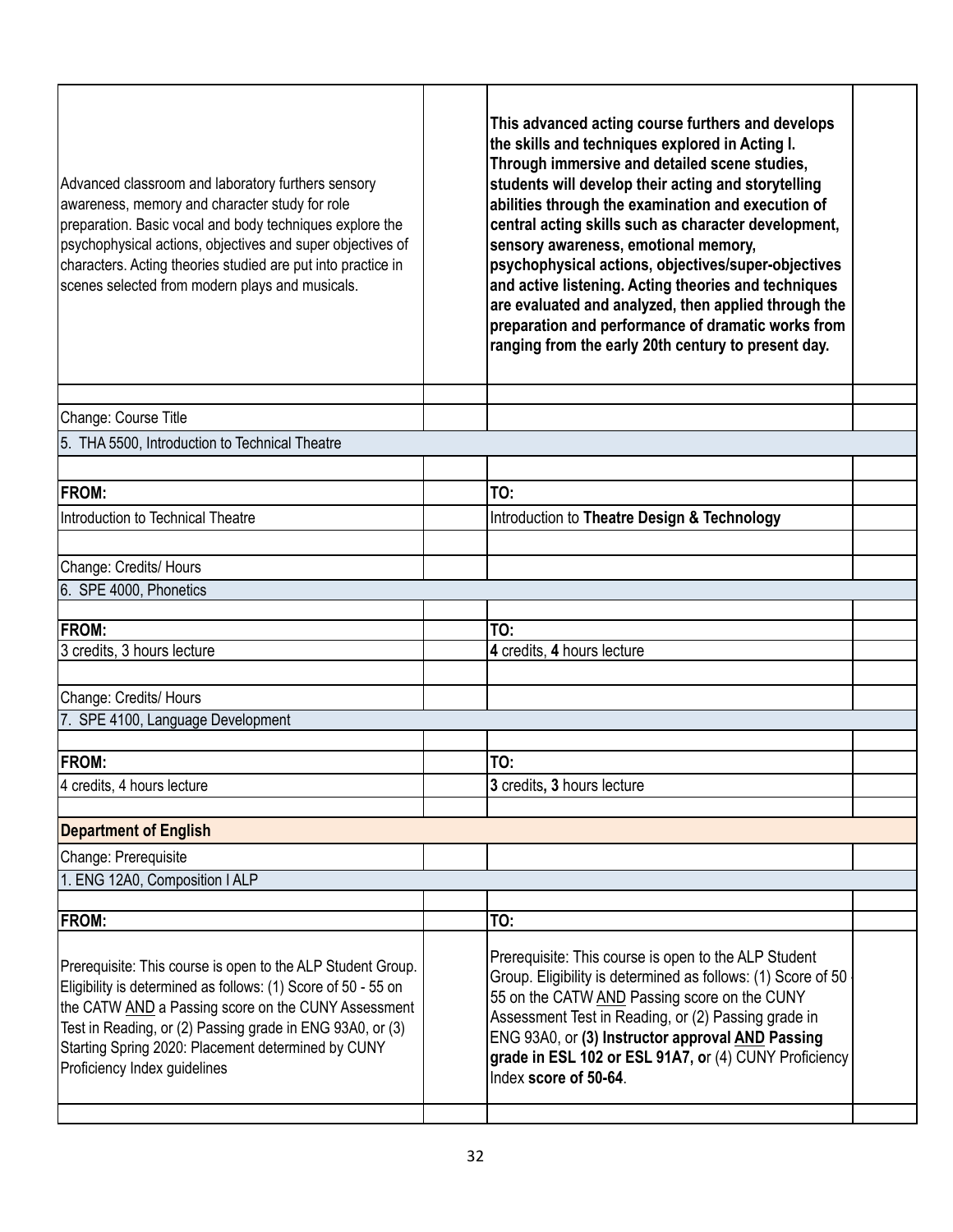| | | | |
|---|---|---|---|
| Advanced classroom and laboratory furthers sensory awareness, memory and character study for role preparation. Basic vocal and body techniques explore the psychophysical actions, objectives and super objectives of characters. Acting theories studied are put into practice in scenes selected from modern plays and musicals. | | **This advanced acting course furthers and develops the skills and techniques explored in Acting I. Through immersive and detailed scene studies, students will develop their acting and storytelling abilities through the examination and execution of central acting skills such as character development, sensory awareness, emotional memory, psychophysical actions, objectives/super-objectives and active listening. Acting theories and techniques are evaluated and analyzed, then applied through the preparation and performance of dramatic works from ranging from the early 20th century to present day.** | |
| | | | |
| Change: Course Title | | | |
| 5. THA 5500, Introduction to Technical Theatre | | | |
| | | | |
| **FROM:** | | **TO:** | |
| Introduction to Technical Theatre | | Introduction to **Theatre Design & Technology** | |
| | | | |
| Change: Credits/ Hours | | | |
| 6. SPE 4000, Phonetics | | | |
| | | | |
| **FROM:** | | **TO:** | |
| 3 credits, 3 hours lecture | | **4** credits, **4** hours lecture | |
| | | | |
| Change: Credits/ Hours | | | |
| 7. SPE 4100, Language Development | | | |
| | | | |
| **FROM:** | | **TO:** | |
| 4 credits, 4 hours lecture | | **3** credits**, 3** hours lecture | |
| | | | |
| **Department of English** | | | |
| Change: Prerequisite | | | |
| 1. ENG 12A0, Composition I ALP | | | |
| | | | |
| **FROM:** | | **TO:** | |
| Prerequisite: This course is open to the ALP Student Group. Eligibility is determined as follows: (1) Score of 50 - 55 on the CATW AND a Passing score on the CUNY Assessment Test in Reading, or (2) Passing grade in ENG 93A0, or (3) Starting Spring 2020: Placement determined by CUNY Proficiency Index guidelines | | Prerequisite: This course is open to the ALP Student Group. Eligibility is determined as follows: (1) Score of 50 - 55 on the CATW AND Passing score on the CUNY Assessment Test in Reading, or (2) Passing grade in ENG 93A0, or **(3) Instructor approval AND Passing grade in ESL 102 or ESL 91A7, o**r (4) CUNY Proficiency Index **score of 50-64**. | |
| | | | |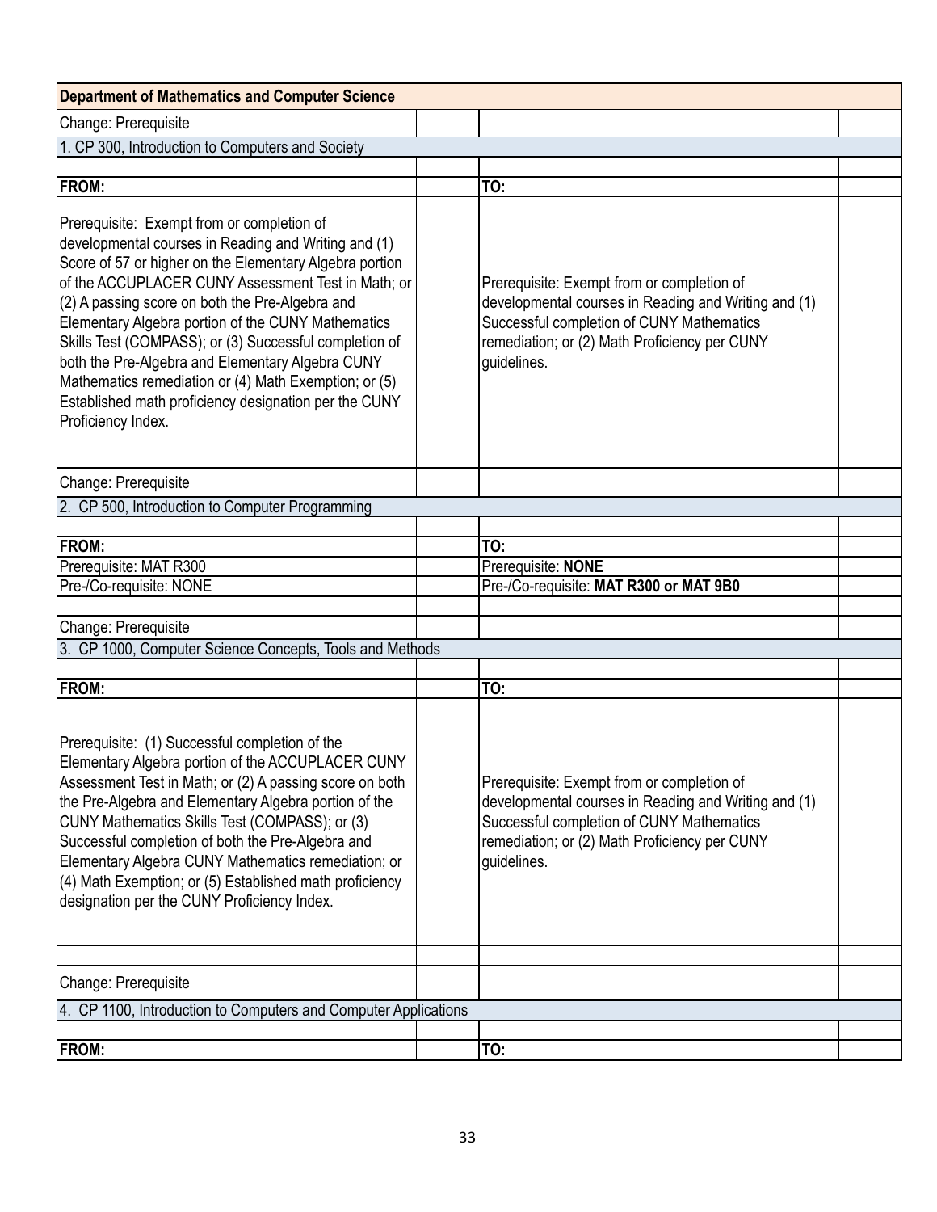| Department of Mathematics and Computer Science | | | |
|---|---|---|---|
| Change: Prerequisite | | | |
| 1. CP 300, Introduction to Computers and Society | | | |
| | | | |
| **FROM:** | | **TO:** | |
| Prerequisite: Exempt from or completion of developmental courses in Reading and Writing and (1) Score of 57 or higher on the Elementary Algebra portion of the ACCUPLACER CUNY Assessment Test in Math; or (2) A passing score on both the Pre-Algebra and Elementary Algebra portion of the CUNY Mathematics Skills Test (COMPASS); or (3) Successful completion of both the Pre-Algebra and Elementary Algebra CUNY Mathematics remediation or (4) Math Exemption; or (5) Established math proficiency designation per the CUNY Proficiency Index. | | Prerequisite: Exempt from or completion of developmental courses in Reading and Writing and (1) Successful completion of CUNY Mathematics remediation; or (2) Math Proficiency per CUNY guidelines. | |
| | | | |
| Change: Prerequisite | | | |
| 2. CP 500, Introduction to Computer Programming | | | |
| | | | |
| **FROM:** | | **TO:** | |
| Prerequisite: MAT R300 | | Prerequisite: **NONE** | |
| Pre-/Co-requisite: NONE | | Pre-/Co-requisite: **MAT R300 or MAT 9B0** | |
| | | | |
| Change: Prerequisite | | | |
| 3. CP 1000, Computer Science Concepts, Tools and Methods | | | |
| | | | |
| **FROM:** | | **TO:** | |
| Prerequisite: (1) Successful completion of the Elementary Algebra portion of the ACCUPLACER CUNY Assessment Test in Math; or (2) A passing score on both the Pre-Algebra and Elementary Algebra portion of the CUNY Mathematics Skills Test (COMPASS); or (3) Successful completion of both the Pre-Algebra and Elementary Algebra CUNY Mathematics remediation; or (4) Math Exemption; or (5) Established math proficiency designation per the CUNY Proficiency Index. | | Prerequisite: Exempt from or completion of developmental courses in Reading and Writing and (1) Successful completion of CUNY Mathematics remediation; or (2) Math Proficiency per CUNY guidelines. | |
| | | | |
| Change: Prerequisite | | | |
| 4. CP 1100, Introduction to Computers and Computer Applications | | | |
| | | | |
| **FROM:** | | **TO:** | |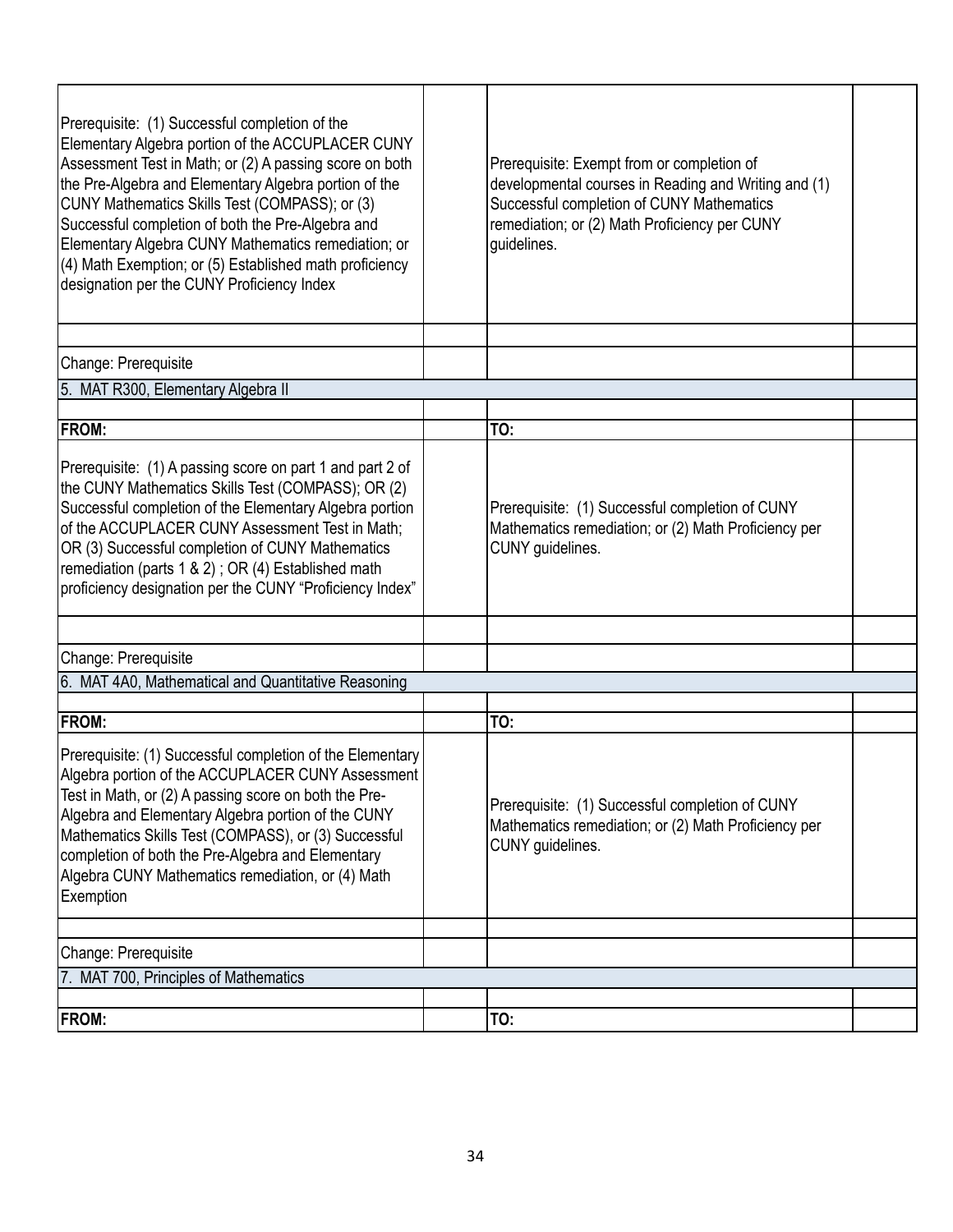| | | | |
|---|---|---|---|
| Prerequisite: (1) Successful completion of the Elementary Algebra portion of the ACCUPLACER CUNY Assessment Test in Math; or (2) A passing score on both the Pre-Algebra and Elementary Algebra portion of the CUNY Mathematics Skills Test (COMPASS); or (3) Successful completion of both the Pre-Algebra and Elementary Algebra CUNY Mathematics remediation; or (4) Math Exemption; or (5) Established math proficiency designation per the CUNY Proficiency Index | | Prerequisite: Exempt from or completion of developmental courses in Reading and Writing and (1) Successful completion of CUNY Mathematics remediation; or (2) Math Proficiency per CUNY guidelines. | |
| | | | |
| Change: Prerequisite | | | |
| 5. MAT R300, Elementary Algebra II | | | |
| | | | |
| **FROM:** | | **TO:** | |
| Prerequisite: (1) A passing score on part 1 and part 2 of the CUNY Mathematics Skills Test (COMPASS); OR (2) Successful completion of the Elementary Algebra portion of the ACCUPLACER CUNY Assessment Test in Math; OR (3) Successful completion of CUNY Mathematics remediation (parts 1 & 2) ; OR (4) Established math proficiency designation per the CUNY "Proficiency Index" | | Prerequisite: (1) Successful completion of CUNY Mathematics remediation; or (2) Math Proficiency per CUNY guidelines. | |
| | | | |
| Change: Prerequisite | | | |
| 6. MAT 4A0, Mathematical and Quantitative Reasoning | | | |
| | | | |
| **FROM:** | | **TO:** | |
| Prerequisite: (1) Successful completion of the Elementary Algebra portion of the ACCUPLACER CUNY Assessment Test in Math, or (2) A passing score on both the Pre-Algebra and Elementary Algebra portion of the CUNY Mathematics Skills Test (COMPASS), or (3) Successful completion of both the Pre-Algebra and Elementary Algebra CUNY Mathematics remediation, or (4) Math Exemption | | Prerequisite: (1) Successful completion of CUNY Mathematics remediation; or (2) Math Proficiency per CUNY guidelines. | |
| | | | |
| Change: Prerequisite | | | |
| 7. MAT 700, Principles of Mathematics | | | |
| | | | |
| **FROM:** | | **TO:** | |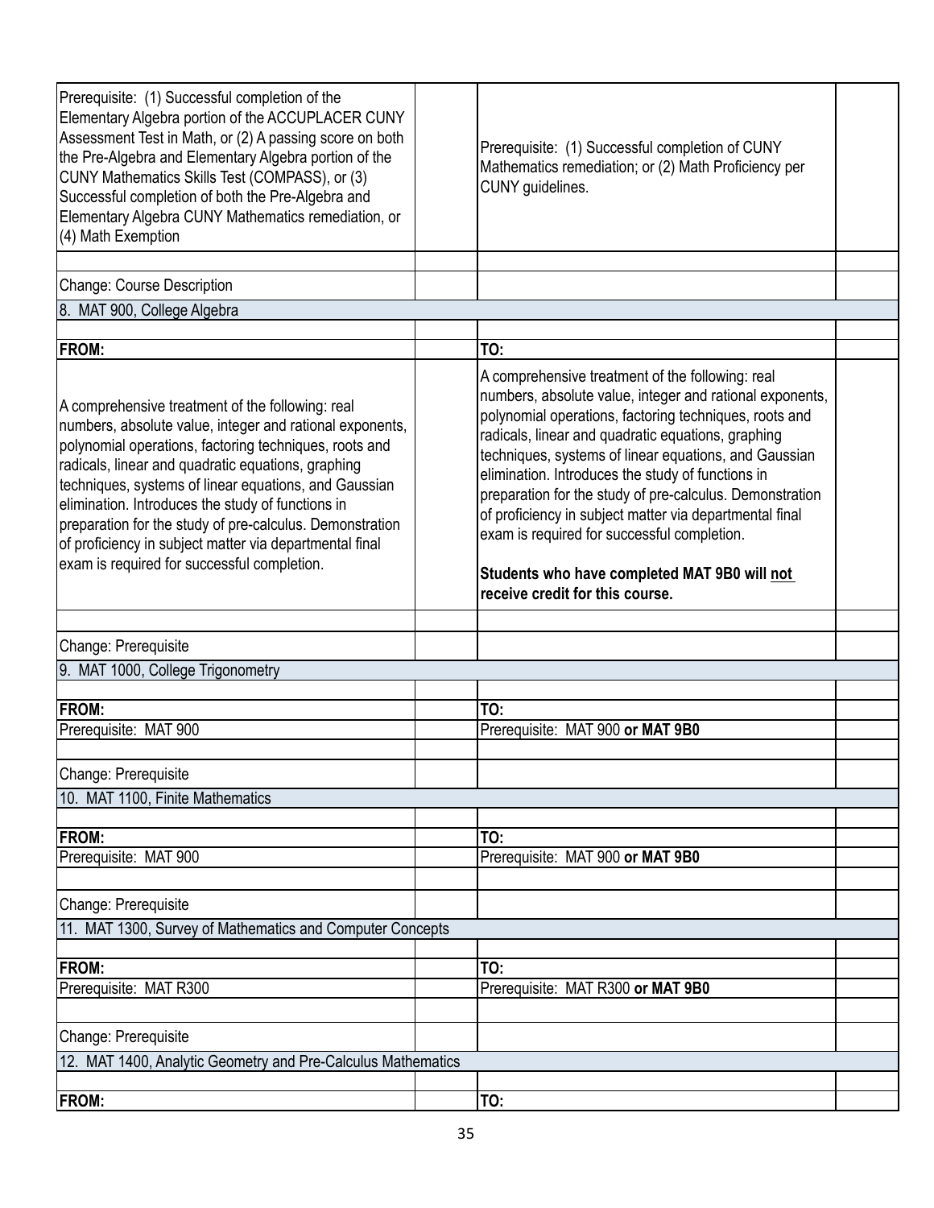| | | | |
|---|---|---|---|
| Prerequisite: (1) Successful completion of the Elementary Algebra portion of the ACCUPLACER CUNY Assessment Test in Math, or (2) A passing score on both the Pre-Algebra and Elementary Algebra portion of the CUNY Mathematics Skills Test (COMPASS), or (3) Successful completion of both the Pre-Algebra and Elementary Algebra CUNY Mathematics remediation, or (4) Math Exemption | | Prerequisite: (1) Successful completion of CUNY Mathematics remediation; or (2) Math Proficiency per CUNY guidelines. | |
| | | | |
| Change: Course Description | | | |
| 8. MAT 900, College Algebra | | | |
| | | | |
| **FROM:** | | **TO:** | |
| A comprehensive treatment of the following: real numbers, absolute value, integer and rational exponents, polynomial operations, factoring techniques, roots and radicals, linear and quadratic equations, graphing techniques, systems of linear equations, and Gaussian elimination. Introduces the study of functions in preparation for the study of pre-calculus. Demonstration of proficiency in subject matter via departmental final exam is required for successful completion. | | A comprehensive treatment of the following: real numbers, absolute value, integer and rational exponents, polynomial operations, factoring techniques, roots and radicals, linear and quadratic equations, graphing techniques, systems of linear equations, and Gaussian elimination. Introduces the study of functions in preparation for the study of pre-calculus. Demonstration of proficiency in subject matter via departmental final exam is required for successful completion. **Students who have completed MAT 9B0 will not receive credit for this course.** | |
| | | | |
| Change: Prerequisite | | | |
| 9. MAT 1000, College Trigonometry | | | |
| | | | |
| **FROM:** | | **TO:** | |
| Prerequisite: MAT 900 | | Prerequisite: MAT 900 **or MAT 9B0** | |
| | | | |
| Change: Prerequisite | | | |
| 10. MAT 1100, Finite Mathematics | | | |
| | | | |
| **FROM:** | | **TO:** | |
| Prerequisite: MAT 900 | | Prerequisite: MAT 900 **or MAT 9B0** | |
| | | | |
| Change: Prerequisite | | | |
| 11. MAT 1300, Survey of Mathematics and Computer Concepts | | | |
| | | | |
| **FROM:** | | **TO:** | |
| Prerequisite: MAT R300 | | Prerequisite: MAT R300 **or MAT 9B0** | |
| | | | |
| Change: Prerequisite | | | |
| 12. MAT 1400, Analytic Geometry and Pre-Calculus Mathematics | | | |
| | | | |
| **FROM:** | | **TO:** | |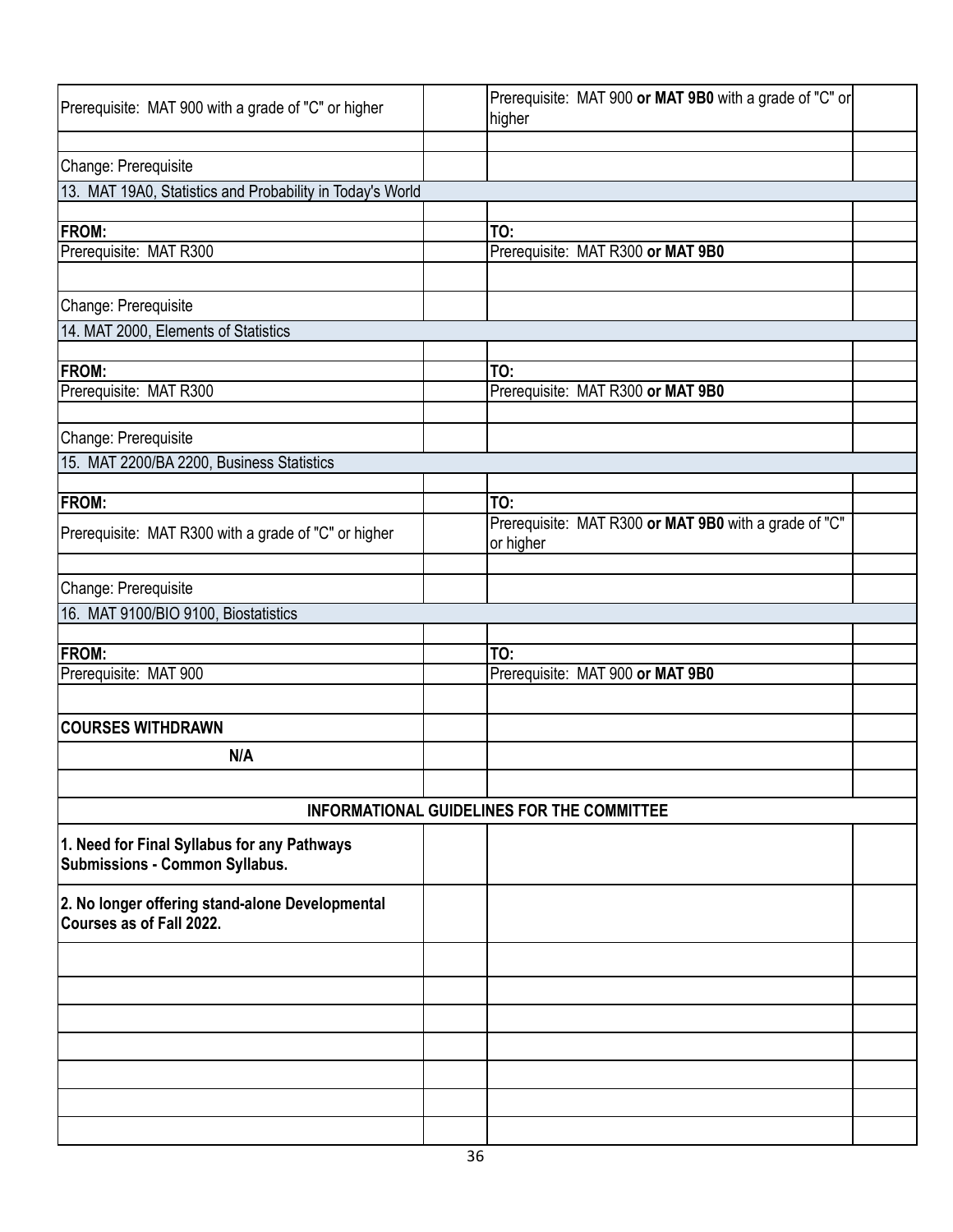| | | | |
|---|---|---|---|
| Prerequisite: MAT 900 with a grade of "C" or higher | | Prerequisite: MAT 900 **or MAT 9B0** with a grade of "C" or higher | |
| | | | |
| Change: Prerequisite | | | |
| 13. MAT 19A0, Statistics and Probability in Today's World | | | |
| | | | |
| **FROM:** | | **TO:** | |
| Prerequisite: MAT R300 | | Prerequisite: MAT R300 **or MAT 9B0** | |
| | | | |
| Change: Prerequisite | | | |
| 14. MAT 2000, Elements of Statistics | | | |
| | | | |
| **FROM:** | | **TO:** | |
| Prerequisite: MAT R300 | | Prerequisite: MAT R300 **or MAT 9B0** | |
| | | | |
| Change: Prerequisite | | | |
| 15. MAT 2200/BA 2200, Business Statistics | | | |
| | | | |
| **FROM:** | | **TO:** | |
| Prerequisite: MAT R300 with a grade of "C" or higher | | Prerequisite: MAT R300 **or MAT 9B0** with a grade of "C" or higher | |
| | | | |
| Change: Prerequisite | | | |
| 16. MAT 9100/BIO 9100, Biostatistics | | | |
| | | | |
| **FROM:** | | **TO:** | |
| Prerequisite: MAT 900 | | Prerequisite: MAT 900 **or MAT 9B0** | |
| | | | |
| **COURSES WITHDRAWN** | | | |
| **N/A** | | | |
| | | | |
| **INFORMATIONAL GUIDELINES FOR THE COMMITTEE** | | | |
| **1. Need for Final Syllabus for any Pathways Submissions - Common Syllabus.** | | | |
| **2. No longer offering stand-alone Developmental Courses as of Fall 2022.** | | | |
| | | | |
| | | | |
| | | | |
| | | | |
| | | | |
| | | | |
| | | | |